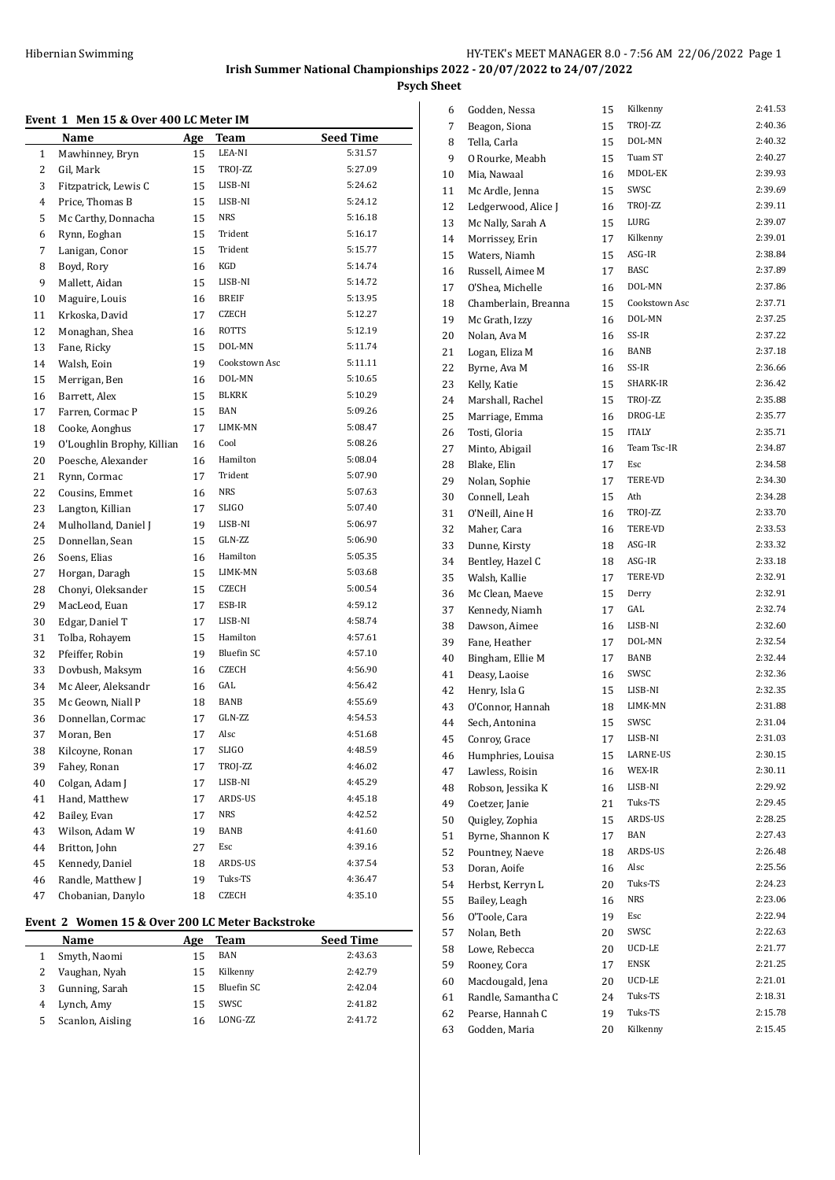Irish Summer National Championships 2022 - 20/07/2022 to 24/07/2022

Psych Sheet

## Event 1 Men 15 & Over 400 LC Meter IM

| | Name | Age | Team | Seed Time |
|---|---|---|---|---|
| 1 | Mawhinney, Bryn | 15 | LEA-NI | 5:31.57 |
| 2 | Gil, Mark | 15 | TROJ-ZZ | 5:27.09 |
| 3 | Fitzpatrick, Lewis C | 15 | LISB-NI | 5:24.62 |
| 4 | Price, Thomas B | 15 | LISB-NI | 5:24.12 |
| 5 | Mc Carthy, Donnacha | 15 | NRS | 5:16.18 |
| 6 | Rynn, Eoghan | 15 | Trident | 5:16.17 |
| 7 | Lanigan, Conor | 15 | Trident | 5:15.77 |
| 8 | Boyd, Rory | 16 | KGD | 5:14.74 |
| 9 | Mallett, Aidan | 15 | LISB-NI | 5:14.72 |
| 10 | Maguire, Louis | 16 | BREIF | 5:13.95 |
| 11 | Krkoska, David | 17 | CZECH | 5:12.27 |
| 12 | Monaghan, Shea | 16 | ROTTS | 5:12.19 |
| 13 | Fane, Ricky | 15 | DOL-MN | 5:11.74 |
| 14 | Walsh, Eoin | 19 | Cookstown Asc | 5:11.11 |
| 15 | Merrigan, Ben | 16 | DOL-MN | 5:10.65 |
| 16 | Barrett, Alex | 15 | BLKRK | 5:10.29 |
| 17 | Farren, Cormac P | 15 | BAN | 5:09.26 |
| 18 | Cooke, Aonghus | 17 | LIMK-MN | 5:08.47 |
| 19 | O'Loughlin Brophy, Killian | 16 | Cool | 5:08.26 |
| 20 | Poesche, Alexander | 16 | Hamilton | 5:08.04 |
| 21 | Rynn, Cormac | 17 | Trident | 5:07.90 |
| 22 | Cousins, Emmet | 16 | NRS | 5:07.63 |
| 23 | Langton, Killian | 17 | SLIGO | 5:07.40 |
| 24 | Mulholland, Daniel J | 19 | LISB-NI | 5:06.97 |
| 25 | Donnellan, Sean | 15 | GLN-ZZ | 5:06.90 |
| 26 | Soens, Elias | 16 | Hamilton | 5:05.35 |
| 27 | Horgan, Daragh | 15 | LIMK-MN | 5:03.68 |
| 28 | Chonyi, Oleksander | 15 | CZECH | 5:00.54 |
| 29 | MacLeod, Euan | 17 | ESB-IR | 4:59.12 |
| 30 | Edgar, Daniel T | 17 | LISB-NI | 4:58.74 |
| 31 | Tolba, Rohayem | 15 | Hamilton | 4:57.61 |
| 32 | Pfeiffer, Robin | 19 | Bluefin SC | 4:57.10 |
| 33 | Dovbush, Maksym | 16 | CZECH | 4:56.90 |
| 34 | Mc Aleer, Aleksandr | 16 | GAL | 4:56.42 |
| 35 | Mc Geown, Niall P | 18 | BANB | 4:55.69 |
| 36 | Donnellan, Cormac | 17 | GLN-ZZ | 4:54.53 |
| 37 | Moran, Ben | 17 | Alsc | 4:51.68 |
| 38 | Kilcoyne, Ronan | 17 | SLIGO | 4:48.59 |
| 39 | Fahey, Ronan | 17 | TROJ-ZZ | 4:46.02 |
| 40 | Colgan, Adam J | 17 | LISB-NI | 4:45.29 |
| 41 | Hand, Matthew | 17 | ARDS-US | 4:45.18 |
| 42 | Bailey, Evan | 17 | NRS | 4:42.52 |
| 43 | Wilson, Adam W | 19 | BANB | 4:41.60 |
| 44 | Britton, John | 27 | Esc | 4:39.16 |
| 45 | Kennedy, Daniel | 18 | ARDS-US | 4:37.54 |
| 46 | Randle, Matthew J | 19 | Tuks-TS | 4:36.47 |
| 47 | Chobanian, Danylo | 18 | CZECH | 4:35.10 |

## Event 2 Women 15 & Over 200 LC Meter Backstroke

| | Name | Age | Team | Seed Time |
|---|---|---|---|---|
| 1 | Smyth, Naomi | 15 | BAN | 2:43.63 |
| 2 | Vaughan, Nyah | 15 | Kilkenny | 2:42.79 |
| 3 | Gunning, Sarah | 15 | Bluefin SC | 2:42.04 |
| 4 | Lynch, Amy | 15 | SWSC | 2:41.82 |
| 5 | Scanlon, Aisling | 16 | LONG-ZZ | 2:41.72 |
| 6 | Godden, Nessa | 15 | Kilkenny | 2:41.53 |
| 7 | Beagon, Siona | 15 | TROJ-ZZ | 2:40.36 |
| 8 | Tella, Carla | 15 | DOL-MN | 2:40.32 |
| 9 | O Rourke, Meabh | 15 | Tuam ST | 2:40.27 |
| 10 | Mia, Nawaal | 16 | MDOL-EK | 2:39.93 |
| 11 | Mc Ardle, Jenna | 15 | SWSC | 2:39.69 |
| 12 | Ledgerwood, Alice J | 16 | TROJ-ZZ | 2:39.11 |
| 13 | Mc Nally, Sarah A | 15 | LURG | 2:39.07 |
| 14 | Morrissey, Erin | 17 | Kilkenny | 2:39.01 |
| 15 | Waters, Niamh | 15 | ASG-IR | 2:38.84 |
| 16 | Russell, Aimee M | 17 | BASC | 2:37.89 |
| 17 | O'Shea, Michelle | 16 | DOL-MN | 2:37.86 |
| 18 | Chamberlain, Breanna | 15 | Cookstown Asc | 2:37.71 |
| 19 | Mc Grath, Izzy | 16 | DOL-MN | 2:37.25 |
| 20 | Nolan, Ava M | 16 | SS-IR | 2:37.22 |
| 21 | Logan, Eliza M | 16 | BANB | 2:37.18 |
| 22 | Byrne, Ava M | 16 | SS-IR | 2:36.66 |
| 23 | Kelly, Katie | 15 | SHARK-IR | 2:36.42 |
| 24 | Marshall, Rachel | 15 | TROJ-ZZ | 2:35.88 |
| 25 | Marriage, Emma | 16 | DROG-LE | 2:35.77 |
| 26 | Tosti, Gloria | 15 | ITALY | 2:35.71 |
| 27 | Minto, Abigail | 16 | Team Tsc-IR | 2:34.87 |
| 28 | Blake, Elin | 17 | Esc | 2:34.58 |
| 29 | Nolan, Sophie | 17 | TERE-VD | 2:34.30 |
| 30 | Connell, Leah | 15 | Ath | 2:34.28 |
| 31 | O'Neill, Aine H | 16 | TROJ-ZZ | 2:33.70 |
| 32 | Maher, Cara | 16 | TERE-VD | 2:33.53 |
| 33 | Dunne, Kirsty | 18 | ASG-IR | 2:33.32 |
| 34 | Bentley, Hazel C | 18 | ASG-IR | 2:33.18 |
| 35 | Walsh, Kallie | 17 | TERE-VD | 2:32.91 |
| 36 | Mc Clean, Maeve | 15 | Derry | 2:32.91 |
| 37 | Kennedy, Niamh | 17 | GAL | 2:32.74 |
| 38 | Dawson, Aimee | 16 | LISB-NI | 2:32.60 |
| 39 | Fane, Heather | 17 | DOL-MN | 2:32.54 |
| 40 | Bingham, Ellie M | 17 | BANB | 2:32.44 |
| 41 | Deasy, Laoise | 16 | SWSC | 2:32.36 |
| 42 | Henry, Isla G | 15 | LISB-NI | 2:32.35 |
| 43 | O'Connor, Hannah | 18 | LIMK-MN | 2:31.88 |
| 44 | Sech, Antonina | 15 | SWSC | 2:31.04 |
| 45 | Conroy, Grace | 17 | LISB-NI | 2:31.03 |
| 46 | Humphries, Louisa | 15 | LARNE-US | 2:30.15 |
| 47 | Lawless, Roisin | 16 | WEX-IR | 2:30.11 |
| 48 | Robson, Jessika K | 16 | LISB-NI | 2:29.92 |
| 49 | Coetzer, Janie | 21 | Tuks-TS | 2:29.45 |
| 50 | Quigley, Zophia | 15 | ARDS-US | 2:28.25 |
| 51 | Byrne, Shannon K | 17 | BAN | 2:27.43 |
| 52 | Pountney, Naeve | 18 | ARDS-US | 2:26.48 |
| 53 | Doran, Aoife | 16 | Alsc | 2:25.56 |
| 54 | Herbst, Kerryn L | 20 | Tuks-TS | 2:24.23 |
| 55 | Bailey, Leagh | 16 | NRS | 2:23.06 |
| 56 | O'Toole, Cara | 19 | Esc | 2:22.94 |
| 57 | Nolan, Beth | 20 | SWSC | 2:22.63 |
| 58 | Lowe, Rebecca | 20 | UCD-LE | 2:21.77 |
| 59 | Rooney, Cora | 17 | ENSK | 2:21.25 |
| 60 | Macdougald, Jena | 20 | UCD-LE | 2:21.01 |
| 61 | Randle, Samantha C | 24 | Tuks-TS | 2:18.31 |
| 62 | Pearse, Hannah C | 19 | Tuks-TS | 2:15.78 |
| 63 | Godden, Maria | 20 | Kilkenny | 2:15.45 |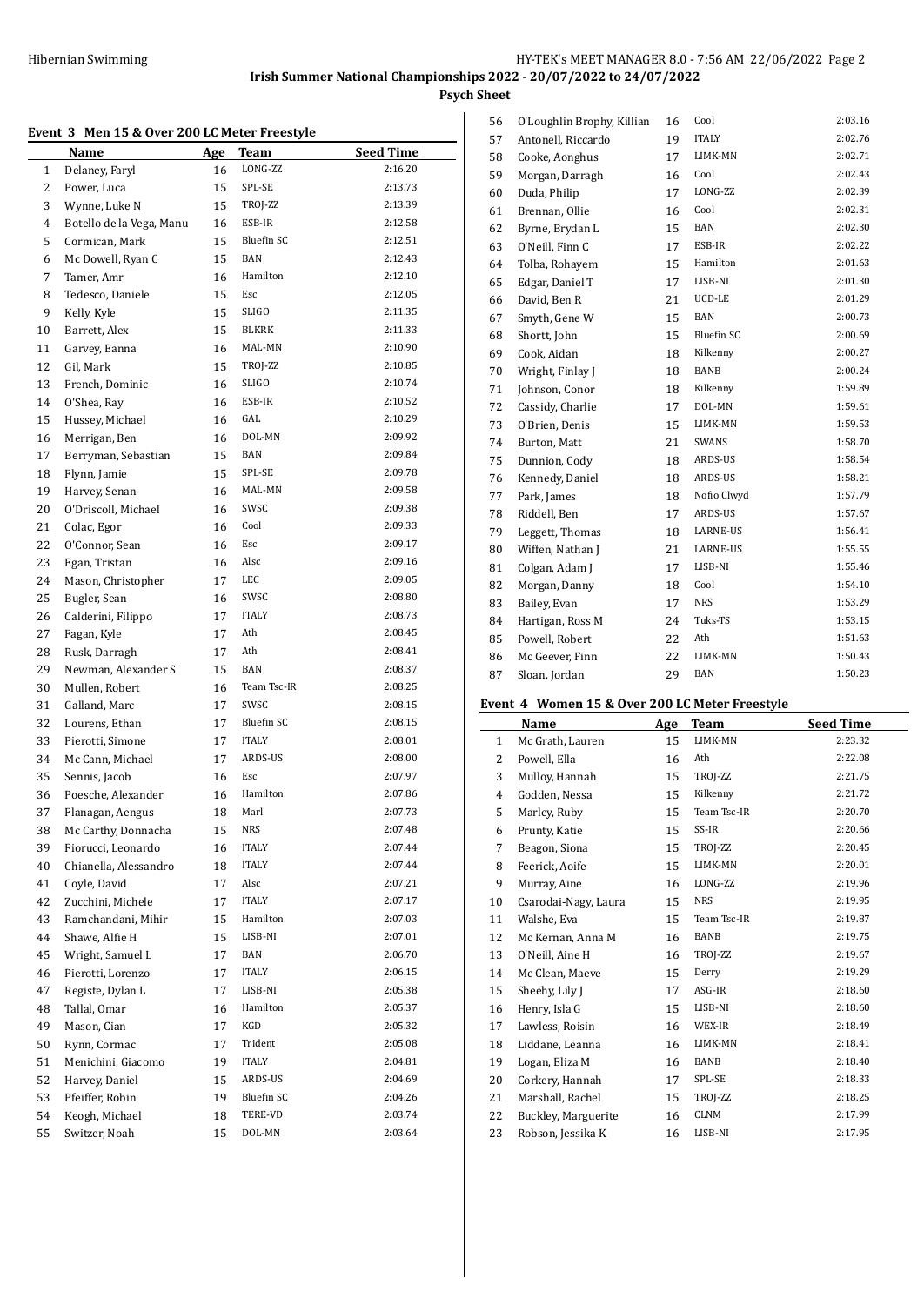## Irish Summer National Championships 2022 - 20/07/2022 to 24/07/2022

### Psych Sheet

#### Event 3 Men 15 & Over 200 LC Meter Freestyle

| | Name | Age | Team | Seed Time |
|---|---|---|---|---|
| 1 | Delaney, Faryl | 16 | LONG-ZZ | 2:16.20 |
| 2 | Power, Luca | 15 | SPL-SE | 2:13.73 |
| 3 | Wynne, Luke N | 15 | TROJ-ZZ | 2:13.39 |
| 4 | Botello de la Vega, Manu | 16 | ESB-IR | 2:12.58 |
| 5 | Cormican, Mark | 15 | Bluefin SC | 2:12.51 |
| 6 | Mc Dowell, Ryan C | 15 | BAN | 2:12.43 |
| 7 | Tamer, Amr | 16 | Hamilton | 2:12.10 |
| 8 | Tedesco, Daniele | 15 | Esc | 2:12.05 |
| 9 | Kelly, Kyle | 15 | SLIGO | 2:11.35 |
| 10 | Barrett, Alex | 15 | BLKRK | 2:11.33 |
| 11 | Garvey, Eanna | 16 | MAL-MN | 2:10.90 |
| 12 | Gil, Mark | 15 | TROJ-ZZ | 2:10.85 |
| 13 | French, Dominic | 16 | SLIGO | 2:10.74 |
| 14 | O'Shea, Ray | 16 | ESB-IR | 2:10.52 |
| 15 | Hussey, Michael | 16 | GAL | 2:10.29 |
| 16 | Merrigan, Ben | 16 | DOL-MN | 2:09.92 |
| 17 | Berryman, Sebastian | 15 | BAN | 2:09.84 |
| 18 | Flynn, Jamie | 15 | SPL-SE | 2:09.78 |
| 19 | Harvey, Senan | 16 | MAL-MN | 2:09.58 |
| 20 | O'Driscoll, Michael | 16 | SWSC | 2:09.38 |
| 21 | Colac, Egor | 16 | Cool | 2:09.33 |
| 22 | O'Connor, Sean | 16 | Esc | 2:09.17 |
| 23 | Egan, Tristan | 16 | Alsc | 2:09.16 |
| 24 | Mason, Christopher | 17 | LEC | 2:09.05 |
| 25 | Bugler, Sean | 16 | SWSC | 2:08.80 |
| 26 | Calderini, Filippo | 17 | ITALY | 2:08.73 |
| 27 | Fagan, Kyle | 17 | Ath | 2:08.45 |
| 28 | Rusk, Darragh | 17 | Ath | 2:08.41 |
| 29 | Newman, Alexander S | 15 | BAN | 2:08.37 |
| 30 | Mullen, Robert | 16 | Team Tsc-IR | 2:08.25 |
| 31 | Galland, Marc | 17 | SWSC | 2:08.15 |
| 32 | Lourens, Ethan | 17 | Bluefin SC | 2:08.15 |
| 33 | Pierotti, Simone | 17 | ITALY | 2:08.01 |
| 34 | Mc Cann, Michael | 17 | ARDS-US | 2:08.00 |
| 35 | Sennis, Jacob | 16 | Esc | 2:07.97 |
| 36 | Poesche, Alexander | 16 | Hamilton | 2:07.86 |
| 37 | Flanagan, Aengus | 18 | Marl | 2:07.73 |
| 38 | Mc Carthy, Donnacha | 15 | NRS | 2:07.48 |
| 39 | Fiorucci, Leonardo | 16 | ITALY | 2:07.44 |
| 40 | Chianella, Alessandro | 18 | ITALY | 2:07.44 |
| 41 | Coyle, David | 17 | Alsc | 2:07.21 |
| 42 | Zucchini, Michele | 17 | ITALY | 2:07.17 |
| 43 | Ramchandani, Mihir | 15 | Hamilton | 2:07.03 |
| 44 | Shawe, Alfie H | 15 | LISB-NI | 2:07.01 |
| 45 | Wright, Samuel L | 17 | BAN | 2:06.70 |
| 46 | Pierotti, Lorenzo | 17 | ITALY | 2:06.15 |
| 47 | Registe, Dylan L | 17 | LISB-NI | 2:05.38 |
| 48 | Tallal, Omar | 16 | Hamilton | 2:05.37 |
| 49 | Mason, Cian | 17 | KGD | 2:05.32 |
| 50 | Rynn, Cormac | 17 | Trident | 2:05.08 |
| 51 | Menichini, Giacomo | 19 | ITALY | 2:04.81 |
| 52 | Harvey, Daniel | 15 | ARDS-US | 2:04.69 |
| 53 | Pfeiffer, Robin | 19 | Bluefin SC | 2:04.26 |
| 54 | Keogh, Michael | 18 | TERE-VD | 2:03.74 |
| 55 | Switzer, Noah | 15 | DOL-MN | 2:03.64 |
| 56 | O'Loughlin Brophy, Killian | 16 | Cool | 2:03.16 |
| 57 | Antonell, Riccardo | 19 | ITALY | 2:02.76 |
| 58 | Cooke, Aonghus | 17 | LIMK-MN | 2:02.71 |
| 59 | Morgan, Darragh | 16 | Cool | 2:02.43 |
| 60 | Duda, Philip | 17 | LONG-ZZ | 2:02.39 |
| 61 | Brennan, Ollie | 16 | Cool | 2:02.31 |
| 62 | Byrne, Brydan L | 15 | BAN | 2:02.30 |
| 63 | O'Neill, Finn C | 17 | ESB-IR | 2:02.22 |
| 64 | Tolba, Rohayem | 15 | Hamilton | 2:01.63 |
| 65 | Edgar, Daniel T | 17 | LISB-NI | 2:01.30 |
| 66 | David, Ben R | 21 | UCD-LE | 2:01.29 |
| 67 | Smyth, Gene W | 15 | BAN | 2:00.73 |
| 68 | Shortt, John | 15 | Bluefin SC | 2:00.69 |
| 69 | Cook, Aidan | 18 | Kilkenny | 2:00.27 |
| 70 | Wright, Finlay J | 18 | BANB | 2:00.24 |
| 71 | Johnson, Conor | 18 | Kilkenny | 1:59.89 |
| 72 | Cassidy, Charlie | 17 | DOL-MN | 1:59.61 |
| 73 | O'Brien, Denis | 15 | LIMK-MN | 1:59.53 |
| 74 | Burton, Matt | 21 | SWANS | 1:58.70 |
| 75 | Dunnion, Cody | 18 | ARDS-US | 1:58.54 |
| 76 | Kennedy, Daniel | 18 | ARDS-US | 1:58.21 |
| 77 | Park, James | 18 | Nofio Clwyd | 1:57.79 |
| 78 | Riddell, Ben | 17 | ARDS-US | 1:57.67 |
| 79 | Leggett, Thomas | 18 | LARNE-US | 1:56.41 |
| 80 | Wiffen, Nathan J | 21 | LARNE-US | 1:55.55 |
| 81 | Colgan, Adam J | 17 | LISB-NI | 1:55.46 |
| 82 | Morgan, Danny | 18 | Cool | 1:54.10 |
| 83 | Bailey, Evan | 17 | NRS | 1:53.29 |
| 84 | Hartigan, Ross M | 24 | Tuks-TS | 1:53.15 |
| 85 | Powell, Robert | 22 | Ath | 1:51.63 |
| 86 | Mc Geever, Finn | 22 | LIMK-MN | 1:50.43 |
| 87 | Sloan, Jordan | 29 | BAN | 1:50.23 |

#### Event 4 Women 15 & Over 200 LC Meter Freestyle

| | Name | Age | Team | Seed Time |
|---|---|---|---|---|
| 1 | Mc Grath, Lauren | 15 | LIMK-MN | 2:23.32 |
| 2 | Powell, Ella | 16 | Ath | 2:22.08 |
| 3 | Mulloy, Hannah | 15 | TROJ-ZZ | 2:21.75 |
| 4 | Godden, Nessa | 15 | Kilkenny | 2:21.72 |
| 5 | Marley, Ruby | 15 | Team Tsc-IR | 2:20.70 |
| 6 | Prunty, Katie | 15 | SS-IR | 2:20.66 |
| 7 | Beagon, Siona | 15 | TROJ-ZZ | 2:20.45 |
| 8 | Feerick, Aoife | 15 | LIMK-MN | 2:20.01 |
| 9 | Murray, Aine | 16 | LONG-ZZ | 2:19.96 |
| 10 | Csarodai-Nagy, Laura | 15 | NRS | 2:19.95 |
| 11 | Walshe, Eva | 15 | Team Tsc-IR | 2:19.87 |
| 12 | Mc Kernan, Anna M | 16 | BANB | 2:19.75 |
| 13 | O'Neill, Aine H | 16 | TROJ-ZZ | 2:19.67 |
| 14 | Mc Clean, Maeve | 15 | Derry | 2:19.29 |
| 15 | Sheehy, Lily J | 17 | ASG-IR | 2:18.60 |
| 16 | Henry, Isla G | 15 | LISB-NI | 2:18.60 |
| 17 | Lawless, Roisin | 16 | WEX-IR | 2:18.49 |
| 18 | Liddane, Leanna | 16 | LIMK-MN | 2:18.41 |
| 19 | Logan, Eliza M | 16 | BANB | 2:18.40 |
| 20 | Corkery, Hannah | 17 | SPL-SE | 2:18.33 |
| 21 | Marshall, Rachel | 15 | TROJ-ZZ | 2:18.25 |
| 22 | Buckley, Marguerite | 16 | CLNM | 2:17.99 |
| 23 | Robson, Jessika K | 16 | LISB-NI | 2:17.95 |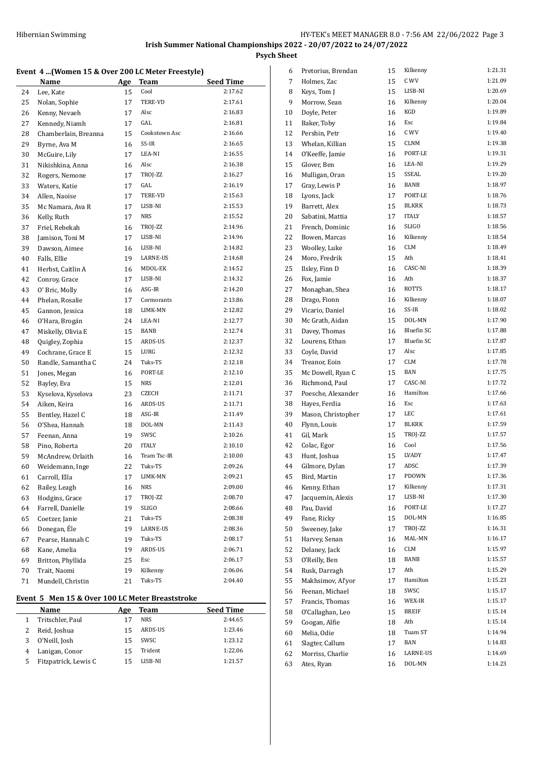**Irish Summer National Championships 2022 - 20/07/2022 to 24/07/2022**

**Psych Sheet**

### Event 4 ...(Women 15 & Over 200 LC Meter Freestyle)

| | Name | Age | Team | Seed Time |
|---|---|---|---|---|
| 24 | Lee, Kate | 15 | Cool | 2:17.62 |
| 25 | Nolan, Sophie | 17 | TERE-VD | 2:17.61 |
| 26 | Kenny, Nevaeh | 17 | Alsc | 2:16.83 |
| 27 | Kennedy, Niamh | 17 | GAL | 2:16.81 |
| 28 | Chamberlain, Breanna | 15 | Cookstown Asc | 2:16.66 |
| 29 | Byrne, Ava M | 16 | SS-IR | 2:16.65 |
| 30 | McGuire, Lily | 17 | LEA-NI | 2:16.55 |
| 31 | Nikishkina, Anna | 16 | Alsc | 2:16.38 |
| 32 | Rogers, Nemone | 17 | TROJ-ZZ | 2:16.27 |
| 33 | Waters, Katie | 17 | GAL | 2:16.19 |
| 34 | Allen, Naoise | 17 | TERE-VD | 2:15.63 |
| 35 | Mc Namara, Ava R | 17 | LISB-NI | 2:15.53 |
| 36 | Kelly, Ruth | 17 | NRS | 2:15.52 |
| 37 | Friel, Rebekah | 16 | TROJ-ZZ | 2:14.96 |
| 38 | Jamison, Toni M | 17 | LISB-NI | 2:14.96 |
| 39 | Dawson, Aimee | 16 | LISB-NI | 2:14.82 |
| 40 | Falls, Ellie | 19 | LARNE-US | 2:14.68 |
| 41 | Herbst, Caitlin A | 16 | MDOL-EK | 2:14.52 |
| 42 | Conroy, Grace | 17 | LISB-NI | 2:14.32 |
| 43 | O' Bric, Molly | 16 | ASG-IR | 2:14.20 |
| 44 | Phelan, Rosalie | 17 | Cormorants | 2:13.86 |
| 45 | Gannon, Jessica | 18 | LIMK-MN | 2:12.82 |
| 46 | O'Hara, Brogán | 24 | LEA-NI | 2:12.77 |
| 47 | Miskelly, Olivia E | 15 | BANB | 2:12.74 |
| 48 | Quigley, Zophia | 15 | ARDS-US | 2:12.37 |
| 49 | Cochrane, Grace E | 15 | LURG | 2:12.32 |
| 50 | Randle, Samantha C | 24 | Tuks-TS | 2:12.18 |
| 51 | Jones, Megan | 16 | PORT-LE | 2:12.10 |
| 52 | Bayley, Eva | 15 | NRS | 2:12.01 |
| 53 | Kyselova, Kyselova | 23 | CZECH | 2:11.71 |
| 54 | Aiken, Keira | 16 | ARDS-US | 2:11.71 |
| 55 | Bentley, Hazel C | 18 | ASG-IR | 2:11.49 |
| 56 | O'Shea, Hannah | 18 | DOL-MN | 2:11.43 |
| 57 | Feenan, Anna | 19 | SWSC | 2:10.26 |
| 58 | Pino, Roberta | 20 | ITALY | 2:10.10 |
| 59 | McAndrew, Orlaith | 16 | Team Tsc-IR | 2:10.00 |
| 60 | Weidemann, Inge | 22 | Tuks-TS | 2:09.26 |
| 61 | Carroll, Ella | 17 | LIMK-MN | 2:09.21 |
| 62 | Bailey, Leagh | 16 | NRS | 2:09.00 |
| 63 | Hodgins, Grace | 17 | TROJ-ZZ | 2:08.70 |
| 64 | Farrell, Danielle | 19 | SLIGO | 2:08.66 |
| 65 | Coetzer, Janie | 21 | Tuks-TS | 2:08.38 |
| 66 | Donegan, Éle | 19 | LARNE-US | 2:08.36 |
| 67 | Pearse, Hannah C | 19 | Tuks-TS | 2:08.17 |
| 68 | Kane, Amelia | 19 | ARDS-US | 2:06.71 |
| 69 | Britton, Phyllida | 25 | Esc | 2:06.17 |
| 70 | Trait, Naomi | 19 | Kilkenny | 2:06.06 |
| 71 | Mundell, Christin | 21 | Tuks-TS | 2:04.40 |

### Event 5 Men 15 & Over 100 LC Meter Breaststroke

| | Name | Age | Team | Seed Time |
|---|---|---|---|---|
| 1 | Tritschler, Paul | 17 | NRS | 2:44.65 |
| 2 | Reid, Joshua | 15 | ARDS-US | 1:23.46 |
| 3 | O'Neill, Josh | 15 | SWSC | 1:23.12 |
| 4 | Lanigan, Conor | 15 | Trident | 1:22.06 |
| 5 | Fitzpatrick, Lewis C | 15 | LISB-NI | 1:21.57 |
| 6 | Pretorius, Brendan | 15 | Kilkenny | 1:21.31 |
| 7 | Holmes, Zac | 15 | C WV | 1:21.09 |
| 8 | Keys, Tom J | 15 | LISB-NI | 1:20.69 |
| 9 | Morrow, Sean | 16 | Kilkenny | 1:20.04 |
| 10 | Doyle, Peter | 16 | KGD | 1:19.89 |
| 11 | Baker, Toby | 16 | Esc | 1:19.84 |
| 12 | Pershin, Petr | 16 | C WV | 1:19.40 |
| 13 | Whelan, Killian | 15 | CLNM | 1:19.38 |
| 14 | O'Keeffe, Jamie | 16 | PORT-LE | 1:19.31 |
| 15 | Glover, Ben | 16 | LEA-NI | 1:19.29 |
| 16 | Mulligan, Oran | 15 | SSEAL | 1:19.20 |
| 17 | Gray, Lewis P | 16 | BANB | 1:18.97 |
| 18 | Lyons, Jack | 17 | PORT-LE | 1:18.76 |
| 19 | Barrett, Alex | 15 | BLKRK | 1:18.73 |
| 20 | Sabatini, Mattia | 17 | ITALY | 1:18.57 |
| 21 | French, Dominic | 16 | SLIGO | 1:18.56 |
| 22 | Bowen, Marcas | 16 | Kilkenny | 1:18.54 |
| 23 | Woolley, Luke | 16 | CLM | 1:18.49 |
| 24 | Moro, Fredrik | 15 | Ath | 1:18.41 |
| 25 | Ilsley, Finn D | 16 | CASC-NI | 1:18.39 |
| 26 | Fox, Jamie | 16 | Ath | 1:18.37 |
| 27 | Monaghan, Shea | 16 | ROTTS | 1:18.17 |
| 28 | Drago, Fionn | 16 | Kilkenny | 1:18.07 |
| 29 | Vicario, Daniel | 16 | SS-IR | 1:18.02 |
| 30 | Mc Grath, Aidan | 15 | DOL-MN | 1:17.90 |
| 31 | Davey, Thomas | 16 | Bluefin SC | 1:17.88 |
| 32 | Lourens, Ethan | 17 | Bluefin SC | 1:17.87 |
| 33 | Coyle, David | 17 | Alsc | 1:17.85 |
| 34 | Treanor, Eoin | 17 | CLM | 1:17.78 |
| 35 | Mc Dowell, Ryan C | 15 | BAN | 1:17.75 |
| 36 | Richmond, Paul | 17 | CASC-NI | 1:17.72 |
| 37 | Poesche, Alexander | 16 | Hamilton | 1:17.66 |
| 38 | Hayes, Ferdia | 16 | Esc | 1:17.63 |
| 39 | Mason, Christopher | 17 | LEC | 1:17.61 |
| 40 | Flynn, Louis | 17 | BLKRK | 1:17.59 |
| 41 | Gil, Mark | 15 | TROJ-ZZ | 1:17.57 |
| 42 | Colac, Egor | 16 | Cool | 1:17.56 |
| 43 | Hunt, Joshua | 15 | LVADY | 1:17.47 |
| 44 | Gilmore, Dylan | 17 | ADSC | 1:17.39 |
| 45 | Bird, Martin | 17 | PDOWN | 1:17.36 |
| 46 | Kenny, Ethan | 17 | Kilkenny | 1:17.31 |
| 47 | Jacquemin, Alexis | 17 | LISB-NI | 1:17.30 |
| 48 | Pau, David | 16 | PORT-LE | 1:17.27 |
| 49 | Fane, Ricky | 15 | DOL-MN | 1:16.85 |
| 50 | Sweeney, Jake | 17 | TROJ-ZZ | 1:16.31 |
| 51 | Harvey, Senan | 16 | MAL-MN | 1:16.17 |
| 52 | Delaney, Jack | 16 | CLM | 1:15.97 |
| 53 | O'Reilly, Ben | 18 | BANB | 1:15.57 |
| 54 | Rusk, Darragh | 17 | Ath | 1:15.29 |
| 55 | Makhsimov, Al'yor | 17 | Hamilton | 1:15.23 |
| 56 | Feenan, Michael | 18 | SWSC | 1:15.17 |
| 57 | Francis, Thomas | 16 | WEX-IR | 1:15.17 |
| 58 | O'Callaghan, Leo | 15 | BREIF | 1:15.14 |
| 59 | Coogan, Alfie | 18 | Ath | 1:15.14 |
| 60 | Melia, Odie | 18 | Tuam ST | 1:14.94 |
| 61 | Slagter, Callum | 17 | BAN | 1:14.83 |
| 62 | Morriss, Charlie | 16 | LARNE-US | 1:14.69 |
| 63 | Ates, Ryan | 16 | DOL-MN | 1:14.23 |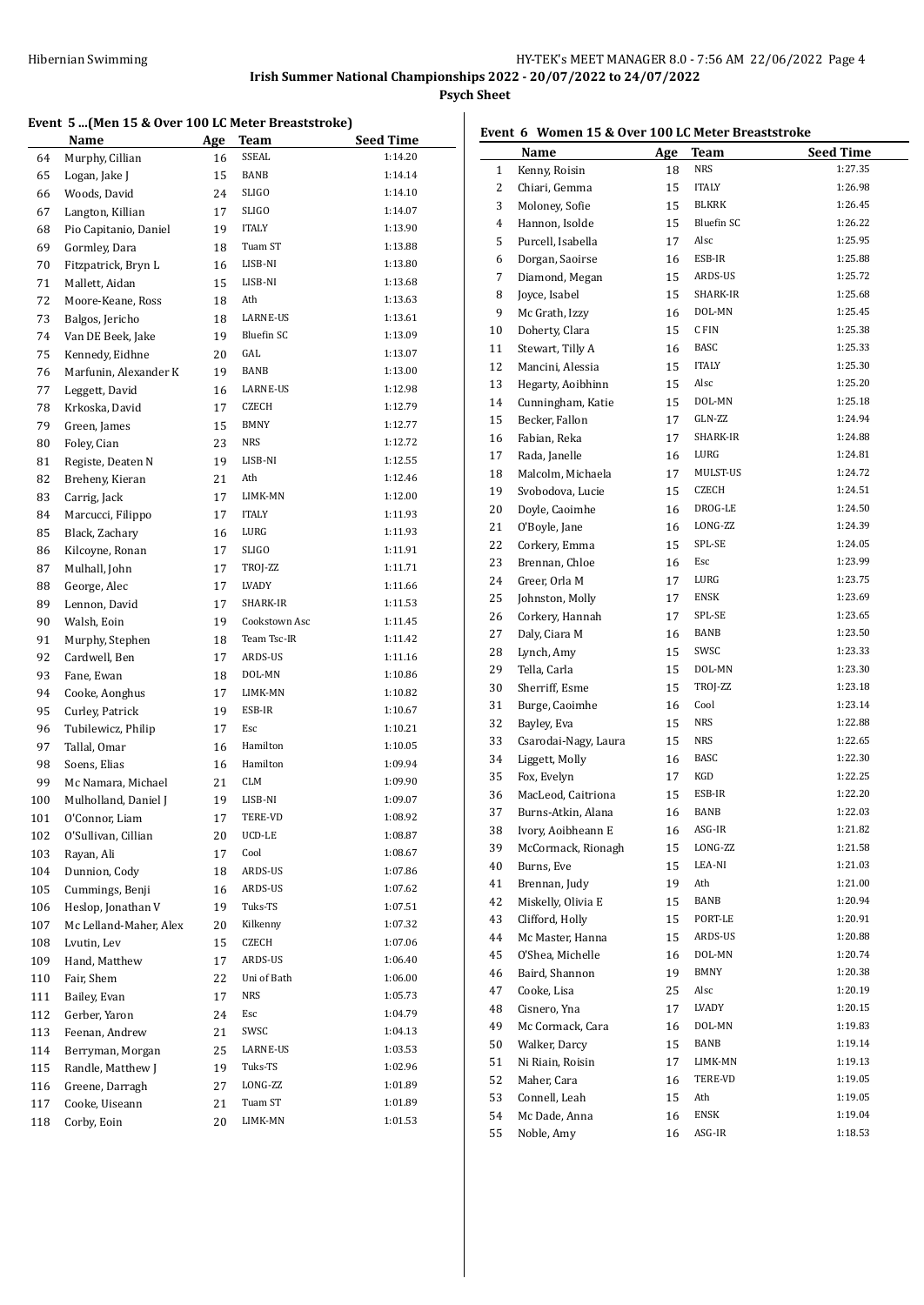Irish Summer National Championships 2022 - 20/07/2022 to 24/07/2022

Psych Sheet

## Event 5 ...(Men 15 & Over 100 LC Meter Breaststroke)

| | Name | Age | Team | Seed Time |
|---|---|---|---|---|
| 64 | Murphy, Cillian | 16 | SSEAL | 1:14.20 |
| 65 | Logan, Jake J | 15 | BANB | 1:14.14 |
| 66 | Woods, David | 24 | SLIGO | 1:14.10 |
| 67 | Langton, Killian | 17 | SLIGO | 1:14.07 |
| 68 | Pio Capitanio, Daniel | 19 | ITALY | 1:13.90 |
| 69 | Gormley, Dara | 18 | Tuam ST | 1:13.88 |
| 70 | Fitzpatrick, Bryn L | 16 | LISB-NI | 1:13.80 |
| 71 | Mallett, Aidan | 15 | LISB-NI | 1:13.68 |
| 72 | Moore-Keane, Ross | 18 | Ath | 1:13.63 |
| 73 | Balgos, Jericho | 18 | LARNE-US | 1:13.61 |
| 74 | Van DE Beek, Jake | 19 | Bluefin SC | 1:13.09 |
| 75 | Kennedy, Eidhne | 20 | GAL | 1:13.07 |
| 76 | Marfunin, Alexander K | 19 | BANB | 1:13.00 |
| 77 | Leggett, David | 16 | LARNE-US | 1:12.98 |
| 78 | Krkoska, David | 17 | CZECH | 1:12.79 |
| 79 | Green, James | 15 | BMNY | 1:12.77 |
| 80 | Foley, Cian | 23 | NRS | 1:12.72 |
| 81 | Registe, Deaten N | 19 | LISB-NI | 1:12.55 |
| 82 | Breheny, Kieran | 21 | Ath | 1:12.46 |
| 83 | Carrig, Jack | 17 | LIMK-MN | 1:12.00 |
| 84 | Marcucci, Filippo | 17 | ITALY | 1:11.93 |
| 85 | Black, Zachary | 16 | LURG | 1:11.93 |
| 86 | Kilcoyne, Ronan | 17 | SLIGO | 1:11.91 |
| 87 | Mulhall, John | 17 | TROJ-ZZ | 1:11.71 |
| 88 | George, Alec | 17 | LVADY | 1:11.66 |
| 89 | Lennon, David | 17 | SHARK-IR | 1:11.53 |
| 90 | Walsh, Eoin | 19 | Cookstown Asc | 1:11.45 |
| 91 | Murphy, Stephen | 18 | Team Tsc-IR | 1:11.42 |
| 92 | Cardwell, Ben | 17 | ARDS-US | 1:11.16 |
| 93 | Fane, Ewan | 18 | DOL-MN | 1:10.86 |
| 94 | Cooke, Aonghus | 17 | LIMK-MN | 1:10.82 |
| 95 | Curley, Patrick | 19 | ESB-IR | 1:10.67 |
| 96 | Tubilewicz, Philip | 17 | Esc | 1:10.21 |
| 97 | Tallal, Omar | 16 | Hamilton | 1:10.05 |
| 98 | Soens, Elias | 16 | Hamilton | 1:09.94 |
| 99 | Mc Namara, Michael | 21 | CLM | 1:09.90 |
| 100 | Mulholland, Daniel J | 19 | LISB-NI | 1:09.07 |
| 101 | O'Connor, Liam | 17 | TERE-VD | 1:08.92 |
| 102 | O'Sullivan, Cillian | 20 | UCD-LE | 1:08.87 |
| 103 | Rayan, Ali | 17 | Cool | 1:08.67 |
| 104 | Dunnion, Cody | 18 | ARDS-US | 1:07.86 |
| 105 | Cummings, Benji | 16 | ARDS-US | 1:07.62 |
| 106 | Heslop, Jonathan V | 19 | Tuks-TS | 1:07.51 |
| 107 | Mc Lelland-Maher, Alex | 20 | Kilkenny | 1:07.32 |
| 108 | Lvutin, Lev | 15 | CZECH | 1:07.06 |
| 109 | Hand, Matthew | 17 | ARDS-US | 1:06.40 |
| 110 | Fair, Shem | 22 | Uni of Bath | 1:06.00 |
| 111 | Bailey, Evan | 17 | NRS | 1:05.73 |
| 112 | Gerber, Yaron | 24 | Esc | 1:04.79 |
| 113 | Feenan, Andrew | 21 | SWSC | 1:04.13 |
| 114 | Berryman, Morgan | 25 | LARNE-US | 1:03.53 |
| 115 | Randle, Matthew J | 19 | Tuks-TS | 1:02.96 |
| 116 | Greene, Darragh | 27 | LONG-ZZ | 1:01.89 |
| 117 | Cooke, Uiseann | 21 | Tuam ST | 1:01.89 |
| 118 | Corby, Eoin | 20 | LIMK-MN | 1:01.53 |

## Event 6 Women 15 & Over 100 LC Meter Breaststroke

| | Name | Age | Team | Seed Time |
|---|---|---|---|---|
| 1 | Kenny, Roisin | 18 | NRS | 1:27.35 |
| 2 | Chiari, Gemma | 15 | ITALY | 1:26.98 |
| 3 | Moloney, Sofie | 15 | BLKRK | 1:26.45 |
| 4 | Hannon, Isolde | 15 | Bluefin SC | 1:26.22 |
| 5 | Purcell, Isabella | 17 | Alsc | 1:25.95 |
| 6 | Dorgan, Saoirse | 16 | ESB-IR | 1:25.88 |
| 7 | Diamond, Megan | 15 | ARDS-US | 1:25.72 |
| 8 | Joyce, Isabel | 15 | SHARK-IR | 1:25.68 |
| 9 | Mc Grath, Izzy | 16 | DOL-MN | 1:25.45 |
| 10 | Doherty, Clara | 15 | C FIN | 1:25.38 |
| 11 | Stewart, Tilly A | 16 | BASC | 1:25.33 |
| 12 | Mancini, Alessia | 15 | ITALY | 1:25.30 |
| 13 | Hegarty, Aoibhinn | 15 | Alsc | 1:25.20 |
| 14 | Cunningham, Katie | 15 | DOL-MN | 1:25.18 |
| 15 | Becker, Fallon | 17 | GLN-ZZ | 1:24.94 |
| 16 | Fabian, Reka | 17 | SHARK-IR | 1:24.88 |
| 17 | Rada, Janelle | 16 | LURG | 1:24.81 |
| 18 | Malcolm, Michaela | 17 | MULST-US | 1:24.72 |
| 19 | Svobodova, Lucie | 15 | CZECH | 1:24.51 |
| 20 | Doyle, Caoimhe | 16 | DROG-LE | 1:24.50 |
| 21 | O'Boyle, Jane | 16 | LONG-ZZ | 1:24.39 |
| 22 | Corkery, Emma | 15 | SPL-SE | 1:24.05 |
| 23 | Brennan, Chloe | 16 | Esc | 1:23.99 |
| 24 | Greer, Orla M | 17 | LURG | 1:23.75 |
| 25 | Johnston, Molly | 17 | ENSK | 1:23.69 |
| 26 | Corkery, Hannah | 17 | SPL-SE | 1:23.65 |
| 27 | Daly, Ciara M | 16 | BANB | 1:23.50 |
| 28 | Lynch, Amy | 15 | SWSC | 1:23.33 |
| 29 | Tella, Carla | 15 | DOL-MN | 1:23.30 |
| 30 | Sherriff, Esme | 15 | TROJ-ZZ | 1:23.18 |
| 31 | Burge, Caoimhe | 16 | Cool | 1:23.14 |
| 32 | Bayley, Eva | 15 | NRS | 1:22.88 |
| 33 | Csarodai-Nagy, Laura | 15 | NRS | 1:22.65 |
| 34 | Liggett, Molly | 16 | BASC | 1:22.30 |
| 35 | Fox, Evelyn | 17 | KGD | 1:22.25 |
| 36 | MacLeod, Caitriona | 15 | ESB-IR | 1:22.20 |
| 37 | Burns-Atkin, Alana | 16 | BANB | 1:22.03 |
| 38 | Ivory, Aoibheann E | 16 | ASG-IR | 1:21.82 |
| 39 | McCormack, Rionagh | 15 | LONG-ZZ | 1:21.58 |
| 40 | Burns, Eve | 15 | LEA-NI | 1:21.03 |
| 41 | Brennan, Judy | 19 | Ath | 1:21.00 |
| 42 | Miskelly, Olivia E | 15 | BANB | 1:20.94 |
| 43 | Clifford, Holly | 15 | PORT-LE | 1:20.91 |
| 44 | Mc Master, Hanna | 15 | ARDS-US | 1:20.88 |
| 45 | O'Shea, Michelle | 16 | DOL-MN | 1:20.74 |
| 46 | Baird, Shannon | 19 | BMNY | 1:20.38 |
| 47 | Cooke, Lisa | 25 | Alsc | 1:20.19 |
| 48 | Cisnero, Yna | 17 | LVADY | 1:20.15 |
| 49 | Mc Cormack, Cara | 16 | DOL-MN | 1:19.83 |
| 50 | Walker, Darcy | 15 | BANB | 1:19.14 |
| 51 | Ni Riain, Roisin | 17 | LIMK-MN | 1:19.13 |
| 52 | Maher, Cara | 16 | TERE-VD | 1:19.05 |
| 53 | Connell, Leah | 15 | Ath | 1:19.05 |
| 54 | Mc Dade, Anna | 16 | ENSK | 1:19.04 |
| 55 | Noble, Amy | 16 | ASG-IR | 1:18.53 |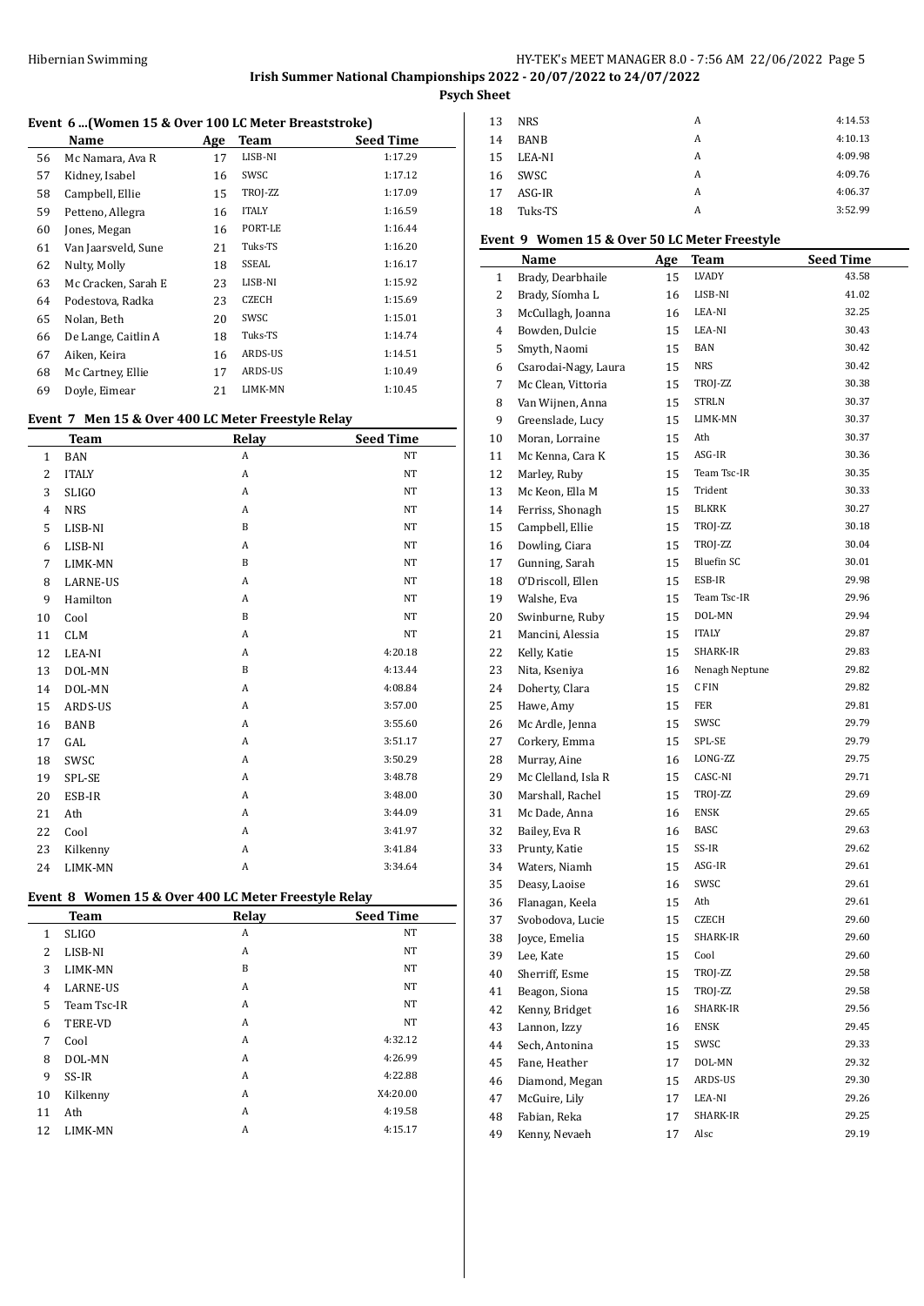## Irish Summer National Championships 2022 - 20/07/2022 to 24/07/2022

### Psych Sheet

#### Event 6 ...(Women 15 & Over 100 LC Meter Breaststroke)

| | Name | Age | Team | Seed Time |
|---|---|---|---|---|
| 56 | Mc Namara, Ava R | 17 | LISB-NI | 1:17.29 |
| 57 | Kidney, Isabel | 16 | SWSC | 1:17.12 |
| 58 | Campbell, Ellie | 15 | TROJ-ZZ | 1:17.09 |
| 59 | Petteno, Allegra | 16 | ITALY | 1:16.59 |
| 60 | Jones, Megan | 16 | PORT-LE | 1:16.44 |
| 61 | Van Jaarsveld, Sune | 21 | Tuks-TS | 1:16.20 |
| 62 | Nulty, Molly | 18 | SSEAL | 1:16.17 |
| 63 | Mc Cracken, Sarah E | 23 | LISB-NI | 1:15.92 |
| 64 | Podestova, Radka | 23 | CZECH | 1:15.69 |
| 65 | Nolan, Beth | 20 | SWSC | 1:15.01 |
| 66 | De Lange, Caitlin A | 18 | Tuks-TS | 1:14.74 |
| 67 | Aiken, Keira | 16 | ARDS-US | 1:14.51 |
| 68 | Mc Cartney, Ellie | 17 | ARDS-US | 1:10.49 |
| 69 | Doyle, Eimear | 21 | LIMK-MN | 1:10.45 |

#### Event 7 Men 15 & Over 400 LC Meter Freestyle Relay

| | Team | Relay | Seed Time |
|---|---|---|---|
| 1 | BAN | A | NT |
| 2 | ITALY | A | NT |
| 3 | SLIGO | A | NT |
| 4 | NRS | A | NT |
| 5 | LISB-NI | B | NT |
| 6 | LISB-NI | A | NT |
| 7 | LIMK-MN | B | NT |
| 8 | LARNE-US | A | NT |
| 9 | Hamilton | A | NT |
| 10 | Cool | B | NT |
| 11 | CLM | A | NT |
| 12 | LEA-NI | A | 4:20.18 |
| 13 | DOL-MN | B | 4:13.44 |
| 14 | DOL-MN | A | 4:08.84 |
| 15 | ARDS-US | A | 3:57.00 |
| 16 | BANB | A | 3:55.60 |
| 17 | GAL | A | 3:51.17 |
| 18 | SWSC | A | 3:50.29 |
| 19 | SPL-SE | A | 3:48.78 |
| 20 | ESB-IR | A | 3:48.00 |
| 21 | Ath | A | 3:44.09 |
| 22 | Cool | A | 3:41.97 |
| 23 | Kilkenny | A | 3:41.84 |
| 24 | LIMK-MN | A | 3:34.64 |

#### Event 8 Women 15 & Over 400 LC Meter Freestyle Relay

| | Team | Relay | Seed Time |
|---|---|---|---|
| 1 | SLIGO | A | NT |
| 2 | LISB-NI | A | NT |
| 3 | LIMK-MN | B | NT |
| 4 | LARNE-US | A | NT |
| 5 | Team Tsc-IR | A | NT |
| 6 | TERE-VD | A | NT |
| 7 | Cool | A | 4:32.12 |
| 8 | DOL-MN | A | 4:26.99 |
| 9 | SS-IR | A | 4:22.88 |
| 10 | Kilkenny | A | X4:20.00 |
| 11 | Ath | A | 4:19.58 |
| 12 | LIMK-MN | A | 4:15.17 |
| 13 | NRS | A | 4:14.53 |
| 14 | BANB | A | 4:10.13 |
| 15 | LEA-NI | A | 4:09.98 |
| 16 | SWSC | A | 4:09.76 |
| 17 | ASG-IR | A | 4:06.37 |
| 18 | Tuks-TS | A | 3:52.99 |

#### Event 9 Women 15 & Over 50 LC Meter Freestyle

| | Name | Age | Team | Seed Time |
|---|---|---|---|---|
| 1 | Brady, Dearbhaile | 15 | LVADY | 43.58 |
| 2 | Brady, Síomha L | 16 | LISB-NI | 41.02 |
| 3 | McCullagh, Joanna | 16 | LEA-NI | 32.25 |
| 4 | Bowden, Dulcie | 15 | LEA-NI | 30.43 |
| 5 | Smyth, Naomi | 15 | BAN | 30.42 |
| 6 | Csarodai-Nagy, Laura | 15 | NRS | 30.42 |
| 7 | Mc Clean, Vittoria | 15 | TROJ-ZZ | 30.38 |
| 8 | Van Wijnen, Anna | 15 | STRLN | 30.37 |
| 9 | Greenslade, Lucy | 15 | LIMK-MN | 30.37 |
| 10 | Moran, Lorraine | 15 | Ath | 30.37 |
| 11 | Mc Kenna, Cara K | 15 | ASG-IR | 30.36 |
| 12 | Marley, Ruby | 15 | Team Tsc-IR | 30.35 |
| 13 | Mc Keon, Ella M | 15 | Trident | 30.33 |
| 14 | Ferriss, Shonagh | 15 | BLKRK | 30.27 |
| 15 | Campbell, Ellie | 15 | TROJ-ZZ | 30.18 |
| 16 | Dowling, Ciara | 15 | TROJ-ZZ | 30.04 |
| 17 | Gunning, Sarah | 15 | Bluefin SC | 30.01 |
| 18 | O'Driscoll, Ellen | 15 | ESB-IR | 29.98 |
| 19 | Walshe, Eva | 15 | Team Tsc-IR | 29.96 |
| 20 | Swinburne, Ruby | 15 | DOL-MN | 29.94 |
| 21 | Mancini, Alessia | 15 | ITALY | 29.87 |
| 22 | Kelly, Katie | 15 | SHARK-IR | 29.83 |
| 23 | Nita, Kseniya | 16 | Nenagh Neptune | 29.82 |
| 24 | Doherty, Clara | 15 | C FIN | 29.82 |
| 25 | Hawe, Amy | 15 | FER | 29.81 |
| 26 | Mc Ardle, Jenna | 15 | SWSC | 29.79 |
| 27 | Corkery, Emma | 15 | SPL-SE | 29.79 |
| 28 | Murray, Aine | 16 | LONG-ZZ | 29.75 |
| 29 | Mc Clelland, Isla R | 15 | CASC-NI | 29.71 |
| 30 | Marshall, Rachel | 15 | TROJ-ZZ | 29.69 |
| 31 | Mc Dade, Anna | 16 | ENSK | 29.65 |
| 32 | Bailey, Eva R | 16 | BASC | 29.63 |
| 33 | Prunty, Katie | 15 | SS-IR | 29.62 |
| 34 | Waters, Niamh | 15 | ASG-IR | 29.61 |
| 35 | Deasy, Laoise | 16 | SWSC | 29.61 |
| 36 | Flanagan, Keela | 15 | Ath | 29.61 |
| 37 | Svobodova, Lucie | 15 | CZECH | 29.60 |
| 38 | Joyce, Emelia | 15 | SHARK-IR | 29.60 |
| 39 | Lee, Kate | 15 | Cool | 29.60 |
| 40 | Sherriff, Esme | 15 | TROJ-ZZ | 29.58 |
| 41 | Beagon, Siona | 15 | TROJ-ZZ | 29.58 |
| 42 | Kenny, Bridget | 16 | SHARK-IR | 29.56 |
| 43 | Lannon, Izzy | 16 | ENSK | 29.45 |
| 44 | Sech, Antonina | 15 | SWSC | 29.33 |
| 45 | Fane, Heather | 17 | DOL-MN | 29.32 |
| 46 | Diamond, Megan | 15 | ARDS-US | 29.30 |
| 47 | McGuire, Lily | 17 | LEA-NI | 29.26 |
| 48 | Fabian, Reka | 17 | SHARK-IR | 29.25 |
| 49 | Kenny, Nevaeh | 17 | Alsc | 29.19 |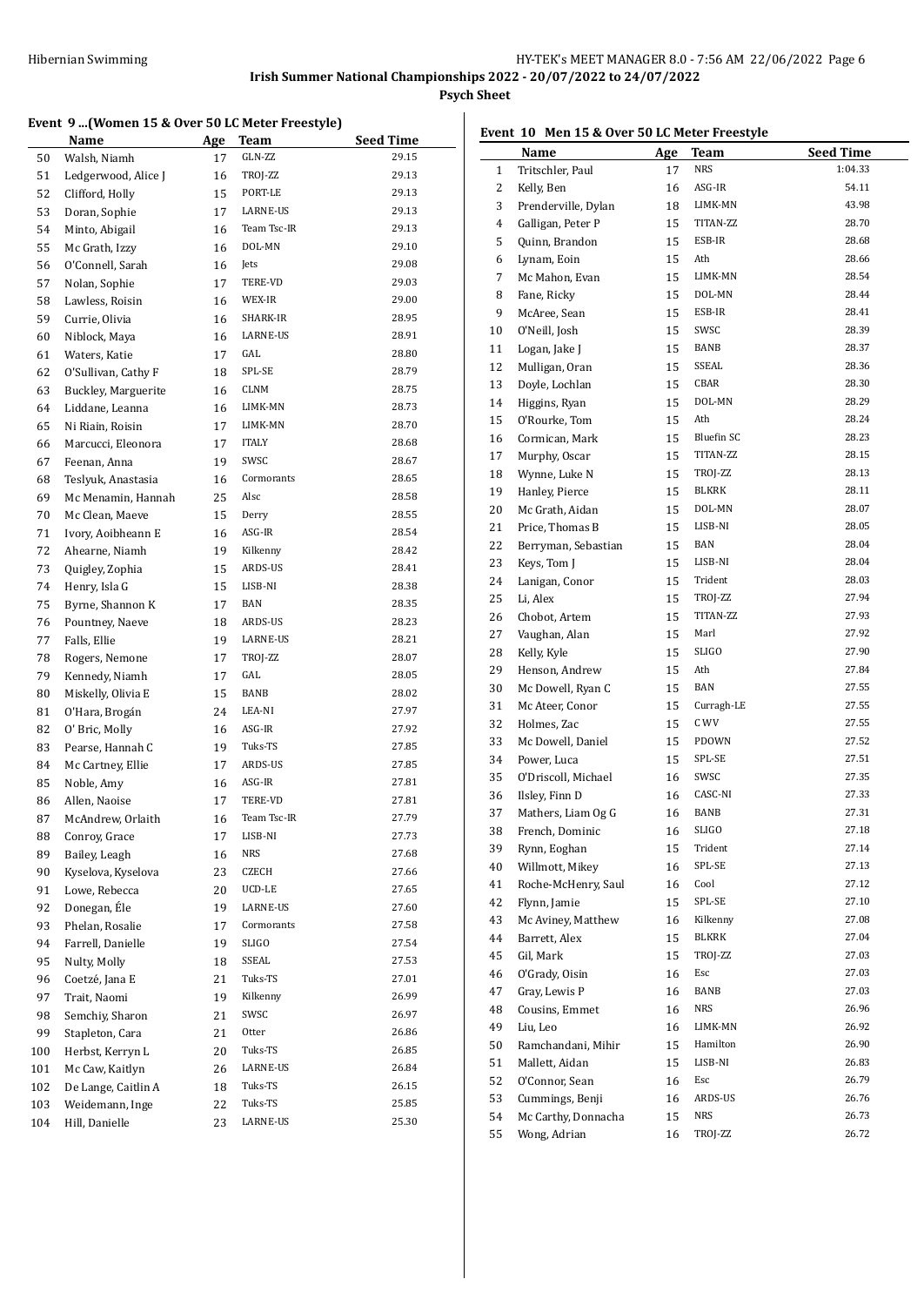Hibernian Swimming

Irish Summer National Championships 2022 - 20/07/2022 to 24/07/2022

**Psych Sheet**

## Event 9 ...(Women 15 & Over 50 LC Meter Freestyle)

| | Name | Age | Team | Seed Time |
|---|---|---|---|---|
| 50 | Walsh, Niamh | 17 | GLN-ZZ | 29.15 |
| 51 | Ledgerwood, Alice J | 16 | TROJ-ZZ | 29.13 |
| 52 | Clifford, Holly | 15 | PORT-LE | 29.13 |
| 53 | Doran, Sophie | 17 | LARNE-US | 29.13 |
| 54 | Minto, Abigail | 16 | Team Tsc-IR | 29.13 |
| 55 | Mc Grath, Izzy | 16 | DOL-MN | 29.10 |
| 56 | O'Connell, Sarah | 16 | Jets | 29.08 |
| 57 | Nolan, Sophie | 17 | TERE-VD | 29.03 |
| 58 | Lawless, Roisin | 16 | WEX-IR | 29.00 |
| 59 | Currie, Olivia | 16 | SHARK-IR | 28.95 |
| 60 | Niblock, Maya | 16 | LARNE-US | 28.91 |
| 61 | Waters, Katie | 17 | GAL | 28.80 |
| 62 | O'Sullivan, Cathy F | 18 | SPL-SE | 28.79 |
| 63 | Buckley, Marguerite | 16 | CLNM | 28.75 |
| 64 | Liddane, Leanna | 16 | LIMK-MN | 28.73 |
| 65 | Ni Riain, Roisin | 17 | LIMK-MN | 28.70 |
| 66 | Marcucci, Eleonora | 17 | ITALY | 28.68 |
| 67 | Feenan, Anna | 19 | SWSC | 28.67 |
| 68 | Teslyuk, Anastasia | 16 | Cormorants | 28.65 |
| 69 | Mc Menamin, Hannah | 25 | Alsc | 28.58 |
| 70 | Mc Clean, Maeve | 15 | Derry | 28.55 |
| 71 | Ivory, Aoibheann E | 16 | ASG-IR | 28.54 |
| 72 | Ahearne, Niamh | 19 | Kilkenny | 28.42 |
| 73 | Quigley, Zophia | 15 | ARDS-US | 28.41 |
| 74 | Henry, Isla G | 15 | LISB-NI | 28.38 |
| 75 | Byrne, Shannon K | 17 | BAN | 28.35 |
| 76 | Pountney, Naeve | 18 | ARDS-US | 28.23 |
| 77 | Falls, Ellie | 19 | LARNE-US | 28.21 |
| 78 | Rogers, Nemone | 17 | TROJ-ZZ | 28.07 |
| 79 | Kennedy, Niamh | 17 | GAL | 28.05 |
| 80 | Miskelly, Olivia E | 15 | BANB | 28.02 |
| 81 | O'Hara, Brogán | 24 | LEA-NI | 27.97 |
| 82 | O' Bric, Molly | 16 | ASG-IR | 27.92 |
| 83 | Pearse, Hannah C | 19 | Tuks-TS | 27.85 |
| 84 | Mc Cartney, Ellie | 17 | ARDS-US | 27.85 |
| 85 | Noble, Amy | 16 | ASG-IR | 27.81 |
| 86 | Allen, Naoise | 17 | TERE-VD | 27.81 |
| 87 | McAndrew, Orlaith | 16 | Team Tsc-IR | 27.79 |
| 88 | Conroy, Grace | 17 | LISB-NI | 27.73 |
| 89 | Bailey, Leagh | 16 | NRS | 27.68 |
| 90 | Kyselova, Kyselova | 23 | CZECH | 27.66 |
| 91 | Lowe, Rebecca | 20 | UCD-LE | 27.65 |
| 92 | Donegan, Éle | 19 | LARNE-US | 27.60 |
| 93 | Phelan, Rosalie | 17 | Cormorants | 27.58 |
| 94 | Farrell, Danielle | 19 | SLIGO | 27.54 |
| 95 | Nulty, Molly | 18 | SSEAL | 27.53 |
| 96 | Coetzé, Jana E | 21 | Tuks-TS | 27.01 |
| 97 | Trait, Naomi | 19 | Kilkenny | 26.99 |
| 98 | Semchiy, Sharon | 21 | SWSC | 26.97 |
| 99 | Stapleton, Cara | 21 | Otter | 26.86 |
| 100 | Herbst, Kerryn L | 20 | Tuks-TS | 26.85 |
| 101 | Mc Caw, Kaitlyn | 26 | LARNE-US | 26.84 |
| 102 | De Lange, Caitlin A | 18 | Tuks-TS | 26.15 |
| 103 | Weidemann, Inge | 22 | Tuks-TS | 25.85 |
| 104 | Hill, Danielle | 23 | LARNE-US | 25.30 |

## Event 10 Men 15 & Over 50 LC Meter Freestyle

| | Name | Age | Team | Seed Time |
|---|---|---|---|---|
| 1 | Tritschler, Paul | 17 | NRS | 1:04.33 |
| 2 | Kelly, Ben | 16 | ASG-IR | 54.11 |
| 3 | Prenderville, Dylan | 18 | LIMK-MN | 43.98 |
| 4 | Galligan, Peter P | 15 | TITAN-ZZ | 28.70 |
| 5 | Quinn, Brandon | 15 | ESB-IR | 28.68 |
| 6 | Lynam, Eoin | 15 | Ath | 28.66 |
| 7 | Mc Mahon, Evan | 15 | LIMK-MN | 28.54 |
| 8 | Fane, Ricky | 15 | DOL-MN | 28.44 |
| 9 | McAree, Sean | 15 | ESB-IR | 28.41 |
| 10 | O'Neill, Josh | 15 | SWSC | 28.39 |
| 11 | Logan, Jake J | 15 | BANB | 28.37 |
| 12 | Mulligan, Oran | 15 | SSEAL | 28.36 |
| 13 | Doyle, Lochlan | 15 | CBAR | 28.30 |
| 14 | Higgins, Ryan | 15 | DOL-MN | 28.29 |
| 15 | O'Rourke, Tom | 15 | Ath | 28.24 |
| 16 | Cormican, Mark | 15 | Bluefin SC | 28.23 |
| 17 | Murphy, Oscar | 15 | TITAN-ZZ | 28.15 |
| 18 | Wynne, Luke N | 15 | TROJ-ZZ | 28.13 |
| 19 | Hanley, Pierce | 15 | BLKRK | 28.11 |
| 20 | Mc Grath, Aidan | 15 | DOL-MN | 28.07 |
| 21 | Price, Thomas B | 15 | LISB-NI | 28.05 |
| 22 | Berryman, Sebastian | 15 | BAN | 28.04 |
| 23 | Keys, Tom J | 15 | LISB-NI | 28.04 |
| 24 | Lanigan, Conor | 15 | Trident | 28.03 |
| 25 | Li, Alex | 15 | TROJ-ZZ | 27.94 |
| 26 | Chobot, Artem | 15 | TITAN-ZZ | 27.93 |
| 27 | Vaughan, Alan | 15 | Marl | 27.92 |
| 28 | Kelly, Kyle | 15 | SLIGO | 27.90 |
| 29 | Henson, Andrew | 15 | Ath | 27.84 |
| 30 | Mc Dowell, Ryan C | 15 | BAN | 27.55 |
| 31 | Mc Ateer, Conor | 15 | Curragh-LE | 27.55 |
| 32 | Holmes, Zac | 15 | CWV | 27.55 |
| 33 | Mc Dowell, Daniel | 15 | PDOWN | 27.52 |
| 34 | Power, Luca | 15 | SPL-SE | 27.51 |
| 35 | O'Driscoll, Michael | 16 | SWSC | 27.35 |
| 36 | Ilsley, Finn D | 16 | CASC-NI | 27.33 |
| 37 | Mathers, Liam Og G | 16 | BANB | 27.31 |
| 38 | French, Dominic | 16 | SLIGO | 27.18 |
| 39 | Rynn, Eoghan | 15 | Trident | 27.14 |
| 40 | Willmott, Mikey | 16 | SPL-SE | 27.13 |
| 41 | Roche-McHenry, Saul | 16 | Cool | 27.12 |
| 42 | Flynn, Jamie | 15 | SPL-SE | 27.10 |
| 43 | Mc Aviney, Matthew | 16 | Kilkenny | 27.08 |
| 44 | Barrett, Alex | 15 | BLKRK | 27.04 |
| 45 | Gil, Mark | 15 | TROJ-ZZ | 27.03 |
| 46 | O'Grady, Oisin | 16 | Esc | 27.03 |
| 47 | Gray, Lewis P | 16 | BANB | 27.03 |
| 48 | Cousins, Emmet | 16 | NRS | 26.96 |
| 49 | Liu, Leo | 16 | LIMK-MN | 26.92 |
| 50 | Ramchandani, Mihir | 15 | Hamilton | 26.90 |
| 51 | Mallett, Aidan | 15 | LISB-NI | 26.83 |
| 52 | O'Connor, Sean | 16 | Esc | 26.79 |
| 53 | Cummings, Benji | 16 | ARDS-US | 26.76 |
| 54 | Mc Carthy, Donnacha | 15 | NRS | 26.73 |
| 55 | Wong, Adrian | 16 | TROJ-ZZ | 26.72 |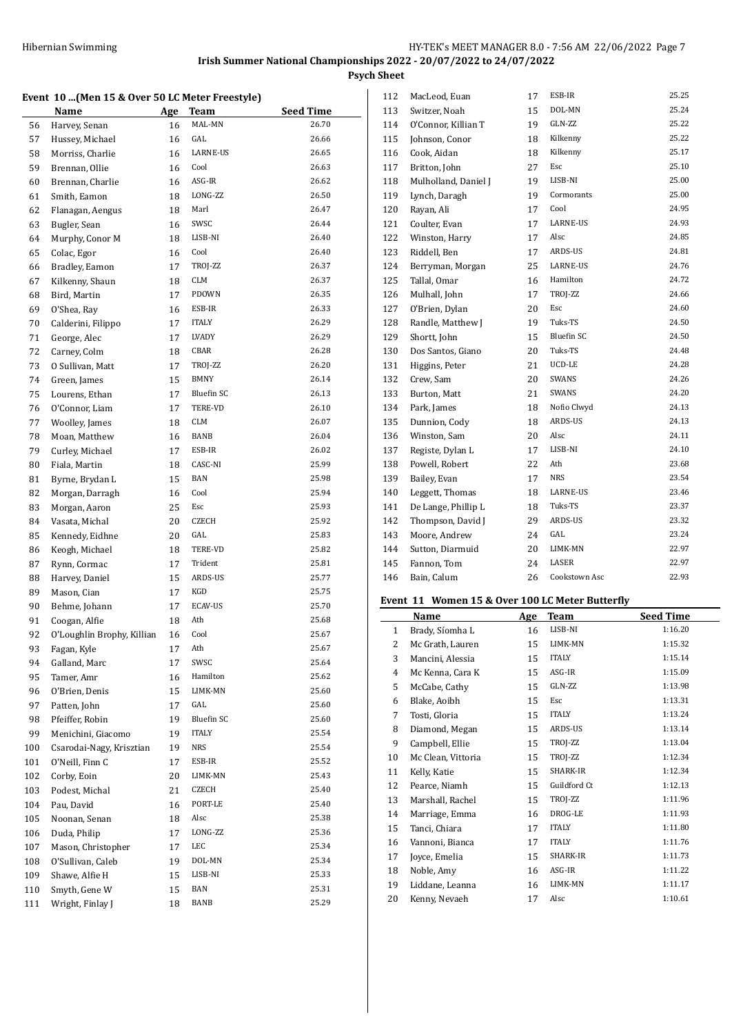**Irish Summer National Championships 2022 - 20/07/2022 to 24/07/2022**

**Psych Sheet**

### Event 10 ...(Men 15 & Over 50 LC Meter Freestyle)

| | Name | Age | Team | Seed Time |
|---|---|---|---|---|
| 56 | Harvey, Senan | 16 | MAL-MN | 26.70 |
| 57 | Hussey, Michael | 16 | GAL | 26.66 |
| 58 | Morriss, Charlie | 16 | LARNE-US | 26.65 |
| 59 | Brennan, Ollie | 16 | Cool | 26.63 |
| 60 | Brennan, Charlie | 16 | ASG-IR | 26.62 |
| 61 | Smith, Eamon | 18 | LONG-ZZ | 26.50 |
| 62 | Flanagan, Aengus | 18 | Marl | 26.47 |
| 63 | Bugler, Sean | 16 | SWSC | 26.44 |
| 64 | Murphy, Conor M | 18 | LISB-NI | 26.40 |
| 65 | Colac, Egor | 16 | Cool | 26.40 |
| 66 | Bradley, Eamon | 17 | TROJ-ZZ | 26.37 |
| 67 | Kilkenny, Shaun | 18 | CLM | 26.37 |
| 68 | Bird, Martin | 17 | PDOWN | 26.35 |
| 69 | O'Shea, Ray | 16 | ESB-IR | 26.33 |
| 70 | Calderini, Filippo | 17 | ITALY | 26.29 |
| 71 | George, Alec | 17 | LVADY | 26.29 |
| 72 | Carney, Colm | 18 | CBAR | 26.28 |
| 73 | O Sullivan, Matt | 17 | TROJ-ZZ | 26.20 |
| 74 | Green, James | 15 | BMNY | 26.14 |
| 75 | Lourens, Ethan | 17 | Bluefin SC | 26.13 |
| 76 | O'Connor, Liam | 17 | TERE-VD | 26.10 |
| 77 | Woolley, James | 18 | CLM | 26.07 |
| 78 | Moan, Matthew | 16 | BANB | 26.04 |
| 79 | Curley, Michael | 17 | ESB-IR | 26.02 |
| 80 | Fiala, Martin | 18 | CASC-NI | 25.99 |
| 81 | Byrne, Brydan L | 15 | BAN | 25.98 |
| 82 | Morgan, Darragh | 16 | Cool | 25.94 |
| 83 | Morgan, Aaron | 25 | Esc | 25.93 |
| 84 | Vasata, Michal | 20 | CZECH | 25.92 |
| 85 | Kennedy, Eidhne | 20 | GAL | 25.83 |
| 86 | Keogh, Michael | 18 | TERE-VD | 25.82 |
| 87 | Rynn, Cormac | 17 | Trident | 25.81 |
| 88 | Harvey, Daniel | 15 | ARDS-US | 25.77 |
| 89 | Mason, Cian | 17 | KGD | 25.75 |
| 90 | Behme, Johann | 17 | ECAV-US | 25.70 |
| 91 | Coogan, Alfie | 18 | Ath | 25.68 |
| 92 | O'Loughlin Brophy, Killian | 16 | Cool | 25.67 |
| 93 | Fagan, Kyle | 17 | Ath | 25.67 |
| 94 | Galland, Marc | 17 | SWSC | 25.64 |
| 95 | Tamer, Amr | 16 | Hamilton | 25.62 |
| 96 | O'Brien, Denis | 15 | LIMK-MN | 25.60 |
| 97 | Patten, John | 17 | GAL | 25.60 |
| 98 | Pfeiffer, Robin | 19 | Bluefin SC | 25.60 |
| 99 | Menichini, Giacomo | 19 | ITALY | 25.54 |
| 100 | Csarodai-Nagy, Krisztian | 19 | NRS | 25.54 |
| 101 | O'Neill, Finn C | 17 | ESB-IR | 25.52 |
| 102 | Corby, Eoin | 20 | LIMK-MN | 25.43 |
| 103 | Podest, Michal | 21 | CZECH | 25.40 |
| 104 | Pau, David | 16 | PORT-LE | 25.40 |
| 105 | Noonan, Senan | 18 | Alsc | 25.38 |
| 106 | Duda, Philip | 17 | LONG-ZZ | 25.36 |
| 107 | Mason, Christopher | 17 | LEC | 25.34 |
| 108 | O'Sullivan, Caleb | 19 | DOL-MN | 25.34 |
| 109 | Shawe, Alfie H | 15 | LISB-NI | 25.33 |
| 110 | Smyth, Gene W | 15 | BAN | 25.31 |
| 111 | Wright, Finlay J | 18 | BANB | 25.29 |
| 112 | MacLeod, Euan | 17 | ESB-IR | 25.25 |
| 113 | Switzer, Noah | 15 | DOL-MN | 25.24 |
| 114 | O'Connor, Killian T | 19 | GLN-ZZ | 25.22 |
| 115 | Johnson, Conor | 18 | Kilkenny | 25.22 |
| 116 | Cook, Aidan | 18 | Kilkenny | 25.17 |
| 117 | Britton, John | 27 | Esc | 25.10 |
| 118 | Mulholland, Daniel J | 19 | LISB-NI | 25.00 |
| 119 | Lynch, Daragh | 19 | Cormorants | 25.00 |
| 120 | Rayan, Ali | 17 | Cool | 24.95 |
| 121 | Coulter, Evan | 17 | LARNE-US | 24.93 |
| 122 | Winston, Harry | 17 | Alsc | 24.85 |
| 123 | Riddell, Ben | 17 | ARDS-US | 24.81 |
| 124 | Berryman, Morgan | 25 | LARNE-US | 24.76 |
| 125 | Tallal, Omar | 16 | Hamilton | 24.72 |
| 126 | Mulhall, John | 17 | TROJ-ZZ | 24.66 |
| 127 | O'Brien, Dylan | 20 | Esc | 24.60 |
| 128 | Randle, Matthew J | 19 | Tuks-TS | 24.50 |
| 129 | Shortt, John | 15 | Bluefin SC | 24.50 |
| 130 | Dos Santos, Giano | 20 | Tuks-TS | 24.48 |
| 131 | Higgins, Peter | 21 | UCD-LE | 24.28 |
| 132 | Crew, Sam | 20 | SWANS | 24.26 |
| 133 | Burton, Matt | 21 | SWANS | 24.20 |
| 134 | Park, James | 18 | Nofio Clwyd | 24.13 |
| 135 | Dunnion, Cody | 18 | ARDS-US | 24.13 |
| 136 | Winston, Sam | 20 | Alsc | 24.11 |
| 137 | Registe, Dylan L | 17 | LISB-NI | 24.10 |
| 138 | Powell, Robert | 22 | Ath | 23.68 |
| 139 | Bailey, Evan | 17 | NRS | 23.54 |
| 140 | Leggett, Thomas | 18 | LARNE-US | 23.46 |
| 141 | De Lange, Phillip L | 18 | Tuks-TS | 23.37 |
| 142 | Thompson, David J | 29 | ARDS-US | 23.32 |
| 143 | Moore, Andrew | 24 | GAL | 23.24 |
| 144 | Sutton, Diarmuid | 20 | LIMK-MN | 22.97 |
| 145 | Fannon, Tom | 24 | LASER | 22.97 |
| 146 | Bain, Calum | 26 | Cookstown Asc | 22.93 |

### Event 11 Women 15 & Over 100 LC Meter Butterfly

| | Name | Age | Team | Seed Time |
|---|---|---|---|---|
| 1 | Brady, Síomha L | 16 | LISB-NI | 1:16.20 |
| 2 | Mc Grath, Lauren | 15 | LIMK-MN | 1:15.32 |
| 3 | Mancini, Alessia | 15 | ITALY | 1:15.14 |
| 4 | Mc Kenna, Cara K | 15 | ASG-IR | 1:15.09 |
| 5 | McCabe, Cathy | 15 | GLN-ZZ | 1:13.98 |
| 6 | Blake, Aoibh | 15 | Esc | 1:13.31 |
| 7 | Tosti, Gloria | 15 | ITALY | 1:13.24 |
| 8 | Diamond, Megan | 15 | ARDS-US | 1:13.14 |
| 9 | Campbell, Ellie | 15 | TROJ-ZZ | 1:13.04 |
| 10 | Mc Clean, Vittoria | 15 | TROJ-ZZ | 1:12.34 |
| 11 | Kelly, Katie | 15 | SHARK-IR | 1:12.34 |
| 12 | Pearce, Niamh | 15 | Guildford Ct | 1:12.13 |
| 13 | Marshall, Rachel | 15 | TROJ-ZZ | 1:11.96 |
| 14 | Marriage, Emma | 16 | DROG-LE | 1:11.93 |
| 15 | Tanci, Chiara | 17 | ITALY | 1:11.80 |
| 16 | Vannoni, Bianca | 17 | ITALY | 1:11.76 |
| 17 | Joyce, Emelia | 15 | SHARK-IR | 1:11.73 |
| 18 | Noble, Amy | 16 | ASG-IR | 1:11.22 |
| 19 | Liddane, Leanna | 16 | LIMK-MN | 1:11.17 |
| 20 | Kenny, Nevaeh | 17 | Alsc | 1:10.61 |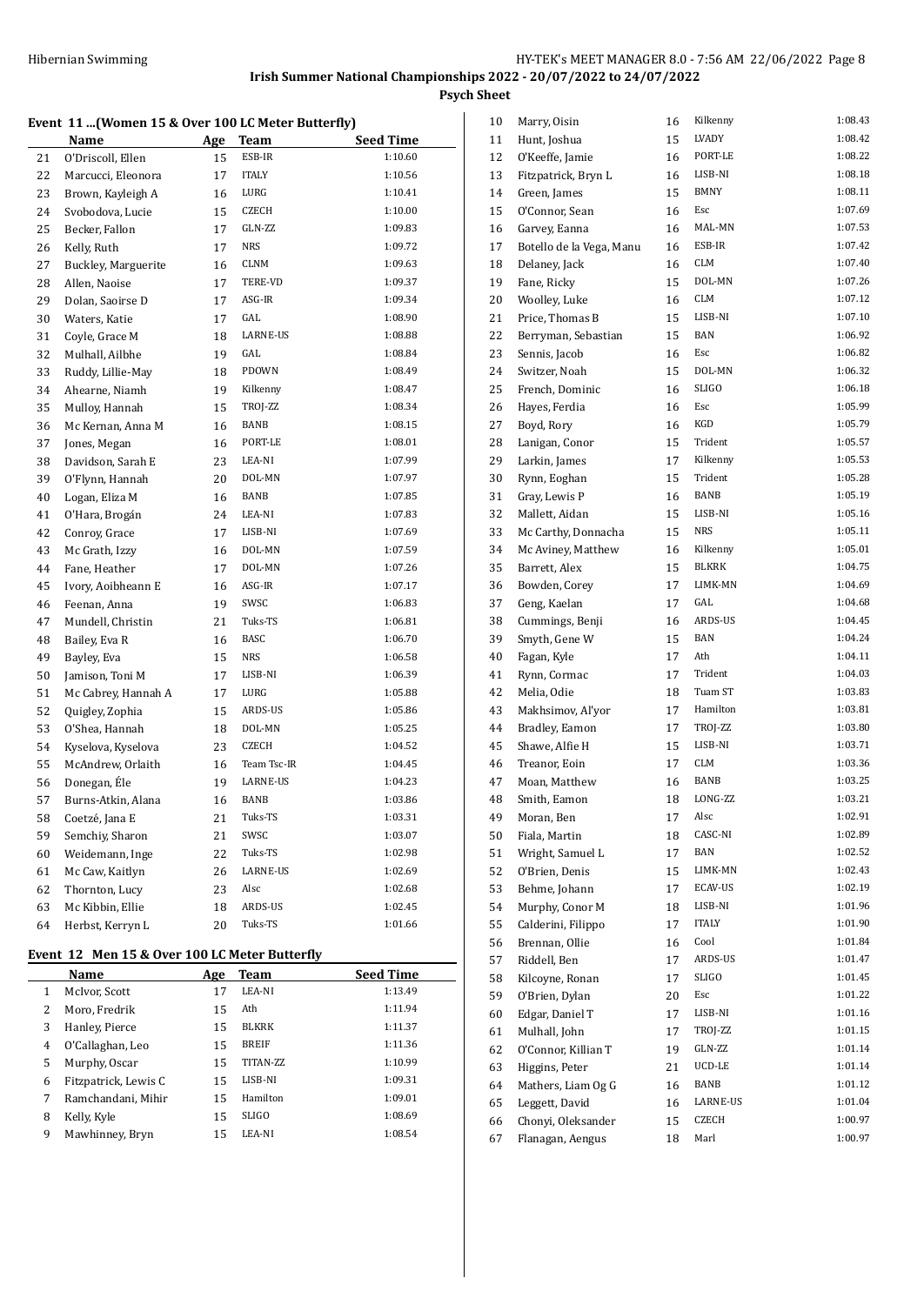# Irish Summer National Championships 2022 - 20/07/2022 to 24/07/2022

## Psych Sheet

### Event 11 ...(Women 15 & Over 100 LC Meter Butterfly)

| | Name | Age | Team | Seed Time |
|---|---|---|---|---|
| 21 | O'Driscoll, Ellen | 15 | ESB-IR | 1:10.60 |
| 22 | Marcucci, Eleonora | 17 | ITALY | 1:10.56 |
| 23 | Brown, Kayleigh A | 16 | LURG | 1:10.41 |
| 24 | Svobodova, Lucie | 15 | CZECH | 1:10.00 |
| 25 | Becker, Fallon | 17 | GLN-ZZ | 1:09.83 |
| 26 | Kelly, Ruth | 17 | NRS | 1:09.72 |
| 27 | Buckley, Marguerite | 16 | CLNM | 1:09.63 |
| 28 | Allen, Naoise | 17 | TERE-VD | 1:09.37 |
| 29 | Dolan, Saoirse D | 17 | ASG-IR | 1:09.34 |
| 30 | Waters, Katie | 17 | GAL | 1:08.90 |
| 31 | Coyle, Grace M | 18 | LARNE-US | 1:08.88 |
| 32 | Mulhall, Ailbhe | 19 | GAL | 1:08.84 |
| 33 | Ruddy, Lillie-May | 18 | PDOWN | 1:08.49 |
| 34 | Ahearne, Niamh | 19 | Kilkenny | 1:08.47 |
| 35 | Mulloy, Hannah | 15 | TROJ-ZZ | 1:08.34 |
| 36 | Mc Kernan, Anna M | 16 | BANB | 1:08.15 |
| 37 | Jones, Megan | 16 | PORT-LE | 1:08.01 |
| 38 | Davidson, Sarah E | 23 | LEA-NI | 1:07.99 |
| 39 | O'Flynn, Hannah | 20 | DOL-MN | 1:07.97 |
| 40 | Logan, Eliza M | 16 | BANB | 1:07.85 |
| 41 | O'Hara, Brogán | 24 | LEA-NI | 1:07.83 |
| 42 | Conroy, Grace | 17 | LISB-NI | 1:07.69 |
| 43 | Mc Grath, Izzy | 16 | DOL-MN | 1:07.59 |
| 44 | Fane, Heather | 17 | DOL-MN | 1:07.26 |
| 45 | Ivory, Aoibheann E | 16 | ASG-IR | 1:07.17 |
| 46 | Feenan, Anna | 19 | SWSC | 1:06.83 |
| 47 | Mundell, Christin | 21 | Tuks-TS | 1:06.81 |
| 48 | Bailey, Eva R | 16 | BASC | 1:06.70 |
| 49 | Bayley, Eva | 15 | NRS | 1:06.58 |
| 50 | Jamison, Toni M | 17 | LISB-NI | 1:06.39 |
| 51 | Mc Cabrey, Hannah A | 17 | LURG | 1:05.88 |
| 52 | Quigley, Zophia | 15 | ARDS-US | 1:05.86 |
| 53 | O'Shea, Hannah | 18 | DOL-MN | 1:05.25 |
| 54 | Kyselova, Kyselova | 23 | CZECH | 1:04.52 |
| 55 | McAndrew, Orlaith | 16 | Team Tsc-IR | 1:04.45 |
| 56 | Donegan, Éle | 19 | LARNE-US | 1:04.23 |
| 57 | Burns-Atkin, Alana | 16 | BANB | 1:03.86 |
| 58 | Coetzé, Jana E | 21 | Tuks-TS | 1:03.31 |
| 59 | Semchiy, Sharon | 21 | SWSC | 1:03.07 |
| 60 | Weidemann, Inge | 22 | Tuks-TS | 1:02.98 |
| 61 | Mc Caw, Kaitlyn | 26 | LARNE-US | 1:02.69 |
| 62 | Thornton, Lucy | 23 | Alsc | 1:02.68 |
| 63 | Mc Kibbin, Ellie | 18 | ARDS-US | 1:02.45 |
| 64 | Herbst, Kerryn L | 20 | Tuks-TS | 1:01.66 |

### Event 12 Men 15 & Over 100 LC Meter Butterfly

| | Name | Age | Team | Seed Time |
|---|---|---|---|---|
| 1 | McIvor, Scott | 17 | LEA-NI | 1:13.49 |
| 2 | Moro, Fredrik | 15 | Ath | 1:11.94 |
| 3 | Hanley, Pierce | 15 | BLKRK | 1:11.37 |
| 4 | O'Callaghan, Leo | 15 | BREIF | 1:11.36 |
| 5 | Murphy, Oscar | 15 | TITAN-ZZ | 1:10.99 |
| 6 | Fitzpatrick, Lewis C | 15 | LISB-NI | 1:09.31 |
| 7 | Ramchandani, Mihir | 15 | Hamilton | 1:09.01 |
| 8 | Kelly, Kyle | 15 | SLIGO | 1:08.69 |
| 9 | Mawhinney, Bryn | 15 | LEA-NI | 1:08.54 |
| 10 | Marry, Oisin | 16 | Kilkenny | 1:08.43 |
| 11 | Hunt, Joshua | 15 | LVADY | 1:08.42 |
| 12 | O'Keeffe, Jamie | 16 | PORT-LE | 1:08.22 |
| 13 | Fitzpatrick, Bryn L | 16 | LISB-NI | 1:08.18 |
| 14 | Green, James | 15 | BMNY | 1:08.11 |
| 15 | O'Connor, Sean | 16 | Esc | 1:07.69 |
| 16 | Garvey, Eanna | 16 | MAL-MN | 1:07.53 |
| 17 | Botello de la Vega, Manu | 16 | ESB-IR | 1:07.42 |
| 18 | Delaney, Jack | 16 | CLM | 1:07.40 |
| 19 | Fane, Ricky | 15 | DOL-MN | 1:07.26 |
| 20 | Woolley, Luke | 16 | CLM | 1:07.12 |
| 21 | Price, Thomas B | 15 | LISB-NI | 1:07.10 |
| 22 | Berryman, Sebastian | 15 | BAN | 1:06.92 |
| 23 | Sennis, Jacob | 16 | Esc | 1:06.82 |
| 24 | Switzer, Noah | 15 | DOL-MN | 1:06.32 |
| 25 | French, Dominic | 16 | SLIGO | 1:06.18 |
| 26 | Hayes, Ferdia | 16 | Esc | 1:05.99 |
| 27 | Boyd, Rory | 16 | KGD | 1:05.79 |
| 28 | Lanigan, Conor | 15 | Trident | 1:05.57 |
| 29 | Larkin, James | 17 | Kilkenny | 1:05.53 |
| 30 | Rynn, Eoghan | 15 | Trident | 1:05.28 |
| 31 | Gray, Lewis P | 16 | BANB | 1:05.19 |
| 32 | Mallett, Aidan | 15 | LISB-NI | 1:05.16 |
| 33 | Mc Carthy, Donnacha | 15 | NRS | 1:05.11 |
| 34 | Mc Aviney, Matthew | 16 | Kilkenny | 1:05.01 |
| 35 | Barrett, Alex | 15 | BLKRK | 1:04.75 |
| 36 | Bowden, Corey | 17 | LIMK-MN | 1:04.69 |
| 37 | Geng, Kaelan | 17 | GAL | 1:04.68 |
| 38 | Cummings, Benji | 16 | ARDS-US | 1:04.45 |
| 39 | Smyth, Gene W | 15 | BAN | 1:04.24 |
| 40 | Fagan, Kyle | 17 | Ath | 1:04.11 |
| 41 | Rynn, Cormac | 17 | Trident | 1:04.03 |
| 42 | Melia, Odie | 18 | Tuam ST | 1:03.83 |
| 43 | Makhsimov, Al'yor | 17 | Hamilton | 1:03.81 |
| 44 | Bradley, Eamon | 17 | TROJ-ZZ | 1:03.80 |
| 45 | Shawe, Alfie H | 15 | LISB-NI | 1:03.71 |
| 46 | Treanor, Eoin | 17 | CLM | 1:03.36 |
| 47 | Moan, Matthew | 16 | BANB | 1:03.25 |
| 48 | Smith, Eamon | 18 | LONG-ZZ | 1:03.21 |
| 49 | Moran, Ben | 17 | Alsc | 1:02.91 |
| 50 | Fiala, Martin | 18 | CASC-NI | 1:02.89 |
| 51 | Wright, Samuel L | 17 | BAN | 1:02.52 |
| 52 | O'Brien, Denis | 15 | LIMK-MN | 1:02.43 |
| 53 | Behme, Johann | 17 | ECAV-US | 1:02.19 |
| 54 | Murphy, Conor M | 18 | LISB-NI | 1:01.96 |
| 55 | Calderini, Filippo | 17 | ITALY | 1:01.90 |
| 56 | Brennan, Ollie | 16 | Cool | 1:01.84 |
| 57 | Riddell, Ben | 17 | ARDS-US | 1:01.47 |
| 58 | Kilcoyne, Ronan | 17 | SLIGO | 1:01.45 |
| 59 | O'Brien, Dylan | 20 | Esc | 1:01.22 |
| 60 | Edgar, Daniel T | 17 | LISB-NI | 1:01.16 |
| 61 | Mulhall, John | 17 | TROJ-ZZ | 1:01.15 |
| 62 | O'Connor, Killian T | 19 | GLN-ZZ | 1:01.14 |
| 63 | Higgins, Peter | 21 | UCD-LE | 1:01.14 |
| 64 | Mathers, Liam Og G | 16 | BANB | 1:01.12 |
| 65 | Leggett, David | 16 | LARNE-US | 1:01.04 |
| 66 | Chonyi, Oleksander | 15 | CZECH | 1:00.97 |
| 67 | Flanagan, Aengus | 18 | Marl | 1:00.97 |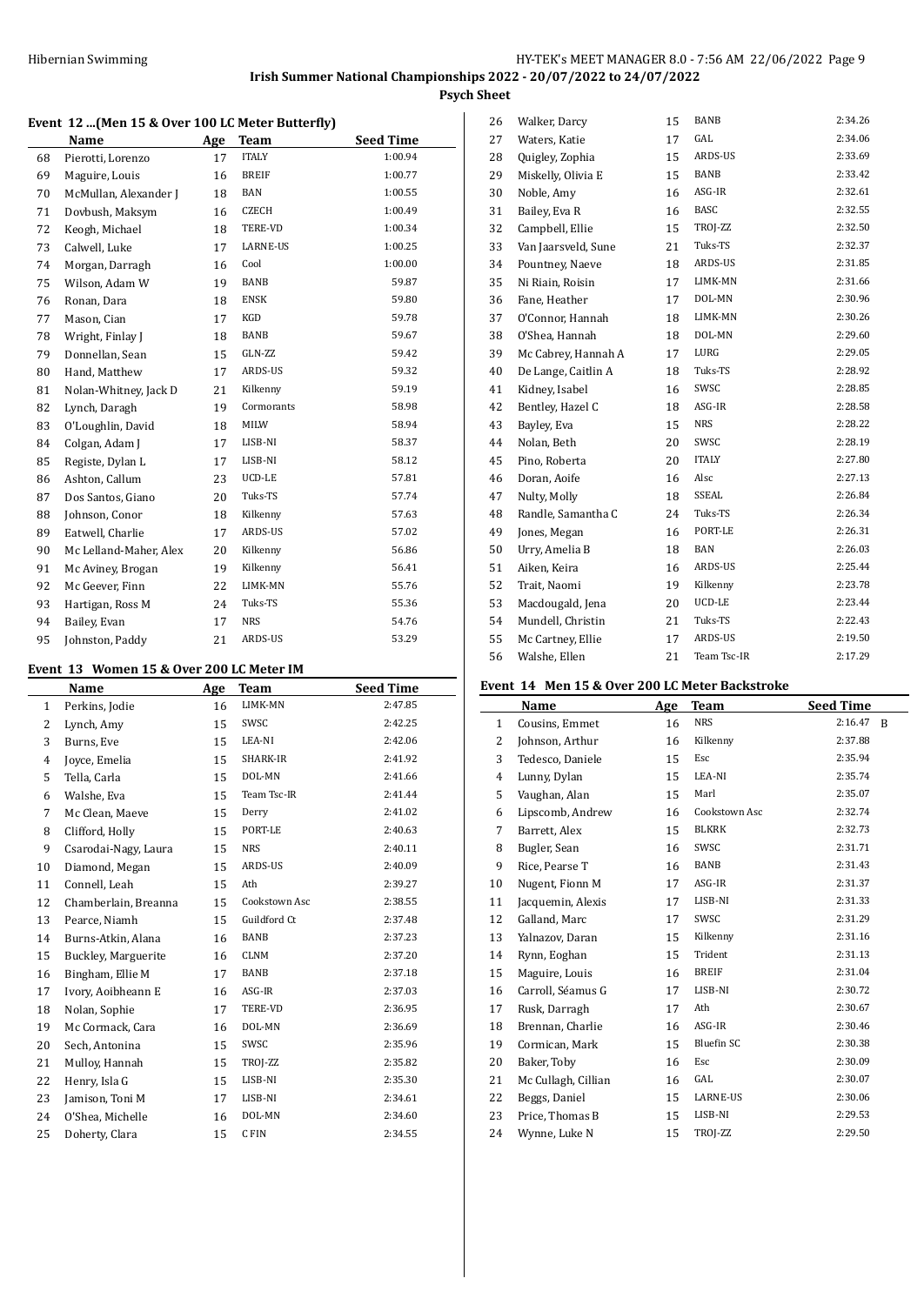**Irish Summer National Championships 2022 - 20/07/2022 to 24/07/2022**

**Psych Sheet**

### Event 12 ...(Men 15 & Over 100 LC Meter Butterfly)

| | Name | Age | Team | Seed Time |
|---|---|---|---|---|
| 68 | Pierotti, Lorenzo | 17 | ITALY | 1:00.94 |
| 69 | Maguire, Louis | 16 | BREIF | 1:00.77 |
| 70 | McMullan, Alexander J | 18 | BAN | 1:00.55 |
| 71 | Dovbush, Maksym | 16 | CZECH | 1:00.49 |
| 72 | Keogh, Michael | 18 | TERE-VD | 1:00.34 |
| 73 | Calwell, Luke | 17 | LARNE-US | 1:00.25 |
| 74 | Morgan, Darragh | 16 | Cool | 1:00.00 |
| 75 | Wilson, Adam W | 19 | BANB | 59.87 |
| 76 | Ronan, Dara | 18 | ENSK | 59.80 |
| 77 | Mason, Cian | 17 | KGD | 59.78 |
| 78 | Wright, Finlay J | 18 | BANB | 59.67 |
| 79 | Donnellan, Sean | 15 | GLN-ZZ | 59.42 |
| 80 | Hand, Matthew | 17 | ARDS-US | 59.32 |
| 81 | Nolan-Whitney, Jack D | 21 | Kilkenny | 59.19 |
| 82 | Lynch, Daragh | 19 | Cormorants | 58.98 |
| 83 | O'Loughlin, David | 18 | MILW | 58.94 |
| 84 | Colgan, Adam J | 17 | LISB-NI | 58.37 |
| 85 | Registe, Dylan L | 17 | LISB-NI | 58.12 |
| 86 | Ashton, Callum | 23 | UCD-LE | 57.81 |
| 87 | Dos Santos, Giano | 20 | Tuks-TS | 57.74 |
| 88 | Johnson, Conor | 18 | Kilkenny | 57.63 |
| 89 | Eatwell, Charlie | 17 | ARDS-US | 57.02 |
| 90 | Mc Lelland-Maher, Alex | 20 | Kilkenny | 56.86 |
| 91 | Mc Aviney, Brogan | 19 | Kilkenny | 56.41 |
| 92 | Mc Geever, Finn | 22 | LIMK-MN | 55.76 |
| 93 | Hartigan, Ross M | 24 | Tuks-TS | 55.36 |
| 94 | Bailey, Evan | 17 | NRS | 54.76 |
| 95 | Johnston, Paddy | 21 | ARDS-US | 53.29 |

### Event 13 Women 15 & Over 200 LC Meter IM

| | Name | Age | Team | Seed Time |
|---|---|---|---|---|
| 1 | Perkins, Jodie | 16 | LIMK-MN | 2:47.85 |
| 2 | Lynch, Amy | 15 | SWSC | 2:42.25 |
| 3 | Burns, Eve | 15 | LEA-NI | 2:42.06 |
| 4 | Joyce, Emelia | 15 | SHARK-IR | 2:41.92 |
| 5 | Tella, Carla | 15 | DOL-MN | 2:41.66 |
| 6 | Walshe, Eva | 15 | Team Tsc-IR | 2:41.44 |
| 7 | Mc Clean, Maeve | 15 | Derry | 2:41.02 |
| 8 | Clifford, Holly | 15 | PORT-LE | 2:40.63 |
| 9 | Csarodai-Nagy, Laura | 15 | NRS | 2:40.11 |
| 10 | Diamond, Megan | 15 | ARDS-US | 2:40.09 |
| 11 | Connell, Leah | 15 | Ath | 2:39.27 |
| 12 | Chamberlain, Breanna | 15 | Cookstown Asc | 2:38.55 |
| 13 | Pearce, Niamh | 15 | Guildford Ct | 2:37.48 |
| 14 | Burns-Atkin, Alana | 16 | BANB | 2:37.23 |
| 15 | Buckley, Marguerite | 16 | CLNM | 2:37.20 |
| 16 | Bingham, Ellie M | 17 | BANB | 2:37.18 |
| 17 | Ivory, Aoibheann E | 16 | ASG-IR | 2:37.03 |
| 18 | Nolan, Sophie | 17 | TERE-VD | 2:36.95 |
| 19 | Mc Cormack, Cara | 16 | DOL-MN | 2:36.69 |
| 20 | Sech, Antonina | 15 | SWSC | 2:35.96 |
| 21 | Mulloy, Hannah | 15 | TROJ-ZZ | 2:35.82 |
| 22 | Henry, Isla G | 15 | LISB-NI | 2:35.30 |
| 23 | Jamison, Toni M | 17 | LISB-NI | 2:34.61 |
| 24 | O'Shea, Michelle | 16 | DOL-MN | 2:34.60 |
| 25 | Doherty, Clara | 15 | C FIN | 2:34.55 |
| 26 | Walker, Darcy | 15 | BANB | 2:34.26 |
| 27 | Waters, Katie | 17 | GAL | 2:34.06 |
| 28 | Quigley, Zophia | 15 | ARDS-US | 2:33.69 |
| 29 | Miskelly, Olivia E | 15 | BANB | 2:33.42 |
| 30 | Noble, Amy | 16 | ASG-IR | 2:32.61 |
| 31 | Bailey, Eva R | 16 | BASC | 2:32.55 |
| 32 | Campbell, Ellie | 15 | TROJ-ZZ | 2:32.50 |
| 33 | Van Jaarsveld, Sune | 21 | Tuks-TS | 2:32.37 |
| 34 | Pountney, Naeve | 18 | ARDS-US | 2:31.85 |
| 35 | Ni Riain, Roisin | 17 | LIMK-MN | 2:31.66 |
| 36 | Fane, Heather | 17 | DOL-MN | 2:30.96 |
| 37 | O'Connor, Hannah | 18 | LIMK-MN | 2:30.26 |
| 38 | O'Shea, Hannah | 18 | DOL-MN | 2:29.60 |
| 39 | Mc Cabrey, Hannah A | 17 | LURG | 2:29.05 |
| 40 | De Lange, Caitlin A | 18 | Tuks-TS | 2:28.92 |
| 41 | Kidney, Isabel | 16 | SWSC | 2:28.85 |
| 42 | Bentley, Hazel C | 18 | ASG-IR | 2:28.58 |
| 43 | Bayley, Eva | 15 | NRS | 2:28.22 |
| 44 | Nolan, Beth | 20 | SWSC | 2:28.19 |
| 45 | Pino, Roberta | 20 | ITALY | 2:27.80 |
| 46 | Doran, Aoife | 16 | Alsc | 2:27.13 |
| 47 | Nulty, Molly | 18 | SSEAL | 2:26.84 |
| 48 | Randle, Samantha C | 24 | Tuks-TS | 2:26.34 |
| 49 | Jones, Megan | 16 | PORT-LE | 2:26.31 |
| 50 | Urry, Amelia B | 18 | BAN | 2:26.03 |
| 51 | Aiken, Keira | 16 | ARDS-US | 2:25.44 |
| 52 | Trait, Naomi | 19 | Kilkenny | 2:23.78 |
| 53 | Macdougald, Jena | 20 | UCD-LE | 2:23.44 |
| 54 | Mundell, Christin | 21 | Tuks-TS | 2:22.43 |
| 55 | Mc Cartney, Ellie | 17 | ARDS-US | 2:19.50 |
| 56 | Walshe, Ellen | 21 | Team Tsc-IR | 2:17.29 |

### Event 14 Men 15 & Over 200 LC Meter Backstroke

| | Name | Age | Team | Seed Time |
|---|---|---|---|---|
| 1 | Cousins, Emmet | 16 | NRS | 2:16.47 B |
| 2 | Johnson, Arthur | 16 | Kilkenny | 2:37.88 |
| 3 | Tedesco, Daniele | 15 | Esc | 2:35.94 |
| 4 | Lunny, Dylan | 15 | LEA-NI | 2:35.74 |
| 5 | Vaughan, Alan | 15 | Marl | 2:35.07 |
| 6 | Lipscomb, Andrew | 16 | Cookstown Asc | 2:32.74 |
| 7 | Barrett, Alex | 15 | BLKRK | 2:32.73 |
| 8 | Bugler, Sean | 16 | SWSC | 2:31.71 |
| 9 | Rice, Pearse T | 16 | BANB | 2:31.43 |
| 10 | Nugent, Fionn M | 17 | ASG-IR | 2:31.37 |
| 11 | Jacquemin, Alexis | 17 | LISB-NI | 2:31.33 |
| 12 | Galland, Marc | 17 | SWSC | 2:31.29 |
| 13 | Yalnazov, Daran | 15 | Kilkenny | 2:31.16 |
| 14 | Rynn, Eoghan | 15 | Trident | 2:31.13 |
| 15 | Maguire, Louis | 16 | BREIF | 2:31.04 |
| 16 | Carroll, Séamus G | 17 | LISB-NI | 2:30.72 |
| 17 | Rusk, Darragh | 17 | Ath | 2:30.67 |
| 18 | Brennan, Charlie | 16 | ASG-IR | 2:30.46 |
| 19 | Cormican, Mark | 15 | Bluefin SC | 2:30.38 |
| 20 | Baker, Toby | 16 | Esc | 2:30.09 |
| 21 | Mc Cullagh, Cillian | 16 | GAL | 2:30.07 |
| 22 | Beggs, Daniel | 15 | LARNE-US | 2:30.06 |
| 23 | Price, Thomas B | 15 | LISB-NI | 2:29.53 |
| 24 | Wynne, Luke N | 15 | TROJ-ZZ | 2:29.50 |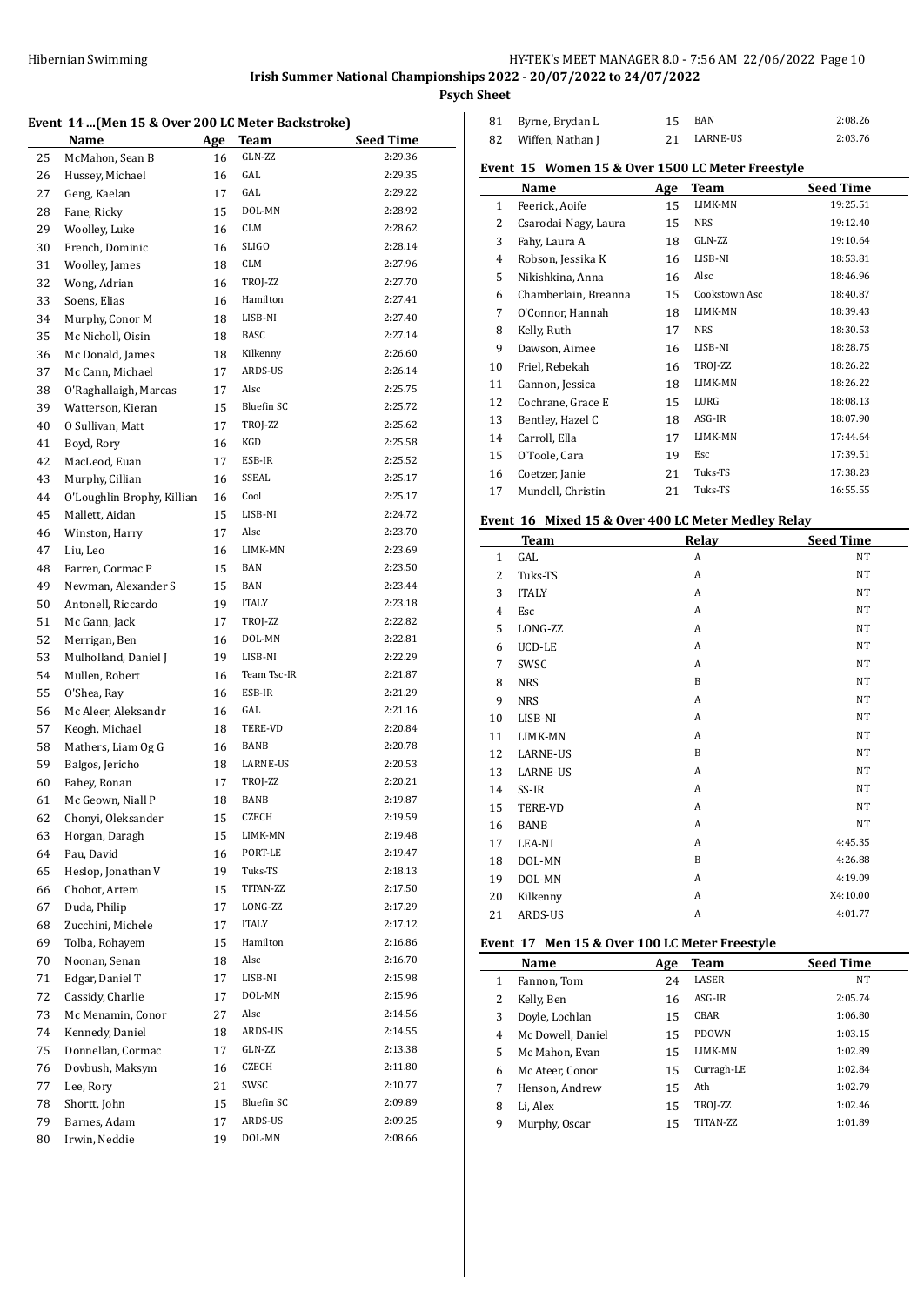**Irish Summer National Championships 2022 - 20/07/2022 to 24/07/2022**

**Psych Sheet**

### Event 14 ...(Men 15 & Over 200 LC Meter Backstroke)

| | Name | Age | Team | Seed Time |
|---|---|---|---|---|
| 25 | McMahon, Sean B | 16 | GLN-ZZ | 2:29.36 |
| 26 | Hussey, Michael | 16 | GAL | 2:29.35 |
| 27 | Geng, Kaelan | 17 | GAL | 2:29.22 |
| 28 | Fane, Ricky | 15 | DOL-MN | 2:28.92 |
| 29 | Woolley, Luke | 16 | CLM | 2:28.62 |
| 30 | French, Dominic | 16 | SLIGO | 2:28.14 |
| 31 | Woolley, James | 18 | CLM | 2:27.96 |
| 32 | Wong, Adrian | 16 | TROJ-ZZ | 2:27.70 |
| 33 | Soens, Elias | 16 | Hamilton | 2:27.41 |
| 34 | Murphy, Conor M | 18 | LISB-NI | 2:27.40 |
| 35 | Mc Nicholl, Oisin | 18 | BASC | 2:27.14 |
| 36 | Mc Donald, James | 18 | Kilkenny | 2:26.60 |
| 37 | Mc Cann, Michael | 17 | ARDS-US | 2:26.14 |
| 38 | O'Raghallaigh, Marcas | 17 | Alsc | 2:25.75 |
| 39 | Watterson, Kieran | 15 | Bluefin SC | 2:25.72 |
| 40 | O Sullivan, Matt | 17 | TROJ-ZZ | 2:25.62 |
| 41 | Boyd, Rory | 16 | KGD | 2:25.58 |
| 42 | MacLeod, Euan | 17 | ESB-IR | 2:25.52 |
| 43 | Murphy, Cillian | 16 | SSEAL | 2:25.17 |
| 44 | O'Loughlin Brophy, Killian | 16 | Cool | 2:25.17 |
| 45 | Mallett, Aidan | 15 | LISB-NI | 2:24.72 |
| 46 | Winston, Harry | 17 | Alsc | 2:23.70 |
| 47 | Liu, Leo | 16 | LIMK-MN | 2:23.69 |
| 48 | Farren, Cormac P | 15 | BAN | 2:23.50 |
| 49 | Newman, Alexander S | 15 | BAN | 2:23.44 |
| 50 | Antonell, Riccardo | 19 | ITALY | 2:23.18 |
| 51 | Mc Gann, Jack | 17 | TROJ-ZZ | 2:22.82 |
| 52 | Merrigan, Ben | 16 | DOL-MN | 2:22.81 |
| 53 | Mulholland, Daniel J | 19 | LISB-NI | 2:22.29 |
| 54 | Mullen, Robert | 16 | Team Tsc-IR | 2:21.87 |
| 55 | O'Shea, Ray | 16 | ESB-IR | 2:21.29 |
| 56 | Mc Aleer, Aleksandr | 16 | GAL | 2:21.16 |
| 57 | Keogh, Michael | 18 | TERE-VD | 2:20.84 |
| 58 | Mathers, Liam Og G | 16 | BANB | 2:20.78 |
| 59 | Balgos, Jericho | 18 | LARNE-US | 2:20.53 |
| 60 | Fahey, Ronan | 17 | TROJ-ZZ | 2:20.21 |
| 61 | Mc Geown, Niall P | 18 | BANB | 2:19.87 |
| 62 | Chonyi, Oleksander | 15 | CZECH | 2:19.59 |
| 63 | Horgan, Daragh | 15 | LIMK-MN | 2:19.48 |
| 64 | Pau, David | 16 | PORT-LE | 2:19.47 |
| 65 | Heslop, Jonathan V | 19 | Tuks-TS | 2:18.13 |
| 66 | Chobot, Artem | 15 | TITAN-ZZ | 2:17.50 |
| 67 | Duda, Philip | 17 | LONG-ZZ | 2:17.29 |
| 68 | Zucchini, Michele | 17 | ITALY | 2:17.12 |
| 69 | Tolba, Rohayem | 15 | Hamilton | 2:16.86 |
| 70 | Noonan, Senan | 18 | Alsc | 2:16.70 |
| 71 | Edgar, Daniel T | 17 | LISB-NI | 2:15.98 |
| 72 | Cassidy, Charlie | 17 | DOL-MN | 2:15.96 |
| 73 | Mc Menamin, Conor | 27 | Alsc | 2:14.56 |
| 74 | Kennedy, Daniel | 18 | ARDS-US | 2:14.55 |
| 75 | Donnellan, Cormac | 17 | GLN-ZZ | 2:13.38 |
| 76 | Dovbush, Maksym | 16 | CZECH | 2:11.80 |
| 77 | Lee, Rory | 21 | SWSC | 2:10.77 |
| 78 | Shortt, John | 15 | Bluefin SC | 2:09.89 |
| 79 | Barnes, Adam | 17 | ARDS-US | 2:09.25 |
| 80 | Irwin, Neddie | 19 | DOL-MN | 2:08.66 |
| 81 | Byrne, Brydan L | 15 | BAN | 2:08.26 |
| 82 | Wiffen, Nathan J | 21 | LARNE-US | 2:03.76 |

### Event 15 Women 15 & Over 1500 LC Meter Freestyle

| | Name | Age | Team | Seed Time |
|---|---|---|---|---|
| 1 | Feerick, Aoife | 15 | LIMK-MN | 19:25.51 |
| 2 | Csarodai-Nagy, Laura | 15 | NRS | 19:12.40 |
| 3 | Fahy, Laura A | 18 | GLN-ZZ | 19:10.64 |
| 4 | Robson, Jessika K | 16 | LISB-NI | 18:53.81 |
| 5 | Nikishkina, Anna | 16 | Alsc | 18:46.96 |
| 6 | Chamberlain, Breanna | 15 | Cookstown Asc | 18:40.87 |
| 7 | O'Connor, Hannah | 18 | LIMK-MN | 18:39.43 |
| 8 | Kelly, Ruth | 17 | NRS | 18:30.53 |
| 9 | Dawson, Aimee | 16 | LISB-NI | 18:28.75 |
| 10 | Friel, Rebekah | 16 | TROJ-ZZ | 18:26.22 |
| 11 | Gannon, Jessica | 18 | LIMK-MN | 18:26.22 |
| 12 | Cochrane, Grace E | 15 | LURG | 18:08.13 |
| 13 | Bentley, Hazel C | 18 | ASG-IR | 18:07.90 |
| 14 | Carroll, Ella | 17 | LIMK-MN | 17:44.64 |
| 15 | O'Toole, Cara | 19 | Esc | 17:39.51 |
| 16 | Coetzer, Janie | 21 | Tuks-TS | 17:38.23 |
| 17 | Mundell, Christin | 21 | Tuks-TS | 16:55.55 |

### Event 16 Mixed 15 & Over 400 LC Meter Medley Relay

| | Team | Relay | Seed Time |
|---|---|---|---|
| 1 | GAL | A | NT |
| 2 | Tuks-TS | A | NT |
| 3 | ITALY | A | NT |
| 4 | Esc | A | NT |
| 5 | LONG-ZZ | A | NT |
| 6 | UCD-LE | A | NT |
| 7 | SWSC | A | NT |
| 8 | NRS | B | NT |
| 9 | NRS | A | NT |
| 10 | LISB-NI | A | NT |
| 11 | LIMK-MN | A | NT |
| 12 | LARNE-US | B | NT |
| 13 | LARNE-US | A | NT |
| 14 | SS-IR | A | NT |
| 15 | TERE-VD | A | NT |
| 16 | BANB | A | NT |
| 17 | LEA-NI | A | 4:45.35 |
| 18 | DOL-MN | B | 4:26.88 |
| 19 | DOL-MN | A | 4:19.09 |
| 20 | Kilkenny | A | X4:10.00 |
| 21 | ARDS-US | A | 4:01.77 |

### Event 17 Men 15 & Over 100 LC Meter Freestyle

| | Name | Age | Team | Seed Time |
|---|---|---|---|---|
| 1 | Fannon, Tom | 24 | LASER | NT |
| 2 | Kelly, Ben | 16 | ASG-IR | 2:05.74 |
| 3 | Doyle, Lochlan | 15 | CBAR | 1:06.80 |
| 4 | Mc Dowell, Daniel | 15 | PDOWN | 1:03.15 |
| 5 | Mc Mahon, Evan | 15 | LIMK-MN | 1:02.89 |
| 6 | Mc Ateer, Conor | 15 | Curragh-LE | 1:02.84 |
| 7 | Henson, Andrew | 15 | Ath | 1:02.79 |
| 8 | Li, Alex | 15 | TROJ-ZZ | 1:02.46 |
| 9 | Murphy, Oscar | 15 | TITAN-ZZ | 1:01.89 |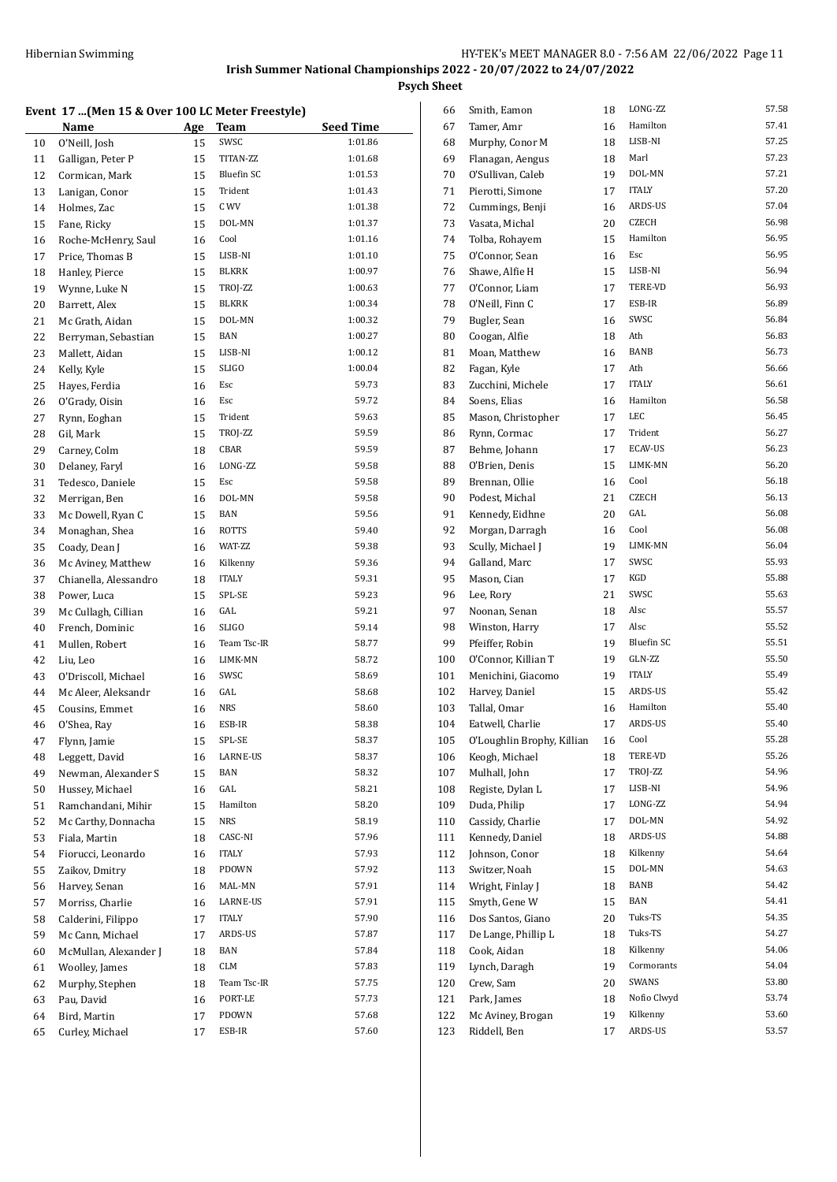**Irish Summer National Championships 2022 - 20/07/2022 to 24/07/2022**

**Psych Sheet**

### Event 17 ...(Men 15 & Over 100 LC Meter Freestyle)

| | Name | Age | Team | Seed Time |
|---|---|---|---|---|
| 10 | O'Neill, Josh | 15 | SWSC | 1:01.86 |
| 11 | Galligan, Peter P | 15 | TITAN-ZZ | 1:01.68 |
| 12 | Cormican, Mark | 15 | Bluefin SC | 1:01.53 |
| 13 | Lanigan, Conor | 15 | Trident | 1:01.43 |
| 14 | Holmes, Zac | 15 | C WV | 1:01.38 |
| 15 | Fane, Ricky | 15 | DOL-MN | 1:01.37 |
| 16 | Roche-McHenry, Saul | 16 | Cool | 1:01.16 |
| 17 | Price, Thomas B | 15 | LISB-NI | 1:01.10 |
| 18 | Hanley, Pierce | 15 | BLKRK | 1:00.97 |
| 19 | Wynne, Luke N | 15 | TROJ-ZZ | 1:00.63 |
| 20 | Barrett, Alex | 15 | BLKRK | 1:00.34 |
| 21 | Mc Grath, Aidan | 15 | DOL-MN | 1:00.32 |
| 22 | Berryman, Sebastian | 15 | BAN | 1:00.27 |
| 23 | Mallett, Aidan | 15 | LISB-NI | 1:00.12 |
| 24 | Kelly, Kyle | 15 | SLIGO | 1:00.04 |
| 25 | Hayes, Ferdia | 16 | Esc | 59.73 |
| 26 | O'Grady, Oisin | 16 | Esc | 59.72 |
| 27 | Rynn, Eoghan | 15 | Trident | 59.63 |
| 28 | Gil, Mark | 15 | TROJ-ZZ | 59.59 |
| 29 | Carney, Colm | 18 | CBAR | 59.59 |
| 30 | Delaney, Faryl | 16 | LONG-ZZ | 59.58 |
| 31 | Tedesco, Daniele | 15 | Esc | 59.58 |
| 32 | Merrigan, Ben | 16 | DOL-MN | 59.58 |
| 33 | Mc Dowell, Ryan C | 15 | BAN | 59.56 |
| 34 | Monaghan, Shea | 16 | ROTTS | 59.40 |
| 35 | Coady, Dean J | 16 | WAT-ZZ | 59.38 |
| 36 | Mc Aviney, Matthew | 16 | Kilkenny | 59.36 |
| 37 | Chianella, Alessandro | 18 | ITALY | 59.31 |
| 38 | Power, Luca | 15 | SPL-SE | 59.23 |
| 39 | Mc Cullagh, Cillian | 16 | GAL | 59.21 |
| 40 | French, Dominic | 16 | SLIGO | 59.14 |
| 41 | Mullen, Robert | 16 | Team Tsc-IR | 58.77 |
| 42 | Liu, Leo | 16 | LIMK-MN | 58.72 |
| 43 | O'Driscoll, Michael | 16 | SWSC | 58.69 |
| 44 | Mc Aleer, Aleksandr | 16 | GAL | 58.68 |
| 45 | Cousins, Emmet | 16 | NRS | 58.60 |
| 46 | O'Shea, Ray | 16 | ESB-IR | 58.38 |
| 47 | Flynn, Jamie | 15 | SPL-SE | 58.37 |
| 48 | Leggett, David | 16 | LARNE-US | 58.37 |
| 49 | Newman, Alexander S | 15 | BAN | 58.32 |
| 50 | Hussey, Michael | 16 | GAL | 58.21 |
| 51 | Ramchandani, Mihir | 15 | Hamilton | 58.20 |
| 52 | Mc Carthy, Donnacha | 15 | NRS | 58.19 |
| 53 | Fiala, Martin | 18 | CASC-NI | 57.96 |
| 54 | Fiorucci, Leonardo | 16 | ITALY | 57.93 |
| 55 | Zaikov, Dmitry | 18 | PDOWN | 57.92 |
| 56 | Harvey, Senan | 16 | MAL-MN | 57.91 |
| 57 | Morriss, Charlie | 16 | LARNE-US | 57.91 |
| 58 | Calderini, Filippo | 17 | ITALY | 57.90 |
| 59 | Mc Cann, Michael | 17 | ARDS-US | 57.87 |
| 60 | McMullan, Alexander J | 18 | BAN | 57.84 |
| 61 | Woolley, James | 18 | CLM | 57.83 |
| 62 | Murphy, Stephen | 18 | Team Tsc-IR | 57.75 |
| 63 | Pau, David | 16 | PORT-LE | 57.73 |
| 64 | Bird, Martin | 17 | PDOWN | 57.68 |
| 65 | Curley, Michael | 17 | ESB-IR | 57.60 |
| 66 | Smith, Eamon | 18 | LONG-ZZ | 57.58 |
| 67 | Tamer, Amr | 16 | Hamilton | 57.41 |
| 68 | Murphy, Conor M | 18 | LISB-NI | 57.25 |
| 69 | Flanagan, Aengus | 18 | Marl | 57.23 |
| 70 | O'Sullivan, Caleb | 19 | DOL-MN | 57.21 |
| 71 | Pierotti, Simone | 17 | ITALY | 57.20 |
| 72 | Cummings, Benji | 16 | ARDS-US | 57.04 |
| 73 | Vasata, Michal | 20 | CZECH | 56.98 |
| 74 | Tolba, Rohayem | 15 | Hamilton | 56.95 |
| 75 | O'Connor, Sean | 16 | Esc | 56.95 |
| 76 | Shawe, Alfie H | 15 | LISB-NI | 56.94 |
| 77 | O'Connor, Liam | 17 | TERE-VD | 56.93 |
| 78 | O'Neill, Finn C | 17 | ESB-IR | 56.89 |
| 79 | Bugler, Sean | 16 | SWSC | 56.84 |
| 80 | Coogan, Alfie | 18 | Ath | 56.83 |
| 81 | Moan, Matthew | 16 | BANB | 56.73 |
| 82 | Fagan, Kyle | 17 | Ath | 56.66 |
| 83 | Zucchini, Michele | 17 | ITALY | 56.61 |
| 84 | Soens, Elias | 16 | Hamilton | 56.58 |
| 85 | Mason, Christopher | 17 | LEC | 56.45 |
| 86 | Rynn, Cormac | 17 | Trident | 56.27 |
| 87 | Behme, Johann | 17 | ECAV-US | 56.23 |
| 88 | O'Brien, Denis | 15 | LIMK-MN | 56.20 |
| 89 | Brennan, Ollie | 16 | Cool | 56.18 |
| 90 | Podest, Michal | 21 | CZECH | 56.13 |
| 91 | Kennedy, Eidhne | 20 | GAL | 56.08 |
| 92 | Morgan, Darragh | 16 | Cool | 56.08 |
| 93 | Scully, Michael J | 19 | LIMK-MN | 56.04 |
| 94 | Galland, Marc | 17 | SWSC | 55.93 |
| 95 | Mason, Cian | 17 | KGD | 55.88 |
| 96 | Lee, Rory | 21 | SWSC | 55.63 |
| 97 | Noonan, Senan | 18 | Alsc | 55.57 |
| 98 | Winston, Harry | 17 | Alsc | 55.52 |
| 99 | Pfeiffer, Robin | 19 | Bluefin SC | 55.51 |
| 100 | O'Connor, Killian T | 19 | GLN-ZZ | 55.50 |
| 101 | Menichini, Giacomo | 19 | ITALY | 55.49 |
| 102 | Harvey, Daniel | 15 | ARDS-US | 55.42 |
| 103 | Tallal, Omar | 16 | Hamilton | 55.40 |
| 104 | Eatwell, Charlie | 17 | ARDS-US | 55.40 |
| 105 | O'Loughlin Brophy, Killian | 16 | Cool | 55.28 |
| 106 | Keogh, Michael | 18 | TERE-VD | 55.26 |
| 107 | Mulhall, John | 17 | TROJ-ZZ | 54.96 |
| 108 | Registe, Dylan L | 17 | LISB-NI | 54.96 |
| 109 | Duda, Philip | 17 | LONG-ZZ | 54.94 |
| 110 | Cassidy, Charlie | 17 | DOL-MN | 54.92 |
| 111 | Kennedy, Daniel | 18 | ARDS-US | 54.88 |
| 112 | Johnson, Conor | 18 | Kilkenny | 54.64 |
| 113 | Switzer, Noah | 15 | DOL-MN | 54.63 |
| 114 | Wright, Finlay J | 18 | BANB | 54.42 |
| 115 | Smyth, Gene W | 15 | BAN | 54.41 |
| 116 | Dos Santos, Giano | 20 | Tuks-TS | 54.35 |
| 117 | De Lange, Phillip L | 18 | Tuks-TS | 54.27 |
| 118 | Cook, Aidan | 18 | Kilkenny | 54.06 |
| 119 | Lynch, Daragh | 19 | Cormorants | 54.04 |
| 120 | Crew, Sam | 20 | SWANS | 53.80 |
| 121 | Park, James | 18 | Nofio Clwyd | 53.74 |
| 122 | Mc Aviney, Brogan | 19 | Kilkenny | 53.60 |
| 123 | Riddell, Ben | 17 | ARDS-US | 53.57 |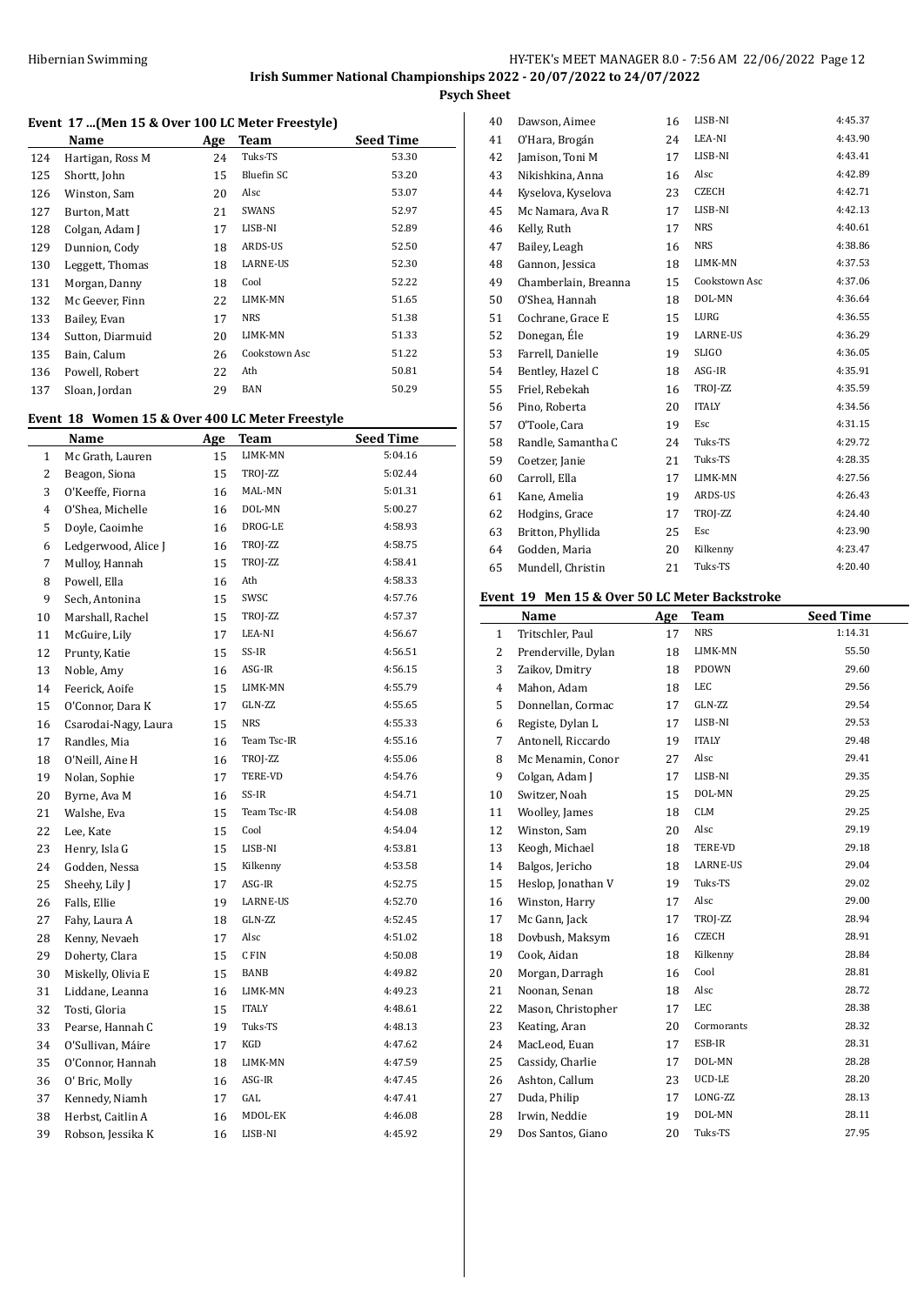# Irish Summer National Championships 2022 - 20/07/2022 to 24/07/2022

## Psych Sheet

### Event 17 ...(Men 15 & Over 100 LC Meter Freestyle)

| | Name | Age | Team | Seed Time |
|---|---|---|---|---|
| 124 | Hartigan, Ross M | 24 | Tuks-TS | 53.30 |
| 125 | Shortt, John | 15 | Bluefin SC | 53.20 |
| 126 | Winston, Sam | 20 | Alsc | 53.07 |
| 127 | Burton, Matt | 21 | SWANS | 52.97 |
| 128 | Colgan, Adam J | 17 | LISB-NI | 52.89 |
| 129 | Dunnion, Cody | 18 | ARDS-US | 52.50 |
| 130 | Leggett, Thomas | 18 | LARNE-US | 52.30 |
| 131 | Morgan, Danny | 18 | Cool | 52.22 |
| 132 | Mc Geever, Finn | 22 | LIMK-MN | 51.65 |
| 133 | Bailey, Evan | 17 | NRS | 51.38 |
| 134 | Sutton, Diarmuid | 20 | LIMK-MN | 51.33 |
| 135 | Bain, Calum | 26 | Cookstown Asc | 51.22 |
| 136 | Powell, Robert | 22 | Ath | 50.81 |
| 137 | Sloan, Jordan | 29 | BAN | 50.29 |

### Event 18 Women 15 & Over 400 LC Meter Freestyle

| | Name | Age | Team | Seed Time |
|---|---|---|---|---|
| 1 | Mc Grath, Lauren | 15 | LIMK-MN | 5:04.16 |
| 2 | Beagon, Siona | 15 | TROJ-ZZ | 5:02.44 |
| 3 | O'Keeffe, Fiorna | 16 | MAL-MN | 5:01.31 |
| 4 | O'Shea, Michelle | 16 | DOL-MN | 5:00.27 |
| 5 | Doyle, Caoimhe | 16 | DROG-LE | 4:58.93 |
| 6 | Ledgerwood, Alice J | 16 | TROJ-ZZ | 4:58.75 |
| 7 | Mulloy, Hannah | 15 | TROJ-ZZ | 4:58.41 |
| 8 | Powell, Ella | 16 | Ath | 4:58.33 |
| 9 | Sech, Antonina | 15 | SWSC | 4:57.76 |
| 10 | Marshall, Rachel | 15 | TROJ-ZZ | 4:57.37 |
| 11 | McGuire, Lily | 17 | LEA-NI | 4:56.67 |
| 12 | Prunty, Katie | 15 | SS-IR | 4:56.51 |
| 13 | Noble, Amy | 16 | ASG-IR | 4:56.15 |
| 14 | Feerick, Aoife | 15 | LIMK-MN | 4:55.79 |
| 15 | O'Connor, Dara K | 17 | GLN-ZZ | 4:55.65 |
| 16 | Csarodai-Nagy, Laura | 15 | NRS | 4:55.33 |
| 17 | Randles, Mia | 16 | Team Tsc-IR | 4:55.16 |
| 18 | O'Neill, Aine H | 16 | TROJ-ZZ | 4:55.06 |
| 19 | Nolan, Sophie | 17 | TERE-VD | 4:54.76 |
| 20 | Byrne, Ava M | 16 | SS-IR | 4:54.71 |
| 21 | Walshe, Eva | 15 | Team Tsc-IR | 4:54.08 |
| 22 | Lee, Kate | 15 | Cool | 4:54.04 |
| 23 | Henry, Isla G | 15 | LISB-NI | 4:53.81 |
| 24 | Godden, Nessa | 15 | Kilkenny | 4:53.58 |
| 25 | Sheehy, Lily J | 17 | ASG-IR | 4:52.75 |
| 26 | Falls, Ellie | 19 | LARNE-US | 4:52.70 |
| 27 | Fahy, Laura A | 18 | GLN-ZZ | 4:52.45 |
| 28 | Kenny, Nevaeh | 17 | Alsc | 4:51.02 |
| 29 | Doherty, Clara | 15 | C FIN | 4:50.08 |
| 30 | Miskelly, Olivia E | 15 | BANB | 4:49.82 |
| 31 | Liddane, Leanna | 16 | LIMK-MN | 4:49.23 |
| 32 | Tosti, Gloria | 15 | ITALY | 4:48.61 |
| 33 | Pearse, Hannah C | 19 | Tuks-TS | 4:48.13 |
| 34 | O'Sullivan, Máire | 17 | KGD | 4:47.62 |
| 35 | O'Connor, Hannah | 18 | LIMK-MN | 4:47.59 |
| 36 | O' Bric, Molly | 16 | ASG-IR | 4:47.45 |
| 37 | Kennedy, Niamh | 17 | GAL | 4:47.41 |
| 38 | Herbst, Caitlin A | 16 | MDOL-EK | 4:46.08 |
| 39 | Robson, Jessika K | 16 | LISB-NI | 4:45.92 |
| 40 | Dawson, Aimee | 16 | LISB-NI | 4:45.37 |
| 41 | O'Hara, Brogán | 24 | LEA-NI | 4:43.90 |
| 42 | Jamison, Toni M | 17 | LISB-NI | 4:43.41 |
| 43 | Nikishkina, Anna | 16 | Alsc | 4:42.89 |
| 44 | Kyselova, Kyselova | 23 | CZECH | 4:42.71 |
| 45 | Mc Namara, Ava R | 17 | LISB-NI | 4:42.13 |
| 46 | Kelly, Ruth | 17 | NRS | 4:40.61 |
| 47 | Bailey, Leagh | 16 | NRS | 4:38.86 |
| 48 | Gannon, Jessica | 18 | LIMK-MN | 4:37.53 |
| 49 | Chamberlain, Breanna | 15 | Cookstown Asc | 4:37.06 |
| 50 | O'Shea, Hannah | 18 | DOL-MN | 4:36.64 |
| 51 | Cochrane, Grace E | 15 | LURG | 4:36.55 |
| 52 | Donegan, Éle | 19 | LARNE-US | 4:36.29 |
| 53 | Farrell, Danielle | 19 | SLIGO | 4:36.05 |
| 54 | Bentley, Hazel C | 18 | ASG-IR | 4:35.91 |
| 55 | Friel, Rebekah | 16 | TROJ-ZZ | 4:35.59 |
| 56 | Pino, Roberta | 20 | ITALY | 4:34.56 |
| 57 | O'Toole, Cara | 19 | Esc | 4:31.15 |
| 58 | Randle, Samantha C | 24 | Tuks-TS | 4:29.72 |
| 59 | Coetzer, Janie | 21 | Tuks-TS | 4:28.35 |
| 60 | Carroll, Ella | 17 | LIMK-MN | 4:27.56 |
| 61 | Kane, Amelia | 19 | ARDS-US | 4:26.43 |
| 62 | Hodgins, Grace | 17 | TROJ-ZZ | 4:24.40 |
| 63 | Britton, Phyllida | 25 | Esc | 4:23.90 |
| 64 | Godden, Maria | 20 | Kilkenny | 4:23.47 |
| 65 | Mundell, Christin | 21 | Tuks-TS | 4:20.40 |

### Event 19 Men 15 & Over 50 LC Meter Backstroke

| | Name | Age | Team | Seed Time |
|---|---|---|---|---|
| 1 | Tritschler, Paul | 17 | NRS | 1:14.31 |
| 2 | Prenderville, Dylan | 18 | LIMK-MN | 55.50 |
| 3 | Zaikov, Dmitry | 18 | PDOWN | 29.60 |
| 4 | Mahon, Adam | 18 | LEC | 29.56 |
| 5 | Donnellan, Cormac | 17 | GLN-ZZ | 29.54 |
| 6 | Registe, Dylan L | 17 | LISB-NI | 29.53 |
| 7 | Antonell, Riccardo | 19 | ITALY | 29.48 |
| 8 | Mc Menamin, Conor | 27 | Alsc | 29.41 |
| 9 | Colgan, Adam J | 17 | LISB-NI | 29.35 |
| 10 | Switzer, Noah | 15 | DOL-MN | 29.25 |
| 11 | Woolley, James | 18 | CLM | 29.25 |
| 12 | Winston, Sam | 20 | Alsc | 29.19 |
| 13 | Keogh, Michael | 18 | TERE-VD | 29.18 |
| 14 | Balgos, Jericho | 18 | LARNE-US | 29.04 |
| 15 | Heslop, Jonathan V | 19 | Tuks-TS | 29.02 |
| 16 | Winston, Harry | 17 | Alsc | 29.00 |
| 17 | Mc Gann, Jack | 17 | TROJ-ZZ | 28.94 |
| 18 | Dovbush, Maksym | 16 | CZECH | 28.91 |
| 19 | Cook, Aidan | 18 | Kilkenny | 28.84 |
| 20 | Morgan, Darragh | 16 | Cool | 28.81 |
| 21 | Noonan, Senan | 18 | Alsc | 28.72 |
| 22 | Mason, Christopher | 17 | LEC | 28.38 |
| 23 | Keating, Aran | 20 | Cormorants | 28.32 |
| 24 | MacLeod, Euan | 17 | ESB-IR | 28.31 |
| 25 | Cassidy, Charlie | 17 | DOL-MN | 28.28 |
| 26 | Ashton, Callum | 23 | UCD-LE | 28.20 |
| 27 | Duda, Philip | 17 | LONG-ZZ | 28.13 |
| 28 | Irwin, Neddie | 19 | DOL-MN | 28.11 |
| 29 | Dos Santos, Giano | 20 | Tuks-TS | 27.95 |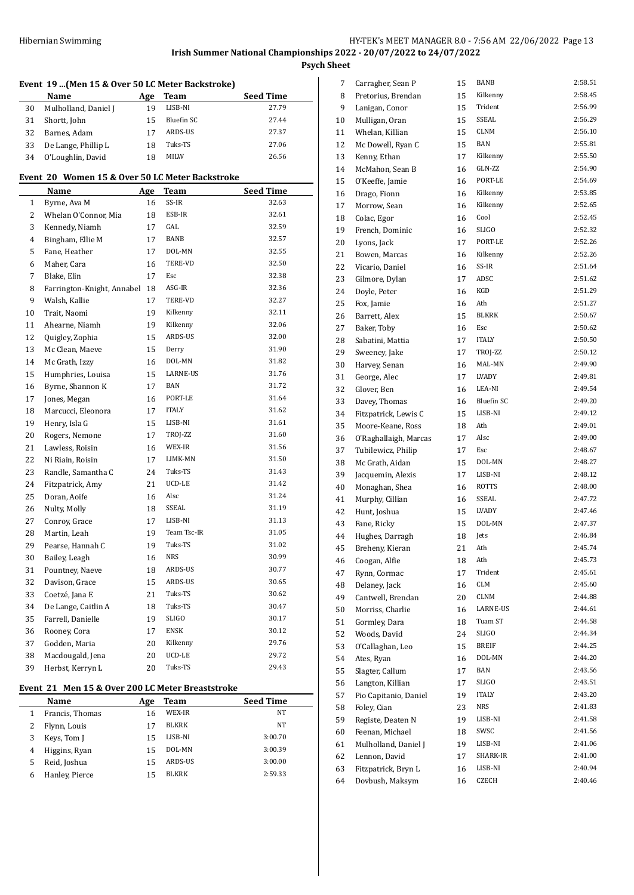# Irish Summer National Championships 2022 - 20/07/2022 to 24/07/2022

## Psych Sheet

### Event 19 ...(Men 15 & Over 50 LC Meter Backstroke)

| | Name | Age | Team | Seed Time |
|---|---|---|---|---|
| 30 | Mulholland, Daniel J | 19 | LISB-NI | 27.79 |
| 31 | Shortt, John | 15 | Bluefin SC | 27.44 |
| 32 | Barnes, Adam | 17 | ARDS-US | 27.37 |
| 33 | De Lange, Phillip L | 18 | Tuks-TS | 27.06 |
| 34 | O'Loughlin, David | 18 | MILW | 26.56 |

### Event 20 Women 15 & Over 50 LC Meter Backstroke

| | Name | Age | Team | Seed Time |
|---|---|---|---|---|
| 1 | Byrne, Ava M | 16 | SS-IR | 32.63 |
| 2 | Whelan O'Connor, Mia | 18 | ESB-IR | 32.61 |
| 3 | Kennedy, Niamh | 17 | GAL | 32.59 |
| 4 | Bingham, Ellie M | 17 | BANB | 32.57 |
| 5 | Fane, Heather | 17 | DOL-MN | 32.55 |
| 6 | Maher, Cara | 16 | TERE-VD | 32.50 |
| 7 | Blake, Elin | 17 | Esc | 32.38 |
| 8 | Farrington-Knight, Annabel | 18 | ASG-IR | 32.36 |
| 9 | Walsh, Kallie | 17 | TERE-VD | 32.27 |
| 10 | Trait, Naomi | 19 | Kilkenny | 32.11 |
| 11 | Ahearne, Niamh | 19 | Kilkenny | 32.06 |
| 12 | Quigley, Zophia | 15 | ARDS-US | 32.00 |
| 13 | Mc Clean, Maeve | 15 | Derry | 31.90 |
| 14 | Mc Grath, Izzy | 16 | DOL-MN | 31.82 |
| 15 | Humphries, Louisa | 15 | LARNE-US | 31.76 |
| 16 | Byrne, Shannon K | 17 | BAN | 31.72 |
| 17 | Jones, Megan | 16 | PORT-LE | 31.64 |
| 18 | Marcucci, Eleonora | 17 | ITALY | 31.62 |
| 19 | Henry, Isla G | 15 | LISB-NI | 31.61 |
| 20 | Rogers, Nemone | 17 | TROJ-ZZ | 31.60 |
| 21 | Lawless, Roisin | 16 | WEX-IR | 31.56 |
| 22 | Ni Riain, Roisin | 17 | LIMK-MN | 31.50 |
| 23 | Randle, Samantha C | 24 | Tuks-TS | 31.43 |
| 24 | Fitzpatrick, Amy | 21 | UCD-LE | 31.42 |
| 25 | Doran, Aoife | 16 | Alsc | 31.24 |
| 26 | Nulty, Molly | 18 | SSEAL | 31.19 |
| 27 | Conroy, Grace | 17 | LISB-NI | 31.13 |
| 28 | Martin, Leah | 19 | Team Tsc-IR | 31.05 |
| 29 | Pearse, Hannah C | 19 | Tuks-TS | 31.02 |
| 30 | Bailey, Leagh | 16 | NRS | 30.99 |
| 31 | Pountney, Naeve | 18 | ARDS-US | 30.77 |
| 32 | Davison, Grace | 15 | ARDS-US | 30.65 |
| 33 | Coetzé, Jana E | 21 | Tuks-TS | 30.62 |
| 34 | De Lange, Caitlin A | 18 | Tuks-TS | 30.47 |
| 35 | Farrell, Danielle | 19 | SLIGO | 30.17 |
| 36 | Rooney, Cora | 17 | ENSK | 30.12 |
| 37 | Godden, Maria | 20 | Kilkenny | 29.76 |
| 38 | Macdougald, Jena | 20 | UCD-LE | 29.72 |
| 39 | Herbst, Kerryn L | 20 | Tuks-TS | 29.43 |

### Event 21 Men 15 & Over 200 LC Meter Breaststroke

| | Name | Age | Team | Seed Time |
|---|---|---|---|---|
| 1 | Francis, Thomas | 16 | WEX-IR | NT |
| 2 | Flynn, Louis | 17 | BLKRK | NT |
| 3 | Keys, Tom J | 15 | LISB-NI | 3:00.70 |
| 4 | Higgins, Ryan | 15 | DOL-MN | 3:00.39 |
| 5 | Reid, Joshua | 15 | ARDS-US | 3:00.00 |
| 6 | Hanley, Pierce | 15 | BLKRK | 2:59.33 |
| 7 | Carragher, Sean P | 15 | BANB | 2:58.51 |
| 8 | Pretorius, Brendan | 15 | Kilkenny | 2:58.45 |
| 9 | Lanigan, Conor | 15 | Trident | 2:56.99 |
| 10 | Mulligan, Oran | 15 | SSEAL | 2:56.29 |
| 11 | Whelan, Killian | 15 | CLNM | 2:56.10 |
| 12 | Mc Dowell, Ryan C | 15 | BAN | 2:55.81 |
| 13 | Kenny, Ethan | 17 | Kilkenny | 2:55.50 |
| 14 | McMahon, Sean B | 16 | GLN-ZZ | 2:54.90 |
| 15 | O'Keeffe, Jamie | 16 | PORT-LE | 2:54.69 |
| 16 | Drago, Fionn | 16 | Kilkenny | 2:53.85 |
| 17 | Morrow, Sean | 16 | Kilkenny | 2:52.65 |
| 18 | Colac, Egor | 16 | Cool | 2:52.45 |
| 19 | French, Dominic | 16 | SLIGO | 2:52.32 |
| 20 | Lyons, Jack | 17 | PORT-LE | 2:52.26 |
| 21 | Bowen, Marcas | 16 | Kilkenny | 2:52.26 |
| 22 | Vicario, Daniel | 16 | SS-IR | 2:51.64 |
| 23 | Gilmore, Dylan | 17 | ADSC | 2:51.62 |
| 24 | Doyle, Peter | 16 | KGD | 2:51.29 |
| 25 | Fox, Jamie | 16 | Ath | 2:51.27 |
| 26 | Barrett, Alex | 15 | BLKRK | 2:50.67 |
| 27 | Baker, Toby | 16 | Esc | 2:50.62 |
| 28 | Sabatini, Mattia | 17 | ITALY | 2:50.50 |
| 29 | Sweeney, Jake | 17 | TROJ-ZZ | 2:50.12 |
| 30 | Harvey, Senan | 16 | MAL-MN | 2:49.90 |
| 31 | George, Alec | 17 | LVADY | 2:49.81 |
| 32 | Glover, Ben | 16 | LEA-NI | 2:49.54 |
| 33 | Davey, Thomas | 16 | Bluefin SC | 2:49.20 |
| 34 | Fitzpatrick, Lewis C | 15 | LISB-NI | 2:49.12 |
| 35 | Moore-Keane, Ross | 18 | Ath | 2:49.01 |
| 36 | O'Raghallaigh, Marcas | 17 | Alsc | 2:49.00 |
| 37 | Tubilewicz, Philip | 17 | Esc | 2:48.67 |
| 38 | Mc Grath, Aidan | 15 | DOL-MN | 2:48.27 |
| 39 | Jacquemin, Alexis | 17 | LISB-NI | 2:48.12 |
| 40 | Monaghan, Shea | 16 | ROTTS | 2:48.00 |
| 41 | Murphy, Cillian | 16 | SSEAL | 2:47.72 |
| 42 | Hunt, Joshua | 15 | LVADY | 2:47.46 |
| 43 | Fane, Ricky | 15 | DOL-MN | 2:47.37 |
| 44 | Hughes, Darragh | 18 | Jets | 2:46.84 |
| 45 | Breheny, Kieran | 21 | Ath | 2:45.74 |
| 46 | Coogan, Alfie | 18 | Ath | 2:45.73 |
| 47 | Rynn, Cormac | 17 | Trident | 2:45.61 |
| 48 | Delaney, Jack | 16 | CLM | 2:45.60 |
| 49 | Cantwell, Brendan | 20 | CLNM | 2:44.88 |
| 50 | Morriss, Charlie | 16 | LARNE-US | 2:44.61 |
| 51 | Gormley, Dara | 18 | Tuam ST | 2:44.58 |
| 52 | Woods, David | 24 | SLIGO | 2:44.34 |
| 53 | O'Callaghan, Leo | 15 | BREIF | 2:44.25 |
| 54 | Ates, Ryan | 16 | DOL-MN | 2:44.20 |
| 55 | Slagter, Callum | 17 | BAN | 2:43.56 |
| 56 | Langton, Killian | 17 | SLIGO | 2:43.51 |
| 57 | Pio Capitanio, Daniel | 19 | ITALY | 2:43.20 |
| 58 | Foley, Cian | 23 | NRS | 2:41.83 |
| 59 | Registe, Deaten N | 19 | LISB-NI | 2:41.58 |
| 60 | Feenan, Michael | 18 | SWSC | 2:41.56 |
| 61 | Mulholland, Daniel J | 19 | LISB-NI | 2:41.06 |
| 62 | Lennon, David | 17 | SHARK-IR | 2:41.00 |
| 63 | Fitzpatrick, Bryn L | 16 | LISB-NI | 2:40.94 |
| 64 | Dovbush, Maksym | 16 | CZECH | 2:40.46 |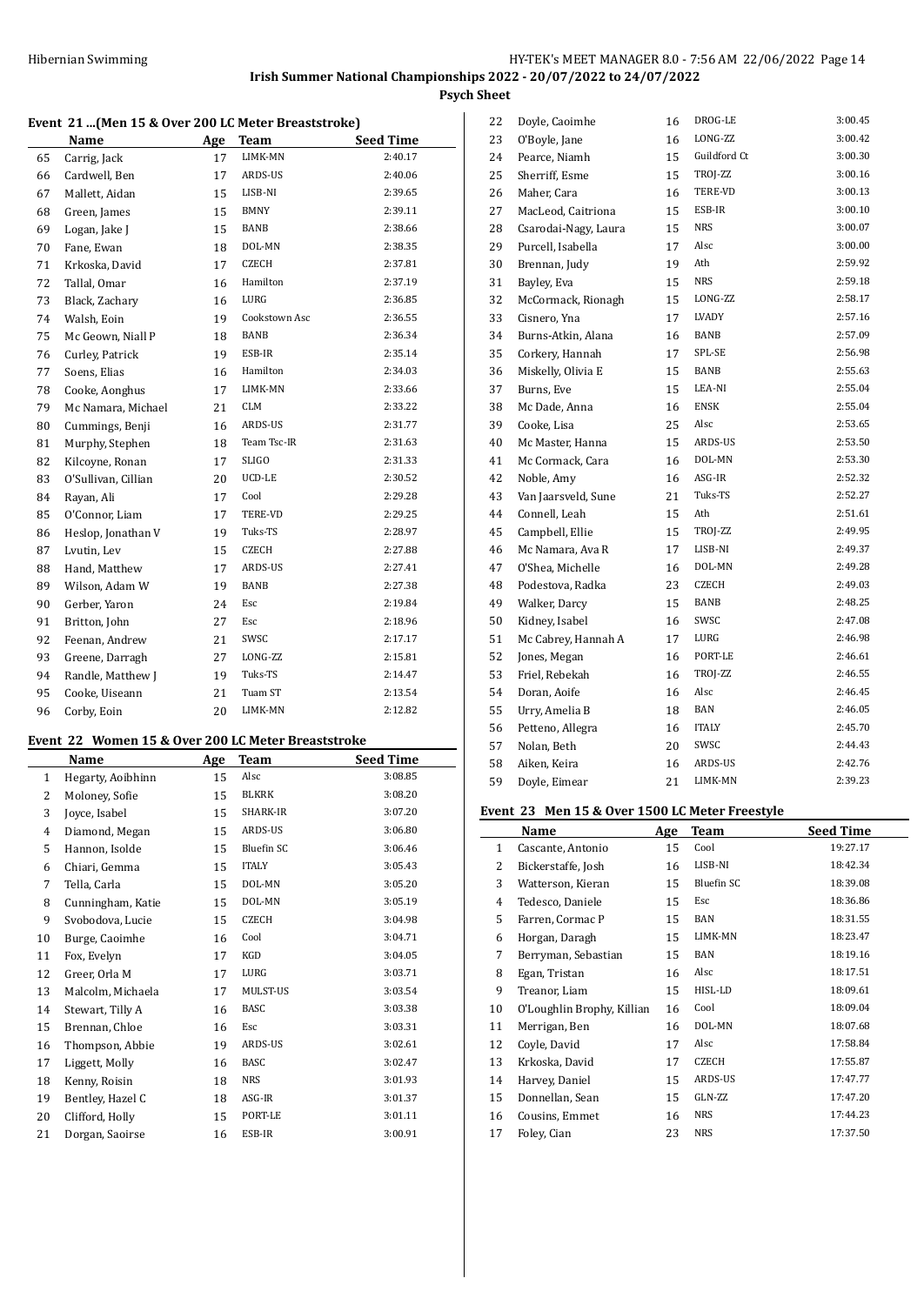Irish Summer National Championships 2022 - 20/07/2022 to 24/07/2022

**Psych Sheet**

### Event 21 ...(Men 15 & Over 200 LC Meter Breaststroke)

| | Name | Age | Team | Seed Time |
|---|---|---|---|---|
| 65 | Carrig, Jack | 17 | LIMK-MN | 2:40.17 |
| 66 | Cardwell, Ben | 17 | ARDS-US | 2:40.06 |
| 67 | Mallett, Aidan | 15 | LISB-NI | 2:39.65 |
| 68 | Green, James | 15 | BMNY | 2:39.11 |
| 69 | Logan, Jake J | 15 | BANB | 2:38.66 |
| 70 | Fane, Ewan | 18 | DOL-MN | 2:38.35 |
| 71 | Krkoska, David | 17 | CZECH | 2:37.81 |
| 72 | Tallal, Omar | 16 | Hamilton | 2:37.19 |
| 73 | Black, Zachary | 16 | LURG | 2:36.85 |
| 74 | Walsh, Eoin | 19 | Cookstown Asc | 2:36.55 |
| 75 | Mc Geown, Niall P | 18 | BANB | 2:36.34 |
| 76 | Curley, Patrick | 19 | ESB-IR | 2:35.14 |
| 77 | Soens, Elias | 16 | Hamilton | 2:34.03 |
| 78 | Cooke, Aonghus | 17 | LIMK-MN | 2:33.66 |
| 79 | Mc Namara, Michael | 21 | CLM | 2:33.22 |
| 80 | Cummings, Benji | 16 | ARDS-US | 2:31.77 |
| 81 | Murphy, Stephen | 18 | Team Tsc-IR | 2:31.63 |
| 82 | Kilcoyne, Ronan | 17 | SLIGO | 2:31.33 |
| 83 | O'Sullivan, Cillian | 20 | UCD-LE | 2:30.52 |
| 84 | Rayan, Ali | 17 | Cool | 2:29.28 |
| 85 | O'Connor, Liam | 17 | TERE-VD | 2:29.25 |
| 86 | Heslop, Jonathan V | 19 | Tuks-TS | 2:28.97 |
| 87 | Lvutin, Lev | 15 | CZECH | 2:27.88 |
| 88 | Hand, Matthew | 17 | ARDS-US | 2:27.41 |
| 89 | Wilson, Adam W | 19 | BANB | 2:27.38 |
| 90 | Gerber, Yaron | 24 | Esc | 2:19.84 |
| 91 | Britton, John | 27 | Esc | 2:18.96 |
| 92 | Feenan, Andrew | 21 | SWSC | 2:17.17 |
| 93 | Greene, Darragh | 27 | LONG-ZZ | 2:15.81 |
| 94 | Randle, Matthew J | 19 | Tuks-TS | 2:14.47 |
| 95 | Cooke, Uiseann | 21 | Tuam ST | 2:13.54 |
| 96 | Corby, Eoin | 20 | LIMK-MN | 2:12.82 |

### Event 22 Women 15 & Over 200 LC Meter Breaststroke

| | Name | Age | Team | Seed Time |
|---|---|---|---|---|
| 1 | Hegarty, Aoibhinn | 15 | Alsc | 3:08.85 |
| 2 | Moloney, Sofie | 15 | BLKRK | 3:08.20 |
| 3 | Joyce, Isabel | 15 | SHARK-IR | 3:07.20 |
| 4 | Diamond, Megan | 15 | ARDS-US | 3:06.80 |
| 5 | Hannon, Isolde | 15 | Bluefin SC | 3:06.46 |
| 6 | Chiari, Gemma | 15 | ITALY | 3:05.43 |
| 7 | Tella, Carla | 15 | DOL-MN | 3:05.20 |
| 8 | Cunningham, Katie | 15 | DOL-MN | 3:05.19 |
| 9 | Svobodova, Lucie | 15 | CZECH | 3:04.98 |
| 10 | Burge, Caoimhe | 16 | Cool | 3:04.71 |
| 11 | Fox, Evelyn | 17 | KGD | 3:04.05 |
| 12 | Greer, Orla M | 17 | LURG | 3:03.71 |
| 13 | Malcolm, Michaela | 17 | MULST-US | 3:03.54 |
| 14 | Stewart, Tilly A | 16 | BASC | 3:03.38 |
| 15 | Brennan, Chloe | 16 | Esc | 3:03.31 |
| 16 | Thompson, Abbie | 19 | ARDS-US | 3:02.61 |
| 17 | Liggett, Molly | 16 | BASC | 3:02.47 |
| 18 | Kenny, Roisin | 18 | NRS | 3:01.93 |
| 19 | Bentley, Hazel C | 18 | ASG-IR | 3:01.37 |
| 20 | Clifford, Holly | 15 | PORT-LE | 3:01.11 |
| 21 | Dorgan, Saoirse | 16 | ESB-IR | 3:00.91 |
| 22 | Doyle, Caoimhe | 16 | DROG-LE | 3:00.45 |
| 23 | O'Boyle, Jane | 16 | LONG-ZZ | 3:00.42 |
| 24 | Pearce, Niamh | 15 | Guildford Ct | 3:00.30 |
| 25 | Sherriff, Esme | 15 | TROJ-ZZ | 3:00.16 |
| 26 | Maher, Cara | 16 | TERE-VD | 3:00.13 |
| 27 | MacLeod, Caitriona | 15 | ESB-IR | 3:00.10 |
| 28 | Csarodai-Nagy, Laura | 15 | NRS | 3:00.07 |
| 29 | Purcell, Isabella | 17 | Alsc | 3:00.00 |
| 30 | Brennan, Judy | 19 | Ath | 2:59.92 |
| 31 | Bayley, Eva | 15 | NRS | 2:59.18 |
| 32 | McCormack, Rionagh | 15 | LONG-ZZ | 2:58.17 |
| 33 | Cisnero, Yna | 17 | LVADY | 2:57.16 |
| 34 | Burns-Atkin, Alana | 16 | BANB | 2:57.09 |
| 35 | Corkery, Hannah | 17 | SPL-SE | 2:56.98 |
| 36 | Miskelly, Olivia E | 15 | BANB | 2:55.63 |
| 37 | Burns, Eve | 15 | LEA-NI | 2:55.04 |
| 38 | Mc Dade, Anna | 16 | ENSK | 2:55.04 |
| 39 | Cooke, Lisa | 25 | Alsc | 2:53.65 |
| 40 | Mc Master, Hanna | 15 | ARDS-US | 2:53.50 |
| 41 | Mc Cormack, Cara | 16 | DOL-MN | 2:53.30 |
| 42 | Noble, Amy | 16 | ASG-IR | 2:52.32 |
| 43 | Van Jaarsveld, Sune | 21 | Tuks-TS | 2:52.27 |
| 44 | Connell, Leah | 15 | Ath | 2:51.61 |
| 45 | Campbell, Ellie | 15 | TROJ-ZZ | 2:49.95 |
| 46 | Mc Namara, Ava R | 17 | LISB-NI | 2:49.37 |
| 47 | O'Shea, Michelle | 16 | DOL-MN | 2:49.28 |
| 48 | Podestova, Radka | 23 | CZECH | 2:49.03 |
| 49 | Walker, Darcy | 15 | BANB | 2:48.25 |
| 50 | Kidney, Isabel | 16 | SWSC | 2:47.08 |
| 51 | Mc Cabrey, Hannah A | 17 | LURG | 2:46.98 |
| 52 | Jones, Megan | 16 | PORT-LE | 2:46.61 |
| 53 | Friel, Rebekah | 16 | TROJ-ZZ | 2:46.55 |
| 54 | Doran, Aoife | 16 | Alsc | 2:46.45 |
| 55 | Urry, Amelia B | 18 | BAN | 2:46.05 |
| 56 | Petteno, Allegra | 16 | ITALY | 2:45.70 |
| 57 | Nolan, Beth | 20 | SWSC | 2:44.43 |
| 58 | Aiken, Keira | 16 | ARDS-US | 2:42.76 |
| 59 | Doyle, Eimear | 21 | LIMK-MN | 2:39.23 |

### Event 23 Men 15 & Over 1500 LC Meter Freestyle

| | Name | Age | Team | Seed Time |
|---|---|---|---|---|
| 1 | Cascante, Antonio | 15 | Cool | 19:27.17 |
| 2 | Bickerstaffe, Josh | 16 | LISB-NI | 18:42.34 |
| 3 | Watterson, Kieran | 15 | Bluefin SC | 18:39.08 |
| 4 | Tedesco, Daniele | 15 | Esc | 18:36.86 |
| 5 | Farren, Cormac P | 15 | BAN | 18:31.55 |
| 6 | Horgan, Daragh | 15 | LIMK-MN | 18:23.47 |
| 7 | Berryman, Sebastian | 15 | BAN | 18:19.16 |
| 8 | Egan, Tristan | 16 | Alsc | 18:17.51 |
| 9 | Treanor, Liam | 15 | HISL-LD | 18:09.61 |
| 10 | O'Loughlin Brophy, Killian | 16 | Cool | 18:09.04 |
| 11 | Merrigan, Ben | 16 | DOL-MN | 18:07.68 |
| 12 | Coyle, David | 17 | Alsc | 17:58.84 |
| 13 | Krkoska, David | 17 | CZECH | 17:55.87 |
| 14 | Harvey, Daniel | 15 | ARDS-US | 17:47.77 |
| 15 | Donnellan, Sean | 15 | GLN-ZZ | 17:47.20 |
| 16 | Cousins, Emmet | 16 | NRS | 17:44.23 |
| 17 | Foley, Cian | 23 | NRS | 17:37.50 |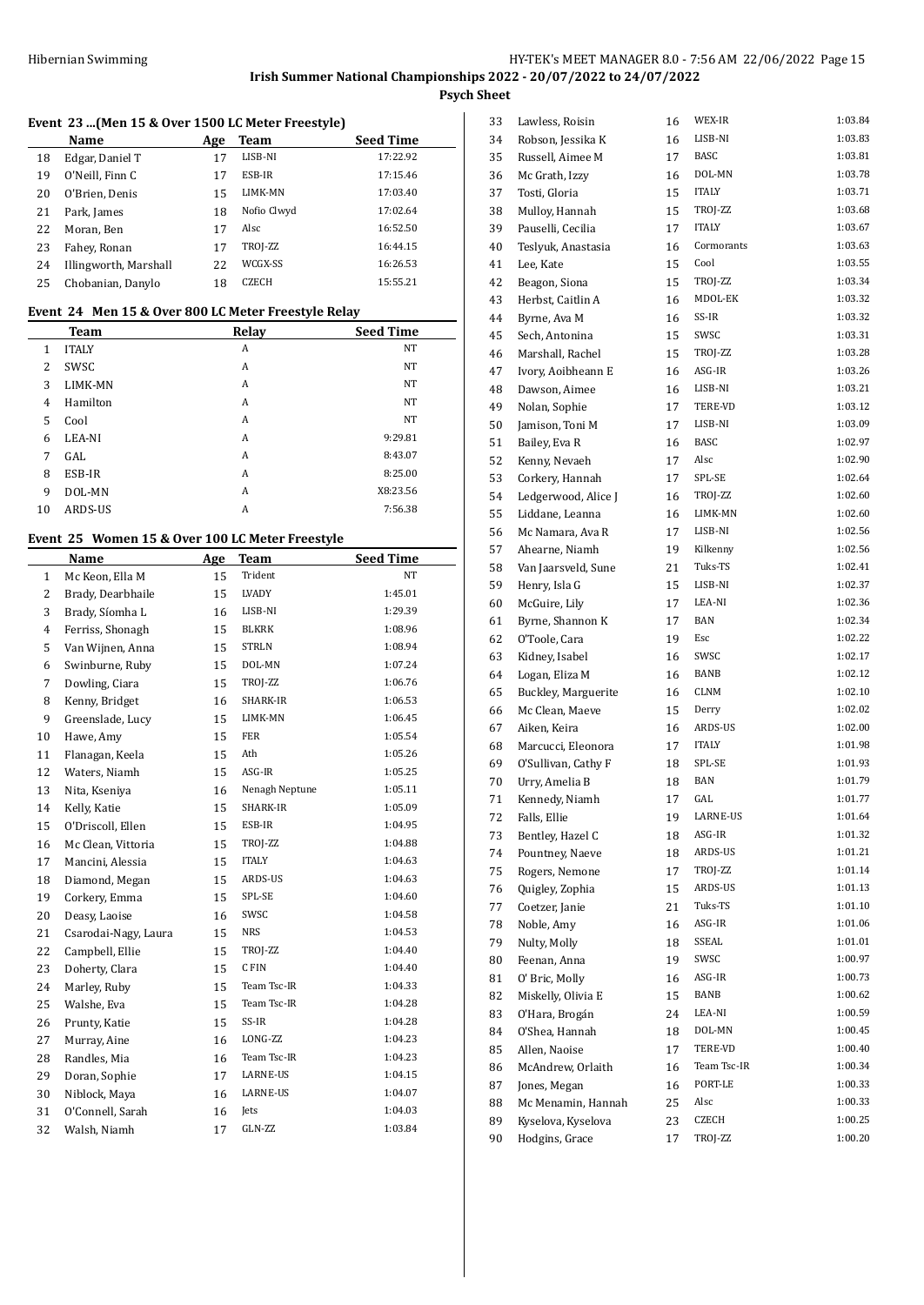## Irish Summer National Championships 2022 - 20/07/2022 to 24/07/2022

### Psych Sheet

#### Event 23 ...(Men 15 & Over 1500 LC Meter Freestyle)

| | Name | Age | Team | Seed Time |
|---|---|---|---|---|
| 18 | Edgar, Daniel T | 17 | LISB-NI | 17:22.92 |
| 19 | O'Neill, Finn C | 17 | ESB-IR | 17:15.46 |
| 20 | O'Brien, Denis | 15 | LIMK-MN | 17:03.40 |
| 21 | Park, James | 18 | Nofio Clwyd | 17:02.64 |
| 22 | Moran, Ben | 17 | Alsc | 16:52.50 |
| 23 | Fahey, Ronan | 17 | TROJ-ZZ | 16:44.15 |
| 24 | Illingworth, Marshall | 22 | WCGX-SS | 16:26.53 |
| 25 | Chobanian, Danylo | 18 | CZECH | 15:55.21 |

#### Event 24 Men 15 & Over 800 LC Meter Freestyle Relay

| | Team | Relay | Seed Time |
|---|---|---|---|
| 1 | ITALY | A | NT |
| 2 | SWSC | A | NT |
| 3 | LIMK-MN | A | NT |
| 4 | Hamilton | A | NT |
| 5 | Cool | A | NT |
| 6 | LEA-NI | A | 9:29.81 |
| 7 | GAL | A | 8:43.07 |
| 8 | ESB-IR | A | 8:25.00 |
| 9 | DOL-MN | A | X8:23.56 |
| 10 | ARDS-US | A | 7:56.38 |

#### Event 25 Women 15 & Over 100 LC Meter Freestyle

| | Name | Age | Team | Seed Time |
|---|---|---|---|---|
| 1 | Mc Keon, Ella M | 15 | Trident | NT |
| 2 | Brady, Dearbhaile | 15 | LVADY | 1:45.01 |
| 3 | Brady, Síomha L | 16 | LISB-NI | 1:29.39 |
| 4 | Ferriss, Shonagh | 15 | BLKRK | 1:08.96 |
| 5 | Van Wijnen, Anna | 15 | STRLN | 1:08.94 |
| 6 | Swinburne, Ruby | 15 | DOL-MN | 1:07.24 |
| 7 | Dowling, Ciara | 15 | TROJ-ZZ | 1:06.76 |
| 8 | Kenny, Bridget | 16 | SHARK-IR | 1:06.53 |
| 9 | Greenslade, Lucy | 15 | LIMK-MN | 1:06.45 |
| 10 | Hawe, Amy | 15 | FER | 1:05.54 |
| 11 | Flanagan, Keela | 15 | Ath | 1:05.26 |
| 12 | Waters, Niamh | 15 | ASG-IR | 1:05.25 |
| 13 | Nita, Kseniya | 16 | Nenagh Neptune | 1:05.11 |
| 14 | Kelly, Katie | 15 | SHARK-IR | 1:05.09 |
| 15 | O'Driscoll, Ellen | 15 | ESB-IR | 1:04.95 |
| 16 | Mc Clean, Vittoria | 15 | TROJ-ZZ | 1:04.88 |
| 17 | Mancini, Alessia | 15 | ITALY | 1:04.63 |
| 18 | Diamond, Megan | 15 | ARDS-US | 1:04.63 |
| 19 | Corkery, Emma | 15 | SPL-SE | 1:04.60 |
| 20 | Deasy, Laoise | 16 | SWSC | 1:04.58 |
| 21 | Csarodai-Nagy, Laura | 15 | NRS | 1:04.53 |
| 22 | Campbell, Ellie | 15 | TROJ-ZZ | 1:04.40 |
| 23 | Doherty, Clara | 15 | C FIN | 1:04.40 |
| 24 | Marley, Ruby | 15 | Team Tsc-IR | 1:04.33 |
| 25 | Walshe, Eva | 15 | Team Tsc-IR | 1:04.28 |
| 26 | Prunty, Katie | 15 | SS-IR | 1:04.28 |
| 27 | Murray, Aine | 16 | LONG-ZZ | 1:04.23 |
| 28 | Randles, Mia | 16 | Team Tsc-IR | 1:04.23 |
| 29 | Doran, Sophie | 17 | LARNE-US | 1:04.15 |
| 30 | Niblock, Maya | 16 | LARNE-US | 1:04.07 |
| 31 | O'Connell, Sarah | 16 | Jets | 1:04.03 |
| 32 | Walsh, Niamh | 17 | GLN-ZZ | 1:03.84 |
| 33 | Lawless, Roisin | 16 | WEX-IR | 1:03.84 |
| 34 | Robson, Jessika K | 16 | LISB-NI | 1:03.83 |
| 35 | Russell, Aimee M | 17 | BASC | 1:03.81 |
| 36 | Mc Grath, Izzy | 16 | DOL-MN | 1:03.78 |
| 37 | Tosti, Gloria | 15 | ITALY | 1:03.71 |
| 38 | Mulloy, Hannah | 15 | TROJ-ZZ | 1:03.68 |
| 39 | Pauselli, Cecilia | 17 | ITALY | 1:03.67 |
| 40 | Teslyuk, Anastasia | 16 | Cormorants | 1:03.63 |
| 41 | Lee, Kate | 15 | Cool | 1:03.55 |
| 42 | Beagon, Siona | 15 | TROJ-ZZ | 1:03.34 |
| 43 | Herbst, Caitlin A | 16 | MDOL-EK | 1:03.32 |
| 44 | Byrne, Ava M | 16 | SS-IR | 1:03.32 |
| 45 | Sech, Antonina | 15 | SWSC | 1:03.31 |
| 46 | Marshall, Rachel | 15 | TROJ-ZZ | 1:03.28 |
| 47 | Ivory, Aoibheann E | 16 | ASG-IR | 1:03.26 |
| 48 | Dawson, Aimee | 16 | LISB-NI | 1:03.21 |
| 49 | Nolan, Sophie | 17 | TERE-VD | 1:03.12 |
| 50 | Jamison, Toni M | 17 | LISB-NI | 1:03.09 |
| 51 | Bailey, Eva R | 16 | BASC | 1:02.97 |
| 52 | Kenny, Nevaeh | 17 | Alsc | 1:02.90 |
| 53 | Corkery, Hannah | 17 | SPL-SE | 1:02.64 |
| 54 | Ledgerwood, Alice J | 16 | TROJ-ZZ | 1:02.60 |
| 55 | Liddane, Leanna | 16 | LIMK-MN | 1:02.60 |
| 56 | Mc Namara, Ava R | 17 | LISB-NI | 1:02.56 |
| 57 | Ahearne, Niamh | 19 | Kilkenny | 1:02.56 |
| 58 | Van Jaarsveld, Sune | 21 | Tuks-TS | 1:02.41 |
| 59 | Henry, Isla G | 15 | LISB-NI | 1:02.37 |
| 60 | McGuire, Lily | 17 | LEA-NI | 1:02.36 |
| 61 | Byrne, Shannon K | 17 | BAN | 1:02.34 |
| 62 | O'Toole, Cara | 19 | Esc | 1:02.22 |
| 63 | Kidney, Isabel | 16 | SWSC | 1:02.17 |
| 64 | Logan, Eliza M | 16 | BANB | 1:02.12 |
| 65 | Buckley, Marguerite | 16 | CLNM | 1:02.10 |
| 66 | Mc Clean, Maeve | 15 | Derry | 1:02.02 |
| 67 | Aiken, Keira | 16 | ARDS-US | 1:02.00 |
| 68 | Marcucci, Eleonora | 17 | ITALY | 1:01.98 |
| 69 | O'Sullivan, Cathy F | 18 | SPL-SE | 1:01.93 |
| 70 | Urry, Amelia B | 18 | BAN | 1:01.79 |
| 71 | Kennedy, Niamh | 17 | GAL | 1:01.77 |
| 72 | Falls, Ellie | 19 | LARNE-US | 1:01.64 |
| 73 | Bentley, Hazel C | 18 | ASG-IR | 1:01.32 |
| 74 | Pountney, Naeve | 18 | ARDS-US | 1:01.21 |
| 75 | Rogers, Nemone | 17 | TROJ-ZZ | 1:01.14 |
| 76 | Quigley, Zophia | 15 | ARDS-US | 1:01.13 |
| 77 | Coetzer, Janie | 21 | Tuks-TS | 1:01.10 |
| 78 | Noble, Amy | 16 | ASG-IR | 1:01.06 |
| 79 | Nulty, Molly | 18 | SSEAL | 1:01.01 |
| 80 | Feenan, Anna | 19 | SWSC | 1:00.97 |
| 81 | O' Bric, Molly | 16 | ASG-IR | 1:00.73 |
| 82 | Miskelly, Olivia E | 15 | BANB | 1:00.62 |
| 83 | O'Hara, Brogán | 24 | LEA-NI | 1:00.59 |
| 84 | O'Shea, Hannah | 18 | DOL-MN | 1:00.45 |
| 85 | Allen, Naoise | 17 | TERE-VD | 1:00.40 |
| 86 | McAndrew, Orlaith | 16 | Team Tsc-IR | 1:00.34 |
| 87 | Jones, Megan | 16 | PORT-LE | 1:00.33 |
| 88 | Mc Menamin, Hannah | 25 | Alsc | 1:00.33 |
| 89 | Kyselova, Kyselova | 23 | CZECH | 1:00.25 |
| 90 | Hodgins, Grace | 17 | TROJ-ZZ | 1:00.20 |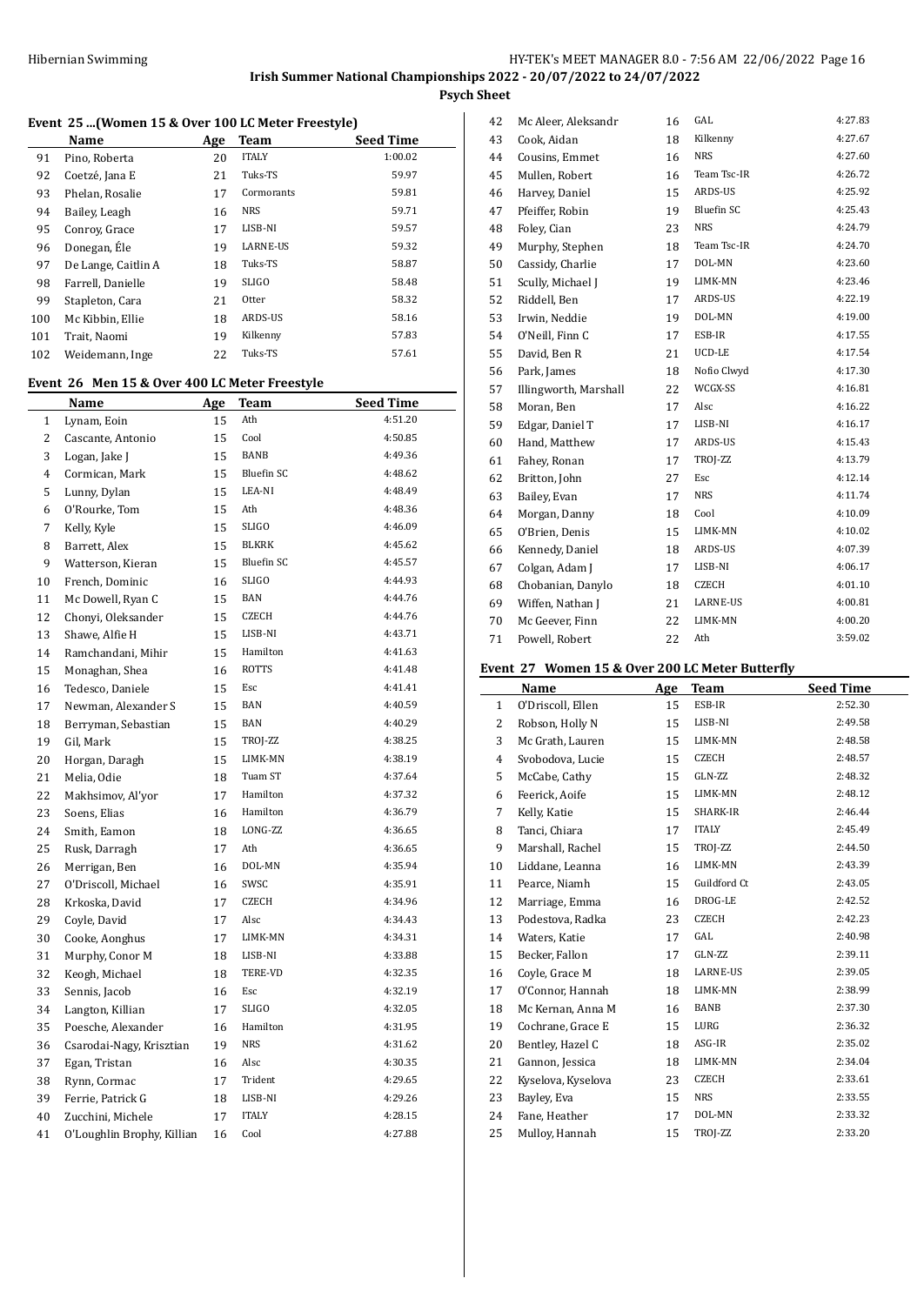**Irish Summer National Championships 2022 - 20/07/2022 to 24/07/2022**

**Psych Sheet**

### Event 25 ...(Women 15 & Over 100 LC Meter Freestyle)

| | Name | Age | Team | Seed Time |
|---|---|---|---|---|
| 91 | Pino, Roberta | 20 | ITALY | 1:00.02 |
| 92 | Coetzé, Jana E | 21 | Tuks-TS | 59.97 |
| 93 | Phelan, Rosalie | 17 | Cormorants | 59.81 |
| 94 | Bailey, Leagh | 16 | NRS | 59.71 |
| 95 | Conroy, Grace | 17 | LISB-NI | 59.57 |
| 96 | Donegan, Éle | 19 | LARNE-US | 59.32 |
| 97 | De Lange, Caitlin A | 18 | Tuks-TS | 58.87 |
| 98 | Farrell, Danielle | 19 | SLIGO | 58.48 |
| 99 | Stapleton, Cara | 21 | Otter | 58.32 |
| 100 | Mc Kibbin, Ellie | 18 | ARDS-US | 58.16 |
| 101 | Trait, Naomi | 19 | Kilkenny | 57.83 |
| 102 | Weidemann, Inge | 22 | Tuks-TS | 57.61 |

### Event 26 Men 15 & Over 400 LC Meter Freestyle

| | Name | Age | Team | Seed Time |
|---|---|---|---|---|
| 1 | Lynam, Eoin | 15 | Ath | 4:51.20 |
| 2 | Cascante, Antonio | 15 | Cool | 4:50.85 |
| 3 | Logan, Jake J | 15 | BANB | 4:49.36 |
| 4 | Cormican, Mark | 15 | Bluefin SC | 4:48.62 |
| 5 | Lunny, Dylan | 15 | LEA-NI | 4:48.49 |
| 6 | O'Rourke, Tom | 15 | Ath | 4:48.36 |
| 7 | Kelly, Kyle | 15 | SLIGO | 4:46.09 |
| 8 | Barrett, Alex | 15 | BLKRK | 4:45.62 |
| 9 | Watterson, Kieran | 15 | Bluefin SC | 4:45.57 |
| 10 | French, Dominic | 16 | SLIGO | 4:44.93 |
| 11 | Mc Dowell, Ryan C | 15 | BAN | 4:44.76 |
| 12 | Chonyi, Oleksander | 15 | CZECH | 4:44.76 |
| 13 | Shawe, Alfie H | 15 | LISB-NI | 4:43.71 |
| 14 | Ramchandani, Mihir | 15 | Hamilton | 4:41.63 |
| 15 | Monaghan, Shea | 16 | ROTTS | 4:41.48 |
| 16 | Tedesco, Daniele | 15 | Esc | 4:41.41 |
| 17 | Newman, Alexander S | 15 | BAN | 4:40.59 |
| 18 | Berryman, Sebastian | 15 | BAN | 4:40.29 |
| 19 | Gil, Mark | 15 | TROJ-ZZ | 4:38.25 |
| 20 | Horgan, Daragh | 15 | LIMK-MN | 4:38.19 |
| 21 | Melia, Odie | 18 | Tuam ST | 4:37.64 |
| 22 | Makhsimov, Al'yor | 17 | Hamilton | 4:37.32 |
| 23 | Soens, Elias | 16 | Hamilton | 4:36.79 |
| 24 | Smith, Eamon | 18 | LONG-ZZ | 4:36.65 |
| 25 | Rusk, Darragh | 17 | Ath | 4:36.65 |
| 26 | Merrigan, Ben | 16 | DOL-MN | 4:35.94 |
| 27 | O'Driscoll, Michael | 16 | SWSC | 4:35.91 |
| 28 | Krkoska, David | 17 | CZECH | 4:34.96 |
| 29 | Coyle, David | 17 | Alsc | 4:34.43 |
| 30 | Cooke, Aonghus | 17 | LIMK-MN | 4:34.31 |
| 31 | Murphy, Conor M | 18 | LISB-NI | 4:33.88 |
| 32 | Keogh, Michael | 18 | TERE-VD | 4:32.35 |
| 33 | Sennis, Jacob | 16 | Esc | 4:32.19 |
| 34 | Langton, Killian | 17 | SLIGO | 4:32.05 |
| 35 | Poesche, Alexander | 16 | Hamilton | 4:31.95 |
| 36 | Csarodai-Nagy, Krisztian | 19 | NRS | 4:31.62 |
| 37 | Egan, Tristan | 16 | Alsc | 4:30.35 |
| 38 | Rynn, Cormac | 17 | Trident | 4:29.65 |
| 39 | Ferrie, Patrick G | 18 | LISB-NI | 4:29.26 |
| 40 | Zucchini, Michele | 17 | ITALY | 4:28.15 |
| 41 | O'Loughlin Brophy, Killian | 16 | Cool | 4:27.88 |
| 42 | Mc Aleer, Aleksandr | 16 | GAL | 4:27.83 |
| 43 | Cook, Aidan | 18 | Kilkenny | 4:27.67 |
| 44 | Cousins, Emmet | 16 | NRS | 4:27.60 |
| 45 | Mullen, Robert | 16 | Team Tsc-IR | 4:26.72 |
| 46 | Harvey, Daniel | 15 | ARDS-US | 4:25.92 |
| 47 | Pfeiffer, Robin | 19 | Bluefin SC | 4:25.43 |
| 48 | Foley, Cian | 23 | NRS | 4:24.79 |
| 49 | Murphy, Stephen | 18 | Team Tsc-IR | 4:24.70 |
| 50 | Cassidy, Charlie | 17 | DOL-MN | 4:23.60 |
| 51 | Scully, Michael J | 19 | LIMK-MN | 4:23.46 |
| 52 | Riddell, Ben | 17 | ARDS-US | 4:22.19 |
| 53 | Irwin, Neddie | 19 | DOL-MN | 4:19.00 |
| 54 | O'Neill, Finn C | 17 | ESB-IR | 4:17.55 |
| 55 | David, Ben R | 21 | UCD-LE | 4:17.54 |
| 56 | Park, James | 18 | Nofio Clwyd | 4:17.30 |
| 57 | Illingworth, Marshall | 22 | WCGX-SS | 4:16.81 |
| 58 | Moran, Ben | 17 | Alsc | 4:16.22 |
| 59 | Edgar, Daniel T | 17 | LISB-NI | 4:16.17 |
| 60 | Hand, Matthew | 17 | ARDS-US | 4:15.43 |
| 61 | Fahey, Ronan | 17 | TROJ-ZZ | 4:13.79 |
| 62 | Britton, John | 27 | Esc | 4:12.14 |
| 63 | Bailey, Evan | 17 | NRS | 4:11.74 |
| 64 | Morgan, Danny | 18 | Cool | 4:10.09 |
| 65 | O'Brien, Denis | 15 | LIMK-MN | 4:10.02 |
| 66 | Kennedy, Daniel | 18 | ARDS-US | 4:07.39 |
| 67 | Colgan, Adam J | 17 | LISB-NI | 4:06.17 |
| 68 | Chobanian, Danylo | 18 | CZECH | 4:01.10 |
| 69 | Wiffen, Nathan J | 21 | LARNE-US | 4:00.81 |
| 70 | Mc Geever, Finn | 22 | LIMK-MN | 4:00.20 |
| 71 | Powell, Robert | 22 | Ath | 3:59.02 |

### Event 27 Women 15 & Over 200 LC Meter Butterfly

| | Name | Age | Team | Seed Time |
|---|---|---|---|---|
| 1 | O'Driscoll, Ellen | 15 | ESB-IR | 2:52.30 |
| 2 | Robson, Holly N | 15 | LISB-NI | 2:49.58 |
| 3 | Mc Grath, Lauren | 15 | LIMK-MN | 2:48.58 |
| 4 | Svobodova, Lucie | 15 | CZECH | 2:48.57 |
| 5 | McCabe, Cathy | 15 | GLN-ZZ | 2:48.32 |
| 6 | Feerick, Aoife | 15 | LIMK-MN | 2:48.12 |
| 7 | Kelly, Katie | 15 | SHARK-IR | 2:46.44 |
| 8 | Tanci, Chiara | 17 | ITALY | 2:45.49 |
| 9 | Marshall, Rachel | 15 | TROJ-ZZ | 2:44.50 |
| 10 | Liddane, Leanna | 16 | LIMK-MN | 2:43.39 |
| 11 | Pearce, Niamh | 15 | Guildford Ct | 2:43.05 |
| 12 | Marriage, Emma | 16 | DROG-LE | 2:42.52 |
| 13 | Podestova, Radka | 23 | CZECH | 2:42.23 |
| 14 | Waters, Katie | 17 | GAL | 2:40.98 |
| 15 | Becker, Fallon | 17 | GLN-ZZ | 2:39.11 |
| 16 | Coyle, Grace M | 18 | LARNE-US | 2:39.05 |
| 17 | O'Connor, Hannah | 18 | LIMK-MN | 2:38.99 |
| 18 | Mc Kernan, Anna M | 16 | BANB | 2:37.30 |
| 19 | Cochrane, Grace E | 15 | LURG | 2:36.32 |
| 20 | Bentley, Hazel C | 18 | ASG-IR | 2:35.02 |
| 21 | Gannon, Jessica | 18 | LIMK-MN | 2:34.04 |
| 22 | Kyselova, Kyselova | 23 | CZECH | 2:33.61 |
| 23 | Bayley, Eva | 15 | NRS | 2:33.55 |
| 24 | Fane, Heather | 17 | DOL-MN | 2:33.32 |
| 25 | Mulloy, Hannah | 15 | TROJ-ZZ | 2:33.20 |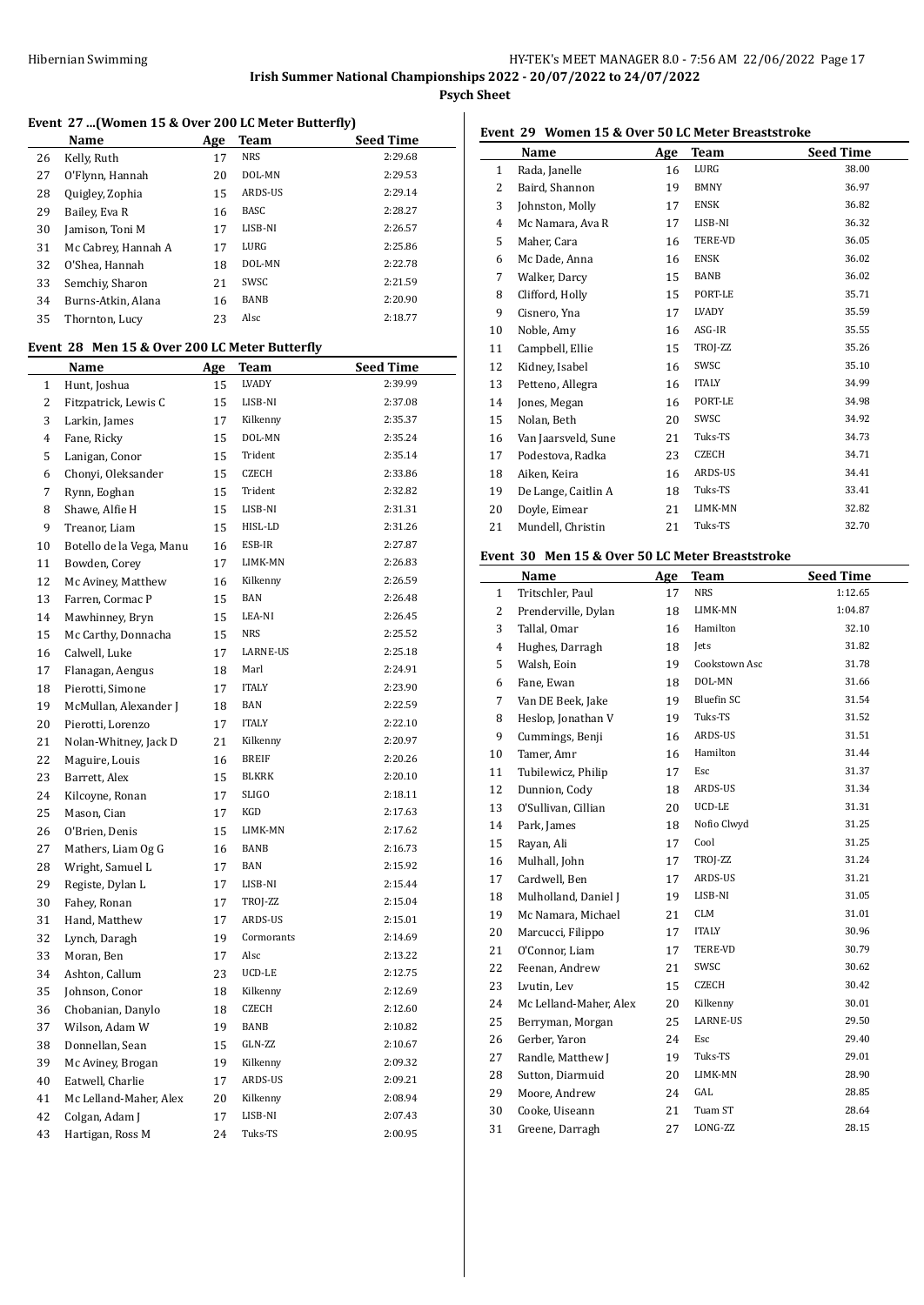**Irish Summer National Championships 2022 - 20/07/2022 to 24/07/2022**

**Psych Sheet**

### Event 27 ...(Women 15 & Over 200 LC Meter Butterfly)

| | Name | Age | Team | Seed Time |
|---|---|---|---|---|
| 26 | Kelly, Ruth | 17 | NRS | 2:29.68 |
| 27 | O'Flynn, Hannah | 20 | DOL-MN | 2:29.53 |
| 28 | Quigley, Zophia | 15 | ARDS-US | 2:29.14 |
| 29 | Bailey, Eva R | 16 | BASC | 2:28.27 |
| 30 | Jamison, Toni M | 17 | LISB-NI | 2:26.57 |
| 31 | Mc Cabrey, Hannah A | 17 | LURG | 2:25.86 |
| 32 | O'Shea, Hannah | 18 | DOL-MN | 2:22.78 |
| 33 | Semchiy, Sharon | 21 | SWSC | 2:21.59 |
| 34 | Burns-Atkin, Alana | 16 | BANB | 2:20.90 |
| 35 | Thornton, Lucy | 23 | Alsc | 2:18.77 |

### Event 28 Men 15 & Over 200 LC Meter Butterfly

| | Name | Age | Team | Seed Time |
|---|---|---|---|---|
| 1 | Hunt, Joshua | 15 | LVADY | 2:39.99 |
| 2 | Fitzpatrick, Lewis C | 15 | LISB-NI | 2:37.08 |
| 3 | Larkin, James | 17 | Kilkenny | 2:35.37 |
| 4 | Fane, Ricky | 15 | DOL-MN | 2:35.24 |
| 5 | Lanigan, Conor | 15 | Trident | 2:35.14 |
| 6 | Chonyi, Oleksander | 15 | CZECH | 2:33.86 |
| 7 | Rynn, Eoghan | 15 | Trident | 2:32.82 |
| 8 | Shawe, Alfie H | 15 | LISB-NI | 2:31.31 |
| 9 | Treanor, Liam | 15 | HISL-LD | 2:31.26 |
| 10 | Botello de la Vega, Manu | 16 | ESB-IR | 2:27.87 |
| 11 | Bowden, Corey | 17 | LIMK-MN | 2:26.83 |
| 12 | Mc Aviney, Matthew | 16 | Kilkenny | 2:26.59 |
| 13 | Farren, Cormac P | 15 | BAN | 2:26.48 |
| 14 | Mawhinney, Bryn | 15 | LEA-NI | 2:26.45 |
| 15 | Mc Carthy, Donnacha | 15 | NRS | 2:25.52 |
| 16 | Calwell, Luke | 17 | LARNE-US | 2:25.18 |
| 17 | Flanagan, Aengus | 18 | Marl | 2:24.91 |
| 18 | Pierotti, Simone | 17 | ITALY | 2:23.90 |
| 19 | McMullan, Alexander J | 18 | BAN | 2:22.59 |
| 20 | Pierotti, Lorenzo | 17 | ITALY | 2:22.10 |
| 21 | Nolan-Whitney, Jack D | 21 | Kilkenny | 2:20.97 |
| 22 | Maguire, Louis | 16 | BREIF | 2:20.26 |
| 23 | Barrett, Alex | 15 | BLKRK | 2:20.10 |
| 24 | Kilcoyne, Ronan | 17 | SLIGO | 2:18.11 |
| 25 | Mason, Cian | 17 | KGD | 2:17.63 |
| 26 | O'Brien, Denis | 15 | LIMK-MN | 2:17.62 |
| 27 | Mathers, Liam Og G | 16 | BANB | 2:16.73 |
| 28 | Wright, Samuel L | 17 | BAN | 2:15.92 |
| 29 | Registe, Dylan L | 17 | LISB-NI | 2:15.44 |
| 30 | Fahey, Ronan | 17 | TROJ-ZZ | 2:15.04 |
| 31 | Hand, Matthew | 17 | ARDS-US | 2:15.01 |
| 32 | Lynch, Daragh | 19 | Cormorants | 2:14.69 |
| 33 | Moran, Ben | 17 | Alsc | 2:13.22 |
| 34 | Ashton, Callum | 23 | UCD-LE | 2:12.75 |
| 35 | Johnson, Conor | 18 | Kilkenny | 2:12.69 |
| 36 | Chobanian, Danylo | 18 | CZECH | 2:12.60 |
| 37 | Wilson, Adam W | 19 | BANB | 2:10.82 |
| 38 | Donnellan, Sean | 15 | GLN-ZZ | 2:10.67 |
| 39 | Mc Aviney, Brogan | 19 | Kilkenny | 2:09.32 |
| 40 | Eatwell, Charlie | 17 | ARDS-US | 2:09.21 |
| 41 | Mc Lelland-Maher, Alex | 20 | Kilkenny | 2:08.94 |
| 42 | Colgan, Adam J | 17 | LISB-NI | 2:07.43 |
| 43 | Hartigan, Ross M | 24 | Tuks-TS | 2:00.95 |

### Event 29 Women 15 & Over 50 LC Meter Breaststroke

| | Name | Age | Team | Seed Time |
|---|---|---|---|---|
| 1 | Rada, Janelle | 16 | LURG | 38.00 |
| 2 | Baird, Shannon | 19 | BMNY | 36.97 |
| 3 | Johnston, Molly | 17 | ENSK | 36.82 |
| 4 | Mc Namara, Ava R | 17 | LISB-NI | 36.32 |
| 5 | Maher, Cara | 16 | TERE-VD | 36.05 |
| 6 | Mc Dade, Anna | 16 | ENSK | 36.02 |
| 7 | Walker, Darcy | 15 | BANB | 36.02 |
| 8 | Clifford, Holly | 15 | PORT-LE | 35.71 |
| 9 | Cisnero, Yna | 17 | LVADY | 35.59 |
| 10 | Noble, Amy | 16 | ASG-IR | 35.55 |
| 11 | Campbell, Ellie | 15 | TROJ-ZZ | 35.26 |
| 12 | Kidney, Isabel | 16 | SWSC | 35.10 |
| 13 | Petteno, Allegra | 16 | ITALY | 34.99 |
| 14 | Jones, Megan | 16 | PORT-LE | 34.98 |
| 15 | Nolan, Beth | 20 | SWSC | 34.92 |
| 16 | Van Jaarsveld, Sune | 21 | Tuks-TS | 34.73 |
| 17 | Podestova, Radka | 23 | CZECH | 34.71 |
| 18 | Aiken, Keira | 16 | ARDS-US | 34.41 |
| 19 | De Lange, Caitlin A | 18 | Tuks-TS | 33.41 |
| 20 | Doyle, Eimear | 21 | LIMK-MN | 32.82 |
| 21 | Mundell, Christin | 21 | Tuks-TS | 32.70 |

### Event 30 Men 15 & Over 50 LC Meter Breaststroke

| | Name | Age | Team | Seed Time |
|---|---|---|---|---|
| 1 | Tritschler, Paul | 17 | NRS | 1:12.65 |
| 2 | Prenderville, Dylan | 18 | LIMK-MN | 1:04.87 |
| 3 | Tallal, Omar | 16 | Hamilton | 32.10 |
| 4 | Hughes, Darragh | 18 | Jets | 31.82 |
| 5 | Walsh, Eoin | 19 | Cookstown Asc | 31.78 |
| 6 | Fane, Ewan | 18 | DOL-MN | 31.66 |
| 7 | Van DE Beek, Jake | 19 | Bluefin SC | 31.54 |
| 8 | Heslop, Jonathan V | 19 | Tuks-TS | 31.52 |
| 9 | Cummings, Benji | 16 | ARDS-US | 31.51 |
| 10 | Tamer, Amr | 16 | Hamilton | 31.44 |
| 11 | Tubilewicz, Philip | 17 | Esc | 31.37 |
| 12 | Dunnion, Cody | 18 | ARDS-US | 31.34 |
| 13 | O'Sullivan, Cillian | 20 | UCD-LE | 31.31 |
| 14 | Park, James | 18 | Nofio Clwyd | 31.25 |
| 15 | Rayan, Ali | 17 | Cool | 31.25 |
| 16 | Mulhall, John | 17 | TROJ-ZZ | 31.24 |
| 17 | Cardwell, Ben | 17 | ARDS-US | 31.21 |
| 18 | Mulholland, Daniel J | 19 | LISB-NI | 31.05 |
| 19 | Mc Namara, Michael | 21 | CLM | 31.01 |
| 20 | Marcucci, Filippo | 17 | ITALY | 30.96 |
| 21 | O'Connor, Liam | 17 | TERE-VD | 30.79 |
| 22 | Feenan, Andrew | 21 | SWSC | 30.62 |
| 23 | Lvutin, Lev | 15 | CZECH | 30.42 |
| 24 | Mc Lelland-Maher, Alex | 20 | Kilkenny | 30.01 |
| 25 | Berryman, Morgan | 25 | LARNE-US | 29.50 |
| 26 | Gerber, Yaron | 24 | Esc | 29.40 |
| 27 | Randle, Matthew J | 19 | Tuks-TS | 29.01 |
| 28 | Sutton, Diarmuid | 20 | LIMK-MN | 28.90 |
| 29 | Moore, Andrew | 24 | GAL | 28.85 |
| 30 | Cooke, Uiseann | 21 | Tuam ST | 28.64 |
| 31 | Greene, Darragh | 27 | LONG-ZZ | 28.15 |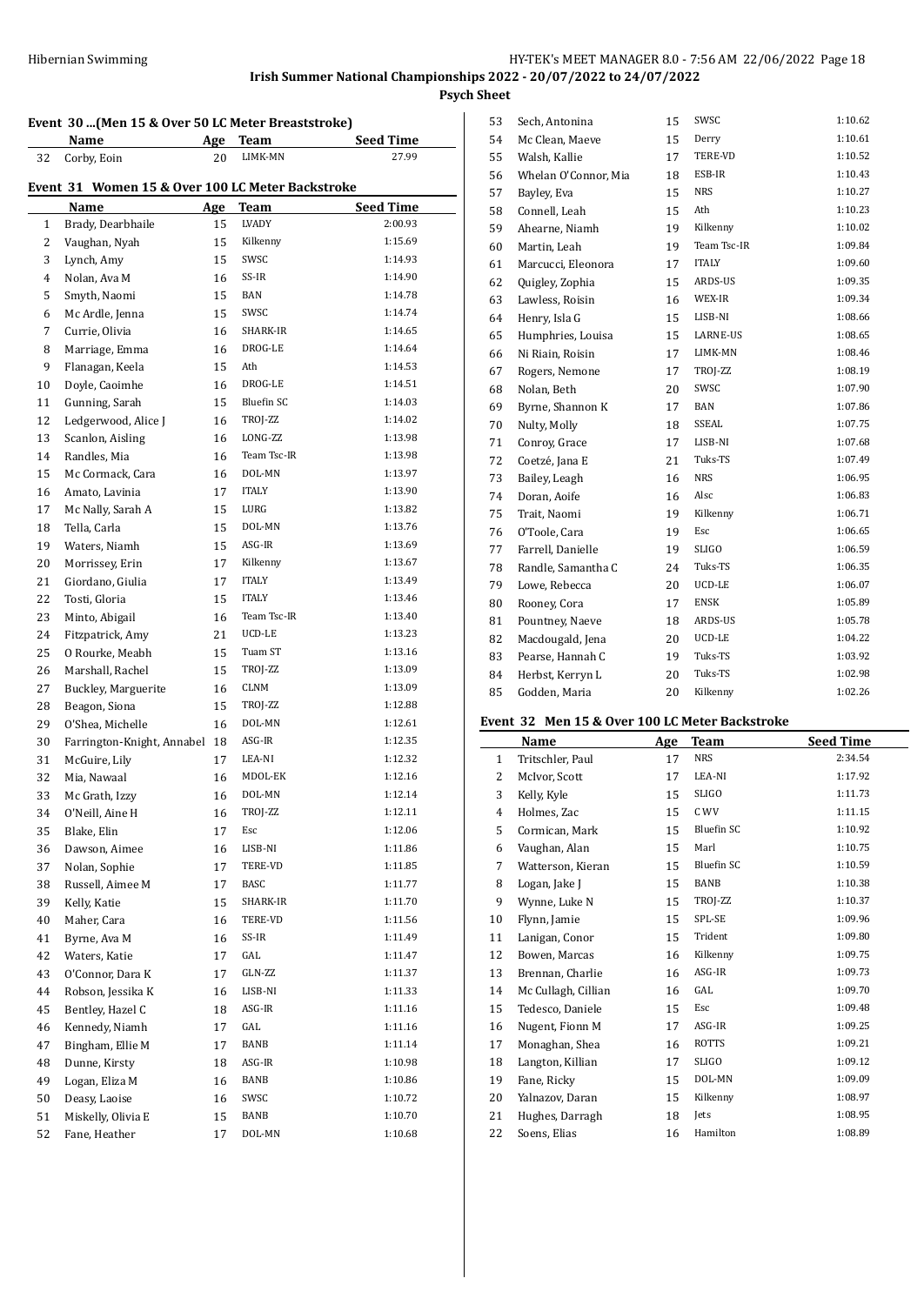**Irish Summer National Championships 2022 - 20/07/2022 to 24/07/2022**

**Psych Sheet**

## Event 30 ...(Men 15 & Over 50 LC Meter Breaststroke)

| | Name | Age | Team | Seed Time |
|---|---|---|---|---|
| 32 | Corby, Eoin | 20 | LIMK-MN | 27.99 |

## Event 31 Women 15 & Over 100 LC Meter Backstroke

| | Name | Age | Team | Seed Time |
|---|---|---|---|---|
| 1 | Brady, Dearbhaile | 15 | LVADY | 2:00.93 |
| 2 | Vaughan, Nyah | 15 | Kilkenny | 1:15.69 |
| 3 | Lynch, Amy | 15 | SWSC | 1:14.93 |
| 4 | Nolan, Ava M | 16 | SS-IR | 1:14.90 |
| 5 | Smyth, Naomi | 15 | BAN | 1:14.78 |
| 6 | Mc Ardle, Jenna | 15 | SWSC | 1:14.74 |
| 7 | Currie, Olivia | 16 | SHARK-IR | 1:14.65 |
| 8 | Marriage, Emma | 16 | DROG-LE | 1:14.64 |
| 9 | Flanagan, Keela | 15 | Ath | 1:14.53 |
| 10 | Doyle, Caoimhe | 16 | DROG-LE | 1:14.51 |
| 11 | Gunning, Sarah | 15 | Bluefin SC | 1:14.03 |
| 12 | Ledgerwood, Alice J | 16 | TROJ-ZZ | 1:14.02 |
| 13 | Scanlon, Aisling | 16 | LONG-ZZ | 1:13.98 |
| 14 | Randles, Mia | 16 | Team Tsc-IR | 1:13.98 |
| 15 | Mc Cormack, Cara | 16 | DOL-MN | 1:13.97 |
| 16 | Amato, Lavinia | 17 | ITALY | 1:13.90 |
| 17 | Mc Nally, Sarah A | 15 | LURG | 1:13.82 |
| 18 | Tella, Carla | 15 | DOL-MN | 1:13.76 |
| 19 | Waters, Niamh | 15 | ASG-IR | 1:13.69 |
| 20 | Morrissey, Erin | 17 | Kilkenny | 1:13.67 |
| 21 | Giordano, Giulia | 17 | ITALY | 1:13.49 |
| 22 | Tosti, Gloria | 15 | ITALY | 1:13.46 |
| 23 | Minto, Abigail | 16 | Team Tsc-IR | 1:13.40 |
| 24 | Fitzpatrick, Amy | 21 | UCD-LE | 1:13.23 |
| 25 | O Rourke, Meabh | 15 | Tuam ST | 1:13.16 |
| 26 | Marshall, Rachel | 15 | TROJ-ZZ | 1:13.09 |
| 27 | Buckley, Marguerite | 16 | CLNM | 1:13.09 |
| 28 | Beagon, Siona | 15 | TROJ-ZZ | 1:12.88 |
| 29 | O'Shea, Michelle | 16 | DOL-MN | 1:12.61 |
| 30 | Farrington-Knight, Annabel | 18 | ASG-IR | 1:12.35 |
| 31 | McGuire, Lily | 17 | LEA-NI | 1:12.32 |
| 32 | Mia, Nawaal | 16 | MDOL-EK | 1:12.16 |
| 33 | Mc Grath, Izzy | 16 | DOL-MN | 1:12.14 |
| 34 | O'Neill, Aine H | 16 | TROJ-ZZ | 1:12.11 |
| 35 | Blake, Elin | 17 | Esc | 1:12.06 |
| 36 | Dawson, Aimee | 16 | LISB-NI | 1:11.86 |
| 37 | Nolan, Sophie | 17 | TERE-VD | 1:11.85 |
| 38 | Russell, Aimee M | 17 | BASC | 1:11.77 |
| 39 | Kelly, Katie | 15 | SHARK-IR | 1:11.70 |
| 40 | Maher, Cara | 16 | TERE-VD | 1:11.56 |
| 41 | Byrne, Ava M | 16 | SS-IR | 1:11.49 |
| 42 | Waters, Katie | 17 | GAL | 1:11.47 |
| 43 | O'Connor, Dara K | 17 | GLN-ZZ | 1:11.37 |
| 44 | Robson, Jessika K | 16 | LISB-NI | 1:11.33 |
| 45 | Bentley, Hazel C | 18 | ASG-IR | 1:11.16 |
| 46 | Kennedy, Niamh | 17 | GAL | 1:11.16 |
| 47 | Bingham, Ellie M | 17 | BANB | 1:11.14 |
| 48 | Dunne, Kirsty | 18 | ASG-IR | 1:10.98 |
| 49 | Logan, Eliza M | 16 | BANB | 1:10.86 |
| 50 | Deasy, Laoise | 16 | SWSC | 1:10.72 |
| 51 | Miskelly, Olivia E | 15 | BANB | 1:10.70 |
| 52 | Fane, Heather | 17 | DOL-MN | 1:10.68 |
| 53 | Sech, Antonina | 15 | SWSC | 1:10.62 |
| 54 | Mc Clean, Maeve | 15 | Derry | 1:10.61 |
| 55 | Walsh, Kallie | 17 | TERE-VD | 1:10.52 |
| 56 | Whelan O'Connor, Mia | 18 | ESB-IR | 1:10.43 |
| 57 | Bayley, Eva | 15 | NRS | 1:10.27 |
| 58 | Connell, Leah | 15 | Ath | 1:10.23 |
| 59 | Ahearne, Niamh | 19 | Kilkenny | 1:10.02 |
| 60 | Martin, Leah | 19 | Team Tsc-IR | 1:09.84 |
| 61 | Marcucci, Eleonora | 17 | ITALY | 1:09.60 |
| 62 | Quigley, Zophia | 15 | ARDS-US | 1:09.35 |
| 63 | Lawless, Roisin | 16 | WEX-IR | 1:09.34 |
| 64 | Henry, Isla G | 15 | LISB-NI | 1:08.66 |
| 65 | Humphries, Louisa | 15 | LARNE-US | 1:08.65 |
| 66 | Ni Riain, Roisin | 17 | LIMK-MN | 1:08.46 |
| 67 | Rogers, Nemone | 17 | TROJ-ZZ | 1:08.19 |
| 68 | Nolan, Beth | 20 | SWSC | 1:07.90 |
| 69 | Byrne, Shannon K | 17 | BAN | 1:07.86 |
| 70 | Nulty, Molly | 18 | SSEAL | 1:07.75 |
| 71 | Conroy, Grace | 17 | LISB-NI | 1:07.68 |
| 72 | Coetzé, Jana E | 21 | Tuks-TS | 1:07.49 |
| 73 | Bailey, Leagh | 16 | NRS | 1:06.95 |
| 74 | Doran, Aoife | 16 | Alsc | 1:06.83 |
| 75 | Trait, Naomi | 19 | Kilkenny | 1:06.71 |
| 76 | O'Toole, Cara | 19 | Esc | 1:06.65 |
| 77 | Farrell, Danielle | 19 | SLIGO | 1:06.59 |
| 78 | Randle, Samantha C | 24 | Tuks-TS | 1:06.35 |
| 79 | Lowe, Rebecca | 20 | UCD-LE | 1:06.07 |
| 80 | Rooney, Cora | 17 | ENSK | 1:05.89 |
| 81 | Pountney, Naeve | 18 | ARDS-US | 1:05.78 |
| 82 | Macdougald, Jena | 20 | UCD-LE | 1:04.22 |
| 83 | Pearse, Hannah C | 19 | Tuks-TS | 1:03.92 |
| 84 | Herbst, Kerryn L | 20 | Tuks-TS | 1:02.98 |
| 85 | Godden, Maria | 20 | Kilkenny | 1:02.26 |

## Event 32 Men 15 & Over 100 LC Meter Backstroke

| | Name | Age | Team | Seed Time |
|---|---|---|---|---|
| 1 | Tritschler, Paul | 17 | NRS | 2:34.54 |
| 2 | McIvor, Scott | 17 | LEA-NI | 1:17.92 |
| 3 | Kelly, Kyle | 15 | SLIGO | 1:11.73 |
| 4 | Holmes, Zac | 15 | C WV | 1:11.15 |
| 5 | Cormican, Mark | 15 | Bluefin SC | 1:10.92 |
| 6 | Vaughan, Alan | 15 | Marl | 1:10.75 |
| 7 | Watterson, Kieran | 15 | Bluefin SC | 1:10.59 |
| 8 | Logan, Jake J | 15 | BANB | 1:10.38 |
| 9 | Wynne, Luke N | 15 | TROJ-ZZ | 1:10.37 |
| 10 | Flynn, Jamie | 15 | SPL-SE | 1:09.96 |
| 11 | Lanigan, Conor | 15 | Trident | 1:09.80 |
| 12 | Bowen, Marcas | 16 | Kilkenny | 1:09.75 |
| 13 | Brennan, Charlie | 16 | ASG-IR | 1:09.73 |
| 14 | Mc Cullagh, Cillian | 16 | GAL | 1:09.70 |
| 15 | Tedesco, Daniele | 15 | Esc | 1:09.48 |
| 16 | Nugent, Fionn M | 17 | ASG-IR | 1:09.25 |
| 17 | Monaghan, Shea | 16 | ROTTS | 1:09.21 |
| 18 | Langton, Killian | 17 | SLIGO | 1:09.12 |
| 19 | Fane, Ricky | 15 | DOL-MN | 1:09.09 |
| 20 | Yalnazov, Daran | 15 | Kilkenny | 1:08.97 |
| 21 | Hughes, Darragh | 18 | Jets | 1:08.95 |
| 22 | Soens, Elias | 16 | Hamilton | 1:08.89 |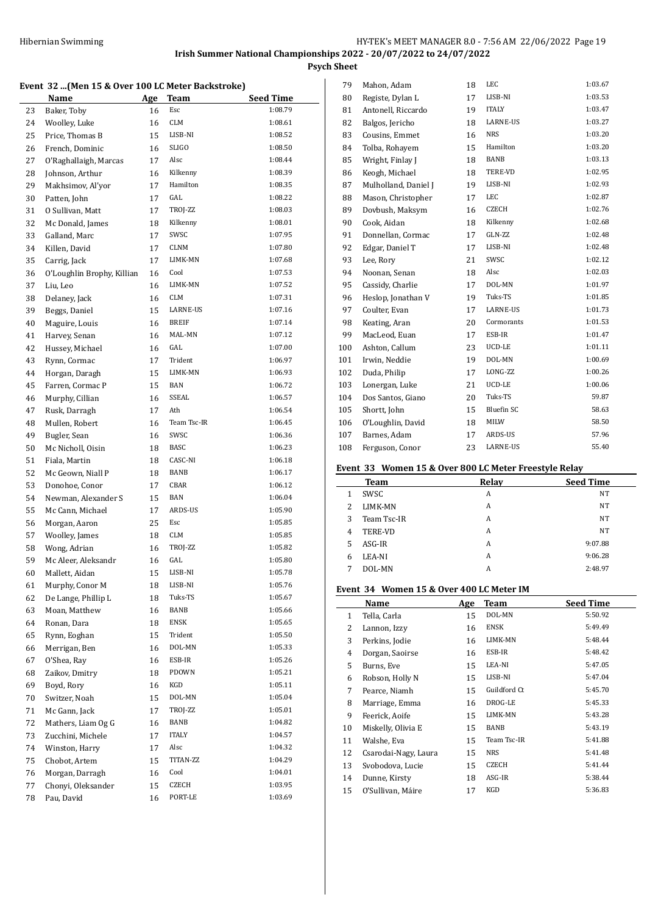**Irish Summer National Championships 2022 - 20/07/2022 to 24/07/2022**

**Psych Sheet**

### Event 32 ...(Men 15 & Over 100 LC Meter Backstroke)

| | Name | Age | Team | Seed Time |
|---|---|---|---|---|
| 23 | Baker, Toby | 16 | Esc | 1:08.79 |
| 24 | Woolley, Luke | 16 | CLM | 1:08.61 |
| 25 | Price, Thomas B | 15 | LISB-NI | 1:08.52 |
| 26 | French, Dominic | 16 | SLIGO | 1:08.50 |
| 27 | O'Raghallaigh, Marcas | 17 | Alsc | 1:08.44 |
| 28 | Johnson, Arthur | 16 | Kilkenny | 1:08.39 |
| 29 | Makhsimov, Al'yor | 17 | Hamilton | 1:08.35 |
| 30 | Patten, John | 17 | GAL | 1:08.22 |
| 31 | O Sullivan, Matt | 17 | TROJ-ZZ | 1:08.03 |
| 32 | Mc Donald, James | 18 | Kilkenny | 1:08.01 |
| 33 | Galland, Marc | 17 | SWSC | 1:07.95 |
| 34 | Killen, David | 17 | CLNM | 1:07.80 |
| 35 | Carrig, Jack | 17 | LIMK-MN | 1:07.68 |
| 36 | O'Loughlin Brophy, Killian | 16 | Cool | 1:07.53 |
| 37 | Liu, Leo | 16 | LIMK-MN | 1:07.52 |
| 38 | Delaney, Jack | 16 | CLM | 1:07.31 |
| 39 | Beggs, Daniel | 15 | LARNE-US | 1:07.16 |
| 40 | Maguire, Louis | 16 | BREIF | 1:07.14 |
| 41 | Harvey, Senan | 16 | MAL-MN | 1:07.12 |
| 42 | Hussey, Michael | 16 | GAL | 1:07.00 |
| 43 | Rynn, Cormac | 17 | Trident | 1:06.97 |
| 44 | Horgan, Daragh | 15 | LIMK-MN | 1:06.93 |
| 45 | Farren, Cormac P | 15 | BAN | 1:06.72 |
| 46 | Murphy, Cillian | 16 | SSEAL | 1:06.57 |
| 47 | Rusk, Darragh | 17 | Ath | 1:06.54 |
| 48 | Mullen, Robert | 16 | Team Tsc-IR | 1:06.45 |
| 49 | Bugler, Sean | 16 | SWSC | 1:06.36 |
| 50 | Mc Nicholl, Oisin | 18 | BASC | 1:06.23 |
| 51 | Fiala, Martin | 18 | CASC-NI | 1:06.18 |
| 52 | Mc Geown, Niall P | 18 | BANB | 1:06.17 |
| 53 | Donohoe, Conor | 17 | CBAR | 1:06.12 |
| 54 | Newman, Alexander S | 15 | BAN | 1:06.04 |
| 55 | Mc Cann, Michael | 17 | ARDS-US | 1:05.90 |
| 56 | Morgan, Aaron | 25 | Esc | 1:05.85 |
| 57 | Woolley, James | 18 | CLM | 1:05.85 |
| 58 | Wong, Adrian | 16 | TROJ-ZZ | 1:05.82 |
| 59 | Mc Aleer, Aleksandr | 16 | GAL | 1:05.80 |
| 60 | Mallett, Aidan | 15 | LISB-NI | 1:05.78 |
| 61 | Murphy, Conor M | 18 | LISB-NI | 1:05.76 |
| 62 | De Lange, Phillip L | 18 | Tuks-TS | 1:05.67 |
| 63 | Moan, Matthew | 16 | BANB | 1:05.66 |
| 64 | Ronan, Dara | 18 | ENSK | 1:05.65 |
| 65 | Rynn, Eoghan | 15 | Trident | 1:05.50 |
| 66 | Merrigan, Ben | 16 | DOL-MN | 1:05.33 |
| 67 | O'Shea, Ray | 16 | ESB-IR | 1:05.26 |
| 68 | Zaikov, Dmitry | 18 | PDOWN | 1:05.21 |
| 69 | Boyd, Rory | 16 | KGD | 1:05.11 |
| 70 | Switzer, Noah | 15 | DOL-MN | 1:05.04 |
| 71 | Mc Gann, Jack | 17 | TROJ-ZZ | 1:05.01 |
| 72 | Mathers, Liam Og G | 16 | BANB | 1:04.82 |
| 73 | Zucchini, Michele | 17 | ITALY | 1:04.57 |
| 74 | Winston, Harry | 17 | Alsc | 1:04.32 |
| 75 | Chobot, Artem | 15 | TITAN-ZZ | 1:04.29 |
| 76 | Morgan, Darragh | 16 | Cool | 1:04.01 |
| 77 | Chonyi, Oleksander | 15 | CZECH | 1:03.95 |
| 78 | Pau, David | 16 | PORT-LE | 1:03.69 |
| 79 | Mahon, Adam | 18 | LEC | 1:03.67 |
| 80 | Registe, Dylan L | 17 | LISB-NI | 1:03.53 |
| 81 | Antonell, Riccardo | 19 | ITALY | 1:03.47 |
| 82 | Balgos, Jericho | 18 | LARNE-US | 1:03.27 |
| 83 | Cousins, Emmet | 16 | NRS | 1:03.20 |
| 84 | Tolba, Rohayem | 15 | Hamilton | 1:03.20 |
| 85 | Wright, Finlay J | 18 | BANB | 1:03.13 |
| 86 | Keogh, Michael | 18 | TERE-VD | 1:02.95 |
| 87 | Mulholland, Daniel J | 19 | LISB-NI | 1:02.93 |
| 88 | Mason, Christopher | 17 | LEC | 1:02.87 |
| 89 | Dovbush, Maksym | 16 | CZECH | 1:02.76 |
| 90 | Cook, Aidan | 18 | Kilkenny | 1:02.68 |
| 91 | Donnellan, Cormac | 17 | GLN-ZZ | 1:02.48 |
| 92 | Edgar, Daniel T | 17 | LISB-NI | 1:02.48 |
| 93 | Lee, Rory | 21 | SWSC | 1:02.12 |
| 94 | Noonan, Senan | 18 | Alsc | 1:02.03 |
| 95 | Cassidy, Charlie | 17 | DOL-MN | 1:01.97 |
| 96 | Heslop, Jonathan V | 19 | Tuks-TS | 1:01.85 |
| 97 | Coulter, Evan | 17 | LARNE-US | 1:01.73 |
| 98 | Keating, Aran | 20 | Cormorants | 1:01.53 |
| 99 | MacLeod, Euan | 17 | ESB-IR | 1:01.47 |
| 100 | Ashton, Callum | 23 | UCD-LE | 1:01.11 |
| 101 | Irwin, Neddie | 19 | DOL-MN | 1:00.69 |
| 102 | Duda, Philip | 17 | LONG-ZZ | 1:00.26 |
| 103 | Lonergan, Luke | 21 | UCD-LE | 1:00.06 |
| 104 | Dos Santos, Giano | 20 | Tuks-TS | 59.87 |
| 105 | Shortt, John | 15 | Bluefin SC | 58.63 |
| 106 | O'Loughlin, David | 18 | MILW | 58.50 |
| 107 | Barnes, Adam | 17 | ARDS-US | 57.96 |
| 108 | Ferguson, Conor | 23 | LARNE-US | 55.40 |

### Event 33 Women 15 & Over 800 LC Meter Freestyle Relay

| | Team | Relay | Seed Time |
|---|---|---|---|
| 1 | SWSC | A | NT |
| 2 | LIMK-MN | A | NT |
| 3 | Team Tsc-IR | A | NT |
| 4 | TERE-VD | A | NT |
| 5 | ASG-IR | A | 9:07.88 |
| 6 | LEA-NI | A | 9:06.28 |
| 7 | DOL-MN | A | 2:48.97 |

### Event 34 Women 15 & Over 400 LC Meter IM

| | Name | Age | Team | Seed Time |
|---|---|---|---|---|
| 1 | Tella, Carla | 15 | DOL-MN | 5:50.92 |
| 2 | Lannon, Izzy | 16 | ENSK | 5:49.49 |
| 3 | Perkins, Jodie | 16 | LIMK-MN | 5:48.44 |
| 4 | Dorgan, Saoirse | 16 | ESB-IR | 5:48.42 |
| 5 | Burns, Eve | 15 | LEA-NI | 5:47.05 |
| 6 | Robson, Holly N | 15 | LISB-NI | 5:47.04 |
| 7 | Pearce, Niamh | 15 | Guildford Ct | 5:45.70 |
| 8 | Marriage, Emma | 16 | DROG-LE | 5:45.33 |
| 9 | Feerick, Aoife | 15 | LIMK-MN | 5:43.28 |
| 10 | Miskelly, Olivia E | 15 | BANB | 5:43.19 |
| 11 | Walshe, Eva | 15 | Team Tsc-IR | 5:41.88 |
| 12 | Csarodai-Nagy, Laura | 15 | NRS | 5:41.48 |
| 13 | Svobodova, Lucie | 15 | CZECH | 5:41.44 |
| 14 | Dunne, Kirsty | 18 | ASG-IR | 5:38.44 |
| 15 | O'Sullivan, Máire | 17 | KGD | 5:36.83 |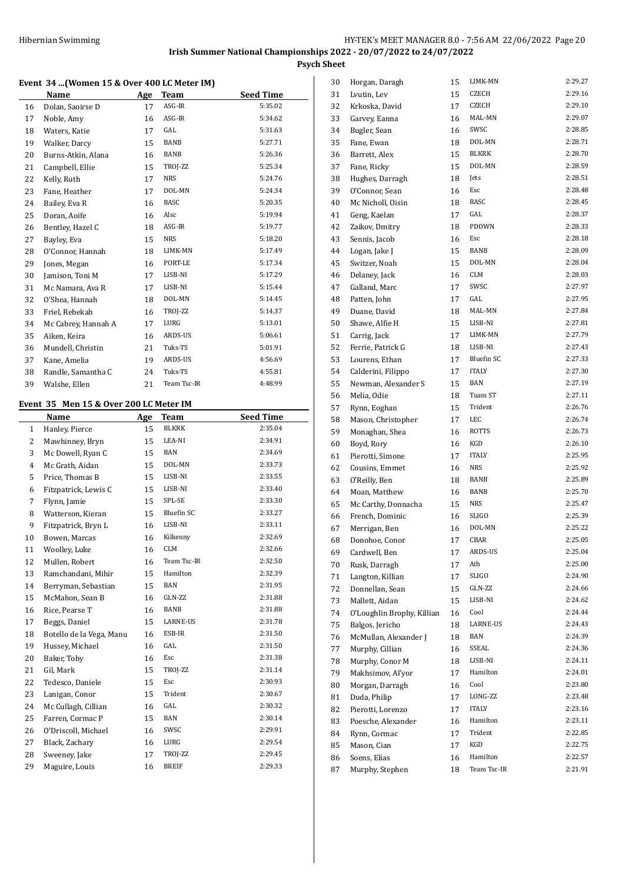# Irish Summer National Championships 2022 - 20/07/2022 to 24/07/2022

## Psych Sheet

### Event 34 ...(Women 15 & Over 400 LC Meter IM)

| | Name | Age | Team | Seed Time |
|---|---|---|---|---|
| 16 | Dolan, Saoirse D | 17 | ASG-IR | 5:35.02 |
| 17 | Noble, Amy | 16 | ASG-IR | 5:34.62 |
| 18 | Waters, Katie | 17 | GAL | 5:31.63 |
| 19 | Walker, Darcy | 15 | BANB | 5:27.71 |
| 20 | Burns-Atkin, Alana | 16 | BANB | 5:26.36 |
| 21 | Campbell, Ellie | 15 | TROJ-ZZ | 5:25.34 |
| 22 | Kelly, Ruth | 17 | NRS | 5:24.76 |
| 23 | Fane, Heather | 17 | DOL-MN | 5:24.34 |
| 24 | Bailey, Eva R | 16 | BASC | 5:20.35 |
| 25 | Doran, Aoife | 16 | Alsc | 5:19.94 |
| 26 | Bentley, Hazel C | 18 | ASG-IR | 5:19.77 |
| 27 | Bayley, Eva | 15 | NRS | 5:18.20 |
| 28 | O'Connor, Hannah | 18 | LIMK-MN | 5:17.49 |
| 29 | Jones, Megan | 16 | PORT-LE | 5:17.34 |
| 30 | Jamison, Toni M | 17 | LISB-NI | 5:17.29 |
| 31 | Mc Namara, Ava R | 17 | LISB-NI | 5:15.44 |
| 32 | O'Shea, Hannah | 18 | DOL-MN | 5:14.45 |
| 33 | Friel, Rebekah | 16 | TROJ-ZZ | 5:14.37 |
| 34 | Mc Cabrey, Hannah A | 17 | LURG | 5:13.01 |
| 35 | Aiken, Keira | 16 | ARDS-US | 5:06.61 |
| 36 | Mundell, Christin | 21 | Tuks-TS | 5:01.91 |
| 37 | Kane, Amelia | 19 | ARDS-US | 4:56.69 |
| 38 | Randle, Samantha C | 24 | Tuks-TS | 4:55.81 |
| 39 | Walshe, Ellen | 21 | Team Tsc-IR | 4:48.99 |

### Event 35 Men 15 & Over 200 LC Meter IM

| | Name | Age | Team | Seed Time |
|---|---|---|---|---|
| 1 | Hanley, Pierce | 15 | BLKRK | 2:35.04 |
| 2 | Mawhinney, Bryn | 15 | LEA-NI | 2:34.91 |
| 3 | Mc Dowell, Ryan C | 15 | BAN | 2:34.69 |
| 4 | Mc Grath, Aidan | 15 | DOL-MN | 2:33.73 |
| 5 | Price, Thomas B | 15 | LISB-NI | 2:33.55 |
| 6 | Fitzpatrick, Lewis C | 15 | LISB-NI | 2:33.40 |
| 7 | Flynn, Jamie | 15 | SPL-SE | 2:33.30 |
| 8 | Watterson, Kieran | 15 | Bluefin SC | 2:33.27 |
| 9 | Fitzpatrick, Bryn L | 16 | LISB-NI | 2:33.11 |
| 10 | Bowen, Marcas | 16 | Kilkenny | 2:32.69 |
| 11 | Woolley, Luke | 16 | CLM | 2:32.66 |
| 12 | Mullen, Robert | 16 | Team Tsc-IR | 2:32.50 |
| 13 | Ramchandani, Mihir | 15 | Hamilton | 2:32.39 |
| 14 | Berryman, Sebastian | 15 | BAN | 2:31.95 |
| 15 | McMahon, Sean B | 16 | GLN-ZZ | 2:31.88 |
| 16 | Rice, Pearse T | 16 | BANB | 2:31.88 |
| 17 | Beggs, Daniel | 15 | LARNE-US | 2:31.78 |
| 18 | Botello de la Vega, Manu | 16 | ESB-IR | 2:31.50 |
| 19 | Hussey, Michael | 16 | GAL | 2:31.50 |
| 20 | Baker, Toby | 16 | Esc | 2:31.38 |
| 21 | Gil, Mark | 15 | TROJ-ZZ | 2:31.14 |
| 22 | Tedesco, Daniele | 15 | Esc | 2:30.93 |
| 23 | Lanigan, Conor | 15 | Trident | 2:30.67 |
| 24 | Mc Cullagh, Cillian | 16 | GAL | 2:30.32 |
| 25 | Farren, Cormac P | 15 | BAN | 2:30.14 |
| 26 | O'Driscoll, Michael | 16 | SWSC | 2:29.91 |
| 27 | Black, Zachary | 16 | LURG | 2:29.54 |
| 28 | Sweeney, Jake | 17 | TROJ-ZZ | 2:29.45 |
| 29 | Maguire, Louis | 16 | BREIF | 2:29.33 |
| 30 | Horgan, Daragh | 15 | LIMK-MN | 2:29.27 |
| 31 | Lvutin, Lev | 15 | CZECH | 2:29.16 |
| 32 | Krkoska, David | 17 | CZECH | 2:29.10 |
| 33 | Garvey, Eanna | 16 | MAL-MN | 2:29.07 |
| 34 | Bugler, Sean | 16 | SWSC | 2:28.85 |
| 35 | Fane, Ewan | 18 | DOL-MN | 2:28.71 |
| 36 | Barrett, Alex | 15 | BLKRK | 2:28.70 |
| 37 | Fane, Ricky | 15 | DOL-MN | 2:28.59 |
| 38 | Hughes, Darragh | 18 | Jets | 2:28.51 |
| 39 | O'Connor, Sean | 16 | Esc | 2:28.48 |
| 40 | Mc Nicholl, Oisin | 18 | BASC | 2:28.45 |
| 41 | Geng, Kaelan | 17 | GAL | 2:28.37 |
| 42 | Zaikov, Dmitry | 18 | PDOWN | 2:28.33 |
| 43 | Sennis, Jacob | 16 | Esc | 2:28.18 |
| 44 | Logan, Jake J | 15 | BANB | 2:28.09 |
| 45 | Switzer, Noah | 15 | DOL-MN | 2:28.04 |
| 46 | Delaney, Jack | 16 | CLM | 2:28.03 |
| 47 | Galland, Marc | 17 | SWSC | 2:27.97 |
| 48 | Patten, John | 17 | GAL | 2:27.95 |
| 49 | Duane, David | 18 | MAL-MN | 2:27.84 |
| 50 | Shawe, Alfie H | 15 | LISB-NI | 2:27.81 |
| 51 | Carrig, Jack | 17 | LIMK-MN | 2:27.79 |
| 52 | Ferrie, Patrick G | 18 | LISB-NI | 2:27.43 |
| 53 | Lourens, Ethan | 17 | Bluefin SC | 2:27.33 |
| 54 | Calderini, Filippo | 17 | ITALY | 2:27.30 |
| 55 | Newman, Alexander S | 15 | BAN | 2:27.19 |
| 56 | Melia, Odie | 18 | Tuam ST | 2:27.11 |
| 57 | Rynn, Eoghan | 15 | Trident | 2:26.76 |
| 58 | Mason, Christopher | 17 | LEC | 2:26.74 |
| 59 | Monaghan, Shea | 16 | ROTTS | 2:26.73 |
| 60 | Boyd, Rory | 16 | KGD | 2:26.10 |
| 61 | Pierotti, Simone | 17 | ITALY | 2:25.95 |
| 62 | Cousins, Emmet | 16 | NRS | 2:25.92 |
| 63 | O'Reilly, Ben | 18 | BANB | 2:25.89 |
| 64 | Moan, Matthew | 16 | BANB | 2:25.70 |
| 65 | Mc Carthy, Donnacha | 15 | NRS | 2:25.47 |
| 66 | French, Dominic | 16 | SLIGO | 2:25.39 |
| 67 | Merrigan, Ben | 16 | DOL-MN | 2:25.22 |
| 68 | Donohoe, Conor | 17 | CBAR | 2:25.05 |
| 69 | Cardwell, Ben | 17 | ARDS-US | 2:25.04 |
| 70 | Rusk, Darragh | 17 | Ath | 2:25.00 |
| 71 | Langton, Killian | 17 | SLIGO | 2:24.90 |
| 72 | Donnellan, Sean | 15 | GLN-ZZ | 2:24.66 |
| 73 | Mallett, Aidan | 15 | LISB-NI | 2:24.62 |
| 74 | O'Loughlin Brophy, Killian | 16 | Cool | 2:24.44 |
| 75 | Balgos, Jericho | 18 | LARNE-US | 2:24.43 |
| 76 | McMullan, Alexander J | 18 | BAN | 2:24.39 |
| 77 | Murphy, Cillian | 16 | SSEAL | 2:24.36 |
| 78 | Murphy, Conor M | 18 | LISB-NI | 2:24.11 |
| 79 | Makhsimov, Al'yor | 17 | Hamilton | 2:24.01 |
| 80 | Morgan, Darragh | 16 | Cool | 2:23.80 |
| 81 | Duda, Philip | 17 | LONG-ZZ | 2:23.48 |
| 82 | Pierotti, Lorenzo | 17 | ITALY | 2:23.16 |
| 83 | Poesche, Alexander | 16 | Hamilton | 2:23.11 |
| 84 | Rynn, Cormac | 17 | Trident | 2:22.85 |
| 85 | Mason, Cian | 17 | KGD | 2:22.75 |
| 86 | Soens, Elias | 16 | Hamilton | 2:22.57 |
| 87 | Murphy, Stephen | 18 | Team Tsc-IR | 2:21.91 |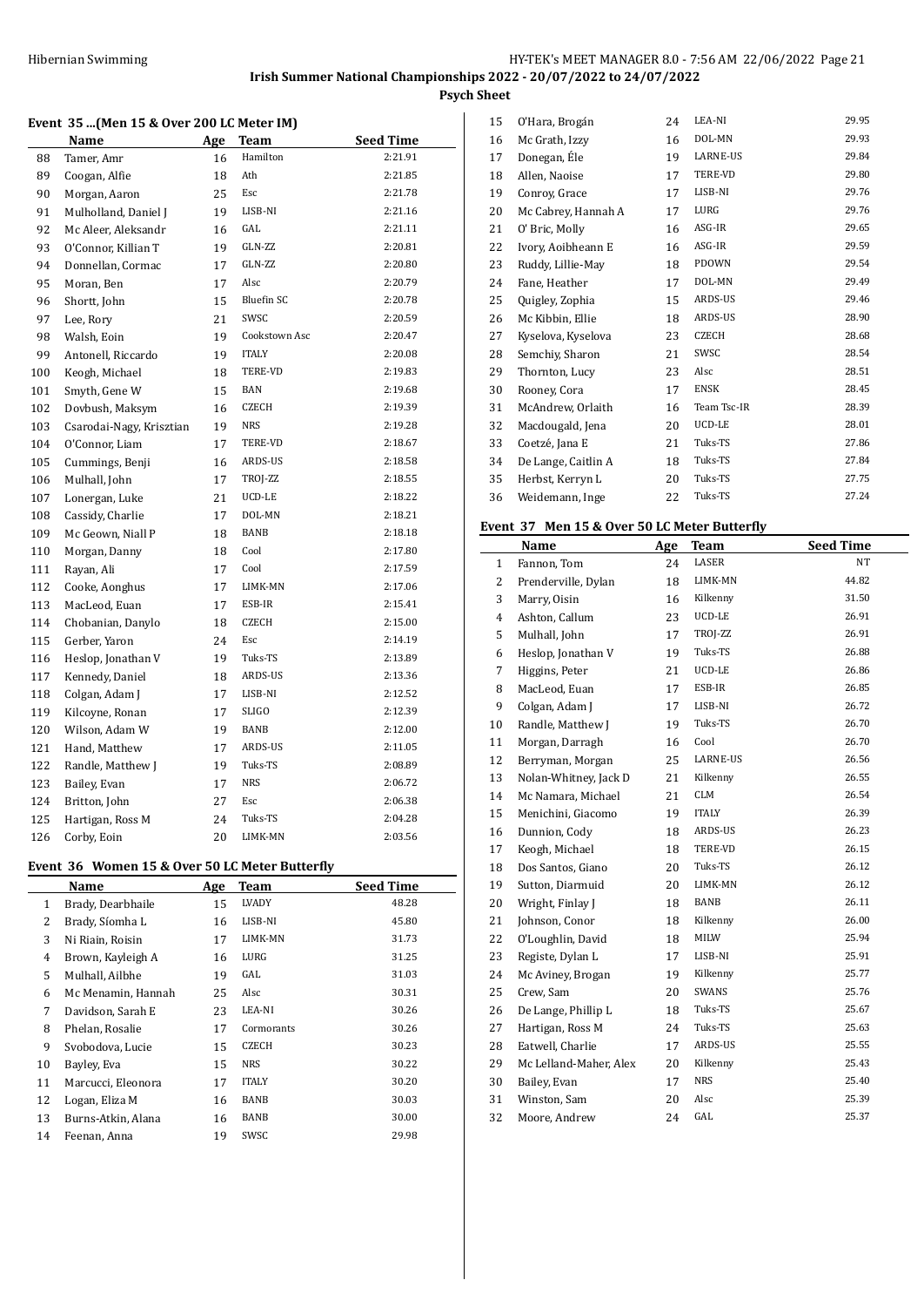**Irish Summer National Championships 2022 - 20/07/2022 to 24/07/2022**

**Psych Sheet**

### Event 35 ...(Men 15 & Over 200 LC Meter IM)

| | Name | Age | Team | Seed Time |
|---|---|---|---|---|
| 88 | Tamer, Amr | 16 | Hamilton | 2:21.91 |
| 89 | Coogan, Alfie | 18 | Ath | 2:21.85 |
| 90 | Morgan, Aaron | 25 | Esc | 2:21.78 |
| 91 | Mulholland, Daniel J | 19 | LISB-NI | 2:21.16 |
| 92 | Mc Aleer, Aleksandr | 16 | GAL | 2:21.11 |
| 93 | O'Connor, Killian T | 19 | GLN-ZZ | 2:20.81 |
| 94 | Donnellan, Cormac | 17 | GLN-ZZ | 2:20.80 |
| 95 | Moran, Ben | 17 | Alsc | 2:20.79 |
| 96 | Shortt, John | 15 | Bluefin SC | 2:20.78 |
| 97 | Lee, Rory | 21 | SWSC | 2:20.59 |
| 98 | Walsh, Eoin | 19 | Cookstown Asc | 2:20.47 |
| 99 | Antonell, Riccardo | 19 | ITALY | 2:20.08 |
| 100 | Keogh, Michael | 18 | TERE-VD | 2:19.83 |
| 101 | Smyth, Gene W | 15 | BAN | 2:19.68 |
| 102 | Dovbush, Maksym | 16 | CZECH | 2:19.39 |
| 103 | Csarodai-Nagy, Krisztian | 19 | NRS | 2:19.28 |
| 104 | O'Connor, Liam | 17 | TERE-VD | 2:18.67 |
| 105 | Cummings, Benji | 16 | ARDS-US | 2:18.58 |
| 106 | Mulhall, John | 17 | TROJ-ZZ | 2:18.55 |
| 107 | Lonergan, Luke | 21 | UCD-LE | 2:18.22 |
| 108 | Cassidy, Charlie | 17 | DOL-MN | 2:18.21 |
| 109 | Mc Geown, Niall P | 18 | BANB | 2:18.18 |
| 110 | Morgan, Danny | 18 | Cool | 2:17.80 |
| 111 | Rayan, Ali | 17 | Cool | 2:17.59 |
| 112 | Cooke, Aonghus | 17 | LIMK-MN | 2:17.06 |
| 113 | MacLeod, Euan | 17 | ESB-IR | 2:15.41 |
| 114 | Chobanian, Danylo | 18 | CZECH | 2:15.00 |
| 115 | Gerber, Yaron | 24 | Esc | 2:14.19 |
| 116 | Heslop, Jonathan V | 19 | Tuks-TS | 2:13.89 |
| 117 | Kennedy, Daniel | 18 | ARDS-US | 2:13.36 |
| 118 | Colgan, Adam J | 17 | LISB-NI | 2:12.52 |
| 119 | Kilcoyne, Ronan | 17 | SLIGO | 2:12.39 |
| 120 | Wilson, Adam W | 19 | BANB | 2:12.00 |
| 121 | Hand, Matthew | 17 | ARDS-US | 2:11.05 |
| 122 | Randle, Matthew J | 19 | Tuks-TS | 2:08.89 |
| 123 | Bailey, Evan | 17 | NRS | 2:06.72 |
| 124 | Britton, John | 27 | Esc | 2:06.38 |
| 125 | Hartigan, Ross M | 24 | Tuks-TS | 2:04.28 |
| 126 | Corby, Eoin | 20 | LIMK-MN | 2:03.56 |

### Event 36 Women 15 & Over 50 LC Meter Butterfly

| | Name | Age | Team | Seed Time |
|---|---|---|---|---|
| 1 | Brady, Dearbhaile | 15 | LVADY | 48.28 |
| 2 | Brady, Síomha L | 16 | LISB-NI | 45.80 |
| 3 | Ni Riain, Roisin | 17 | LIMK-MN | 31.73 |
| 4 | Brown, Kayleigh A | 16 | LURG | 31.25 |
| 5 | Mulhall, Ailbhe | 19 | GAL | 31.03 |
| 6 | Mc Menamin, Hannah | 25 | Alsc | 30.31 |
| 7 | Davidson, Sarah E | 23 | LEA-NI | 30.26 |
| 8 | Phelan, Rosalie | 17 | Cormorants | 30.26 |
| 9 | Svobodova, Lucie | 15 | CZECH | 30.23 |
| 10 | Bayley, Eva | 15 | NRS | 30.22 |
| 11 | Marcucci, Eleonora | 17 | ITALY | 30.20 |
| 12 | Logan, Eliza M | 16 | BANB | 30.03 |
| 13 | Burns-Atkin, Alana | 16 | BANB | 30.00 |
| 14 | Feenan, Anna | 19 | SWSC | 29.98 |
| 15 | O'Hara, Brogán | 24 | LEA-NI | 29.95 |
| 16 | Mc Grath, Izzy | 16 | DOL-MN | 29.93 |
| 17 | Donegan, Éle | 19 | LARNE-US | 29.84 |
| 18 | Allen, Naoise | 17 | TERE-VD | 29.80 |
| 19 | Conroy, Grace | 17 | LISB-NI | 29.76 |
| 20 | Mc Cabrey, Hannah A | 17 | LURG | 29.76 |
| 21 | O' Bric, Molly | 16 | ASG-IR | 29.65 |
| 22 | Ivory, Aoibheann E | 16 | ASG-IR | 29.59 |
| 23 | Ruddy, Lillie-May | 18 | PDOWN | 29.54 |
| 24 | Fane, Heather | 17 | DOL-MN | 29.49 |
| 25 | Quigley, Zophia | 15 | ARDS-US | 29.46 |
| 26 | Mc Kibbin, Ellie | 18 | ARDS-US | 28.90 |
| 27 | Kyselova, Kyselova | 23 | CZECH | 28.68 |
| 28 | Semchiy, Sharon | 21 | SWSC | 28.54 |
| 29 | Thornton, Lucy | 23 | Alsc | 28.51 |
| 30 | Rooney, Cora | 17 | ENSK | 28.45 |
| 31 | McAndrew, Orlaith | 16 | Team Tsc-IR | 28.39 |
| 32 | Macdougald, Jena | 20 | UCD-LE | 28.01 |
| 33 | Coetzé, Jana E | 21 | Tuks-TS | 27.86 |
| 34 | De Lange, Caitlin A | 18 | Tuks-TS | 27.84 |
| 35 | Herbst, Kerryn L | 20 | Tuks-TS | 27.75 |
| 36 | Weidemann, Inge | 22 | Tuks-TS | 27.24 |

### Event 37 Men 15 & Over 50 LC Meter Butterfly

| | Name | Age | Team | Seed Time |
|---|---|---|---|---|
| 1 | Fannon, Tom | 24 | LASER | NT |
| 2 | Prenderville, Dylan | 18 | LIMK-MN | 44.82 |
| 3 | Marry, Oisin | 16 | Kilkenny | 31.50 |
| 4 | Ashton, Callum | 23 | UCD-LE | 26.91 |
| 5 | Mulhall, John | 17 | TROJ-ZZ | 26.91 |
| 6 | Heslop, Jonathan V | 19 | Tuks-TS | 26.88 |
| 7 | Higgins, Peter | 21 | UCD-LE | 26.86 |
| 8 | MacLeod, Euan | 17 | ESB-IR | 26.85 |
| 9 | Colgan, Adam J | 17 | LISB-NI | 26.72 |
| 10 | Randle, Matthew J | 19 | Tuks-TS | 26.70 |
| 11 | Morgan, Darragh | 16 | Cool | 26.70 |
| 12 | Berryman, Morgan | 25 | LARNE-US | 26.56 |
| 13 | Nolan-Whitney, Jack D | 21 | Kilkenny | 26.55 |
| 14 | Mc Namara, Michael | 21 | CLM | 26.54 |
| 15 | Menichini, Giacomo | 19 | ITALY | 26.39 |
| 16 | Dunnion, Cody | 18 | ARDS-US | 26.23 |
| 17 | Keogh, Michael | 18 | TERE-VD | 26.15 |
| 18 | Dos Santos, Giano | 20 | Tuks-TS | 26.12 |
| 19 | Sutton, Diarmuid | 20 | LIMK-MN | 26.12 |
| 20 | Wright, Finlay J | 18 | BANB | 26.11 |
| 21 | Johnson, Conor | 18 | Kilkenny | 26.00 |
| 22 | O'Loughlin, David | 18 | MILW | 25.94 |
| 23 | Registe, Dylan L | 17 | LISB-NI | 25.91 |
| 24 | Mc Aviney, Brogan | 19 | Kilkenny | 25.77 |
| 25 | Crew, Sam | 20 | SWANS | 25.76 |
| 26 | De Lange, Phillip L | 18 | Tuks-TS | 25.67 |
| 27 | Hartigan, Ross M | 24 | Tuks-TS | 25.63 |
| 28 | Eatwell, Charlie | 17 | ARDS-US | 25.55 |
| 29 | Mc Lelland-Maher, Alex | 20 | Kilkenny | 25.43 |
| 30 | Bailey, Evan | 17 | NRS | 25.40 |
| 31 | Winston, Sam | 20 | Alsc | 25.39 |
| 32 | Moore, Andrew | 24 | GAL | 25.37 |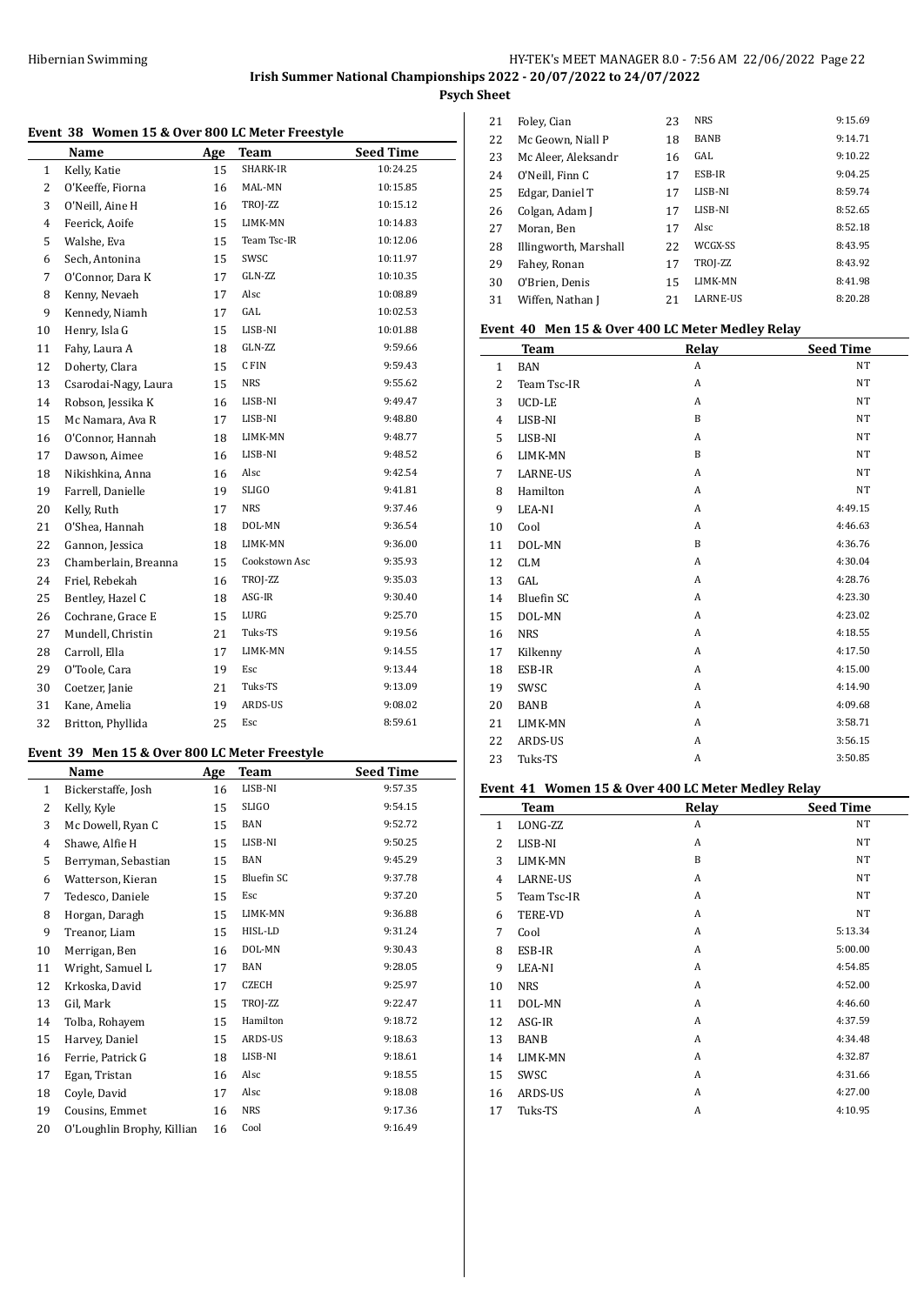**Irish Summer National Championships 2022 - 20/07/2022 to 24/07/2022**

**Psych Sheet**

### Event 38 Women 15 & Over 800 LC Meter Freestyle

| | Name | Age | Team | Seed Time |
|---|---|---|---|---|
| 1 | Kelly, Katie | 15 | SHARK-IR | 10:24.25 |
| 2 | O'Keeffe, Fiorna | 16 | MAL-MN | 10:15.85 |
| 3 | O'Neill, Aine H | 16 | TROJ-ZZ | 10:15.12 |
| 4 | Feerick, Aoife | 15 | LIMK-MN | 10:14.83 |
| 5 | Walshe, Eva | 15 | Team Tsc-IR | 10:12.06 |
| 6 | Sech, Antonina | 15 | SWSC | 10:11.97 |
| 7 | O'Connor, Dara K | 17 | GLN-ZZ | 10:10.35 |
| 8 | Kenny, Nevaeh | 17 | Alsc | 10:08.89 |
| 9 | Kennedy, Niamh | 17 | GAL | 10:02.53 |
| 10 | Henry, Isla G | 15 | LISB-NI | 10:01.88 |
| 11 | Fahy, Laura A | 18 | GLN-ZZ | 9:59.66 |
| 12 | Doherty, Clara | 15 | C FIN | 9:59.43 |
| 13 | Csarodai-Nagy, Laura | 15 | NRS | 9:55.62 |
| 14 | Robson, Jessika K | 16 | LISB-NI | 9:49.47 |
| 15 | Mc Namara, Ava R | 17 | LISB-NI | 9:48.80 |
| 16 | O'Connor, Hannah | 18 | LIMK-MN | 9:48.77 |
| 17 | Dawson, Aimee | 16 | LISB-NI | 9:48.52 |
| 18 | Nikishkina, Anna | 16 | Alsc | 9:42.54 |
| 19 | Farrell, Danielle | 19 | SLIGO | 9:41.81 |
| 20 | Kelly, Ruth | 17 | NRS | 9:37.46 |
| 21 | O'Shea, Hannah | 18 | DOL-MN | 9:36.54 |
| 22 | Gannon, Jessica | 18 | LIMK-MN | 9:36.00 |
| 23 | Chamberlain, Breanna | 15 | Cookstown Asc | 9:35.93 |
| 24 | Friel, Rebekah | 16 | TROJ-ZZ | 9:35.03 |
| 25 | Bentley, Hazel C | 18 | ASG-IR | 9:30.40 |
| 26 | Cochrane, Grace E | 15 | LURG | 9:25.70 |
| 27 | Mundell, Christin | 21 | Tuks-TS | 9:19.56 |
| 28 | Carroll, Ella | 17 | LIMK-MN | 9:14.55 |
| 29 | O'Toole, Cara | 19 | Esc | 9:13.44 |
| 30 | Coetzer, Janie | 21 | Tuks-TS | 9:13.09 |
| 31 | Kane, Amelia | 19 | ARDS-US | 9:08.02 |
| 32 | Britton, Phyllida | 25 | Esc | 8:59.61 |

### Event 39 Men 15 & Over 800 LC Meter Freestyle

| | Name | Age | Team | Seed Time |
|---|---|---|---|---|
| 1 | Bickerstaffe, Josh | 16 | LISB-NI | 9:57.35 |
| 2 | Kelly, Kyle | 15 | SLIGO | 9:54.15 |
| 3 | Mc Dowell, Ryan C | 15 | BAN | 9:52.72 |
| 4 | Shawe, Alfie H | 15 | LISB-NI | 9:50.25 |
| 5 | Berryman, Sebastian | 15 | BAN | 9:45.29 |
| 6 | Watterson, Kieran | 15 | Bluefin SC | 9:37.78 |
| 7 | Tedesco, Daniele | 15 | Esc | 9:37.20 |
| 8 | Horgan, Daragh | 15 | LIMK-MN | 9:36.88 |
| 9 | Treanor, Liam | 15 | HISL-LD | 9:31.24 |
| 10 | Merrigan, Ben | 16 | DOL-MN | 9:30.43 |
| 11 | Wright, Samuel L | 17 | BAN | 9:28.05 |
| 12 | Krkoska, David | 17 | CZECH | 9:25.97 |
| 13 | Gil, Mark | 15 | TROJ-ZZ | 9:22.47 |
| 14 | Tolba, Rohayem | 15 | Hamilton | 9:18.72 |
| 15 | Harvey, Daniel | 15 | ARDS-US | 9:18.63 |
| 16 | Ferrie, Patrick G | 18 | LISB-NI | 9:18.61 |
| 17 | Egan, Tristan | 16 | Alsc | 9:18.55 |
| 18 | Coyle, David | 17 | Alsc | 9:18.08 |
| 19 | Cousins, Emmet | 16 | NRS | 9:17.36 |
| 20 | O'Loughlin Brophy, Killian | 16 | Cool | 9:16.49 |
| 21 | Foley, Cian | 23 | NRS | 9:15.69 |
| 22 | Mc Geown, Niall P | 18 | BANB | 9:14.71 |
| 23 | Mc Aleer, Aleksandr | 16 | GAL | 9:10.22 |
| 24 | O'Neill, Finn C | 17 | ESB-IR | 9:04.25 |
| 25 | Edgar, Daniel T | 17 | LISB-NI | 8:59.74 |
| 26 | Colgan, Adam J | 17 | LISB-NI | 8:52.65 |
| 27 | Moran, Ben | 17 | Alsc | 8:52.18 |
| 28 | Illingworth, Marshall | 22 | WCGX-SS | 8:43.95 |
| 29 | Fahey, Ronan | 17 | TROJ-ZZ | 8:43.92 |
| 30 | O'Brien, Denis | 15 | LIMK-MN | 8:41.98 |
| 31 | Wiffen, Nathan J | 21 | LARNE-US | 8:20.28 |

### Event 40 Men 15 & Over 400 LC Meter Medley Relay

| | Team | Relay | Seed Time |
|---|---|---|---|
| 1 | BAN | A | NT |
| 2 | Team Tsc-IR | A | NT |
| 3 | UCD-LE | A | NT |
| 4 | LISB-NI | B | NT |
| 5 | LISB-NI | A | NT |
| 6 | LIMK-MN | B | NT |
| 7 | LARNE-US | A | NT |
| 8 | Hamilton | A | NT |
| 9 | LEA-NI | A | 4:49.15 |
| 10 | Cool | A | 4:46.63 |
| 11 | DOL-MN | B | 4:36.76 |
| 12 | CLM | A | 4:30.04 |
| 13 | GAL | A | 4:28.76 |
| 14 | Bluefin SC | A | 4:23.30 |
| 15 | DOL-MN | A | 4:23.02 |
| 16 | NRS | A | 4:18.55 |
| 17 | Kilkenny | A | 4:17.50 |
| 18 | ESB-IR | A | 4:15.00 |
| 19 | SWSC | A | 4:14.90 |
| 20 | BANB | A | 4:09.68 |
| 21 | LIMK-MN | A | 3:58.71 |
| 22 | ARDS-US | A | 3:56.15 |
| 23 | Tuks-TS | A | 3:50.85 |

### Event 41 Women 15 & Over 400 LC Meter Medley Relay

| | Team | Relay | Seed Time |
|---|---|---|---|
| 1 | LONG-ZZ | A | NT |
| 2 | LISB-NI | A | NT |
| 3 | LIMK-MN | B | NT |
| 4 | LARNE-US | A | NT |
| 5 | Team Tsc-IR | A | NT |
| 6 | TERE-VD | A | NT |
| 7 | Cool | A | 5:13.34 |
| 8 | ESB-IR | A | 5:00.00 |
| 9 | LEA-NI | A | 4:54.85 |
| 10 | NRS | A | 4:52.00 |
| 11 | DOL-MN | A | 4:46.60 |
| 12 | ASG-IR | A | 4:37.59 |
| 13 | BANB | A | 4:34.48 |
| 14 | LIMK-MN | A | 4:32.87 |
| 15 | SWSC | A | 4:31.66 |
| 16 | ARDS-US | A | 4:27.00 |
| 17 | Tuks-TS | A | 4:10.95 |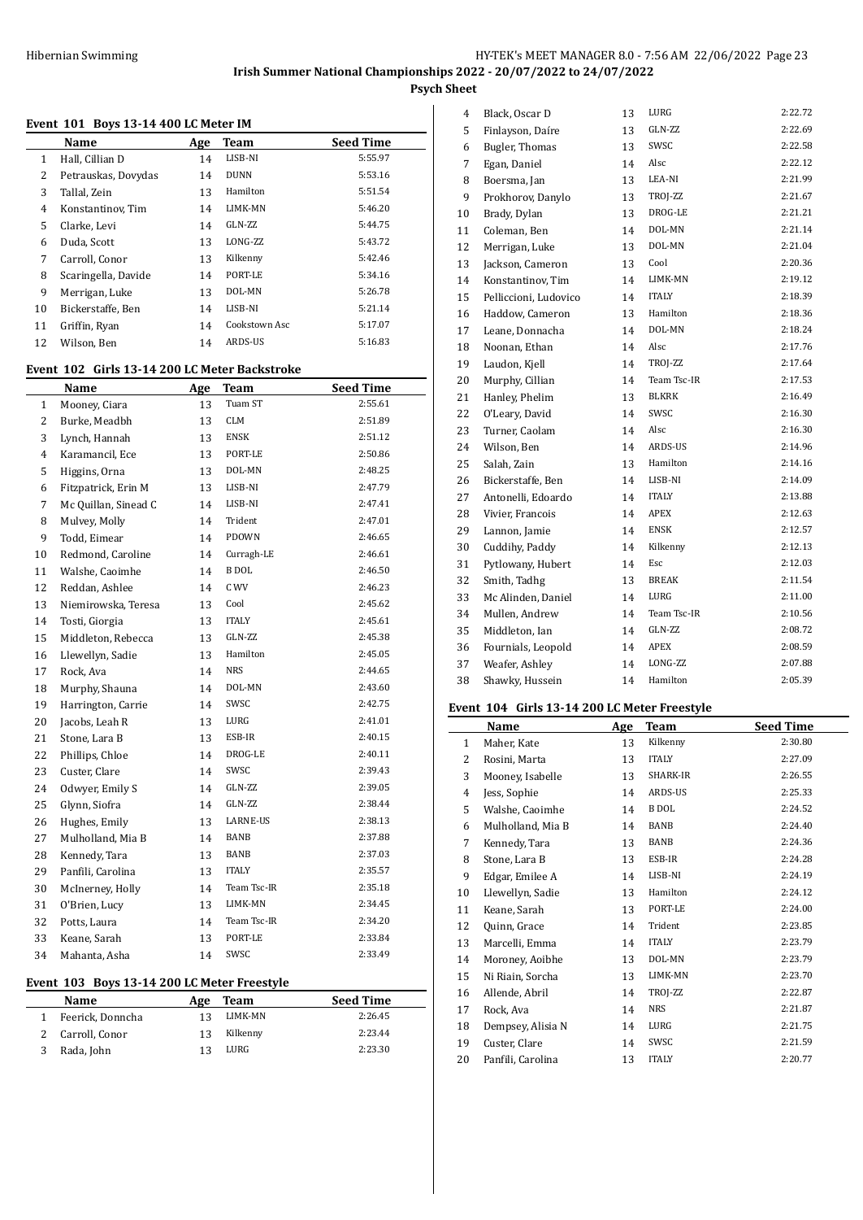**Irish Summer National Championships 2022 - 20/07/2022 to 24/07/2022**

**Psych Sheet**

#### Event 101 Boys 13-14 400 LC Meter IM

| | Name | Age | Team | Seed Time |
|---|---|---|---|---|
| 1 | Hall, Cillian D | 14 | LISB-NI | 5:55.97 |
| 2 | Petrauskas, Dovydas | 14 | DUNN | 5:53.16 |
| 3 | Tallal, Zein | 13 | Hamilton | 5:51.54 |
| 4 | Konstantinov, Tim | 14 | LIMK-MN | 5:46.20 |
| 5 | Clarke, Levi | 14 | GLN-ZZ | 5:44.75 |
| 6 | Duda, Scott | 13 | LONG-ZZ | 5:43.72 |
| 7 | Carroll, Conor | 13 | Kilkenny | 5:42.46 |
| 8 | Scaringella, Davide | 14 | PORT-LE | 5:34.16 |
| 9 | Merrigan, Luke | 13 | DOL-MN | 5:26.78 |
| 10 | Bickerstaffe, Ben | 14 | LISB-NI | 5:21.14 |
| 11 | Griffin, Ryan | 14 | Cookstown Asc | 5:17.07 |
| 12 | Wilson, Ben | 14 | ARDS-US | 5:16.83 |

#### Event 102 Girls 13-14 200 LC Meter Backstroke

| | Name | Age | Team | Seed Time |
|---|---|---|---|---|
| 1 | Mooney, Ciara | 13 | Tuam ST | 2:55.61 |
| 2 | Burke, Meadbh | 13 | CLM | 2:51.89 |
| 3 | Lynch, Hannah | 13 | ENSK | 2:51.12 |
| 4 | Karamancil, Ece | 13 | PORT-LE | 2:50.86 |
| 5 | Higgins, Orna | 13 | DOL-MN | 2:48.25 |
| 6 | Fitzpatrick, Erin M | 13 | LISB-NI | 2:47.79 |
| 7 | Mc Quillan, Sinead C | 14 | LISB-NI | 2:47.41 |
| 8 | Mulvey, Molly | 14 | Trident | 2:47.01 |
| 9 | Todd, Eimear | 14 | PDOWN | 2:46.65 |
| 10 | Redmond, Caroline | 14 | Curragh-LE | 2:46.61 |
| 11 | Walshe, Caoimhe | 14 | B DOL | 2:46.50 |
| 12 | Reddan, Ashlee | 14 | C WV | 2:46.23 |
| 13 | Niemirowska, Teresa | 13 | Cool | 2:45.62 |
| 14 | Tosti, Giorgia | 13 | ITALY | 2:45.61 |
| 15 | Middleton, Rebecca | 13 | GLN-ZZ | 2:45.38 |
| 16 | Llewellyn, Sadie | 13 | Hamilton | 2:45.05 |
| 17 | Rock, Ava | 14 | NRS | 2:44.65 |
| 18 | Murphy, Shauna | 14 | DOL-MN | 2:43.60 |
| 19 | Harrington, Carrie | 14 | SWSC | 2:42.75 |
| 20 | Jacobs, Leah R | 13 | LURG | 2:41.01 |
| 21 | Stone, Lara B | 13 | ESB-IR | 2:40.15 |
| 22 | Phillips, Chloe | 14 | DROG-LE | 2:40.11 |
| 23 | Custer, Clare | 14 | SWSC | 2:39.43 |
| 24 | Odwyer, Emily S | 14 | GLN-ZZ | 2:39.05 |
| 25 | Glynn, Siofra | 14 | GLN-ZZ | 2:38.44 |
| 26 | Hughes, Emily | 13 | LARNE-US | 2:38.13 |
| 27 | Mulholland, Mia B | 14 | BANB | 2:37.88 |
| 28 | Kennedy, Tara | 13 | BANB | 2:37.03 |
| 29 | Panfili, Carolina | 13 | ITALY | 2:35.57 |
| 30 | McInerney, Holly | 14 | Team Tsc-IR | 2:35.18 |
| 31 | O'Brien, Lucy | 13 | LIMK-MN | 2:34.45 |
| 32 | Potts, Laura | 14 | Team Tsc-IR | 2:34.20 |
| 33 | Keane, Sarah | 13 | PORT-LE | 2:33.84 |
| 34 | Mahanta, Asha | 14 | SWSC | 2:33.49 |

#### Event 103 Boys 13-14 200 LC Meter Freestyle

| | Name | Age | Team | Seed Time |
|---|---|---|---|---|
| 1 | Feerick, Donncha | 13 | LIMK-MN | 2:26.45 |
| 2 | Carroll, Conor | 13 | Kilkenny | 2:23.44 |
| 3 | Rada, John | 13 | LURG | 2:23.30 |
| 4 | Black, Oscar D | 13 | LURG | 2:22.72 |
| 5 | Finlayson, Daíre | 13 | GLN-ZZ | 2:22.69 |
| 6 | Bugler, Thomas | 13 | SWSC | 2:22.58 |
| 7 | Egan, Daniel | 14 | Alsc | 2:22.12 |
| 8 | Boersma, Jan | 13 | LEA-NI | 2:21.99 |
| 9 | Prokhorov, Danylo | 13 | TROJ-ZZ | 2:21.67 |
| 10 | Brady, Dylan | 13 | DROG-LE | 2:21.21 |
| 11 | Coleman, Ben | 14 | DOL-MN | 2:21.14 |
| 12 | Merrigan, Luke | 13 | DOL-MN | 2:21.04 |
| 13 | Jackson, Cameron | 13 | Cool | 2:20.36 |
| 14 | Konstantinov, Tim | 14 | LIMK-MN | 2:19.12 |
| 15 | Pelliccioni, Ludovico | 14 | ITALY | 2:18.39 |
| 16 | Haddow, Cameron | 13 | Hamilton | 2:18.36 |
| 17 | Leane, Donnacha | 14 | DOL-MN | 2:18.24 |
| 18 | Noonan, Ethan | 14 | Alsc | 2:17.76 |
| 19 | Laudon, Kjell | 14 | TROJ-ZZ | 2:17.64 |
| 20 | Murphy, Cillian | 14 | Team Tsc-IR | 2:17.53 |
| 21 | Hanley, Phelim | 13 | BLKRK | 2:16.49 |
| 22 | O'Leary, David | 14 | SWSC | 2:16.30 |
| 23 | Turner, Caolam | 14 | Alsc | 2:16.30 |
| 24 | Wilson, Ben | 14 | ARDS-US | 2:14.96 |
| 25 | Salah, Zain | 13 | Hamilton | 2:14.16 |
| 26 | Bickerstaffe, Ben | 14 | LISB-NI | 2:14.09 |
| 27 | Antonelli, Edoardo | 14 | ITALY | 2:13.88 |
| 28 | Vivier, Francois | 14 | APEX | 2:12.63 |
| 29 | Lannon, Jamie | 14 | ENSK | 2:12.57 |
| 30 | Cuddihy, Paddy | 14 | Kilkenny | 2:12.13 |
| 31 | Pytlowany, Hubert | 14 | Esc | 2:12.03 |
| 32 | Smith, Tadhg | 13 | BREAK | 2:11.54 |
| 33 | Mc Alinden, Daniel | 14 | LURG | 2:11.00 |
| 34 | Mullen, Andrew | 14 | Team Tsc-IR | 2:10.56 |
| 35 | Middleton, Ian | 14 | GLN-ZZ | 2:08.72 |
| 36 | Fournials, Leopold | 14 | APEX | 2:08.59 |
| 37 | Weafer, Ashley | 14 | LONG-ZZ | 2:07.88 |
| 38 | Shawky, Hussein | 14 | Hamilton | 2:05.39 |

#### Event 104 Girls 13-14 200 LC Meter Freestyle

| | Name | Age | Team | Seed Time |
|---|---|---|---|---|
| 1 | Maher, Kate | 13 | Kilkenny | 2:30.80 |
| 2 | Rosini, Marta | 13 | ITALY | 2:27.09 |
| 3 | Mooney, Isabelle | 13 | SHARK-IR | 2:26.55 |
| 4 | Jess, Sophie | 14 | ARDS-US | 2:25.33 |
| 5 | Walshe, Caoimhe | 14 | B DOL | 2:24.52 |
| 6 | Mulholland, Mia B | 14 | BANB | 2:24.40 |
| 7 | Kennedy, Tara | 13 | BANB | 2:24.36 |
| 8 | Stone, Lara B | 13 | ESB-IR | 2:24.28 |
| 9 | Edgar, Emilee A | 14 | LISB-NI | 2:24.19 |
| 10 | Llewellyn, Sadie | 13 | Hamilton | 2:24.12 |
| 11 | Keane, Sarah | 13 | PORT-LE | 2:24.00 |
| 12 | Quinn, Grace | 14 | Trident | 2:23.85 |
| 13 | Marcelli, Emma | 14 | ITALY | 2:23.79 |
| 14 | Moroney, Aoibhe | 13 | DOL-MN | 2:23.79 |
| 15 | Ni Riain, Sorcha | 13 | LIMK-MN | 2:23.70 |
| 16 | Allende, Abril | 14 | TROJ-ZZ | 2:22.87 |
| 17 | Rock, Ava | 14 | NRS | 2:21.87 |
| 18 | Dempsey, Alisia N | 14 | LURG | 2:21.75 |
| 19 | Custer, Clare | 14 | SWSC | 2:21.59 |
| 20 | Panfili, Carolina | 13 | ITALY | 2:20.77 |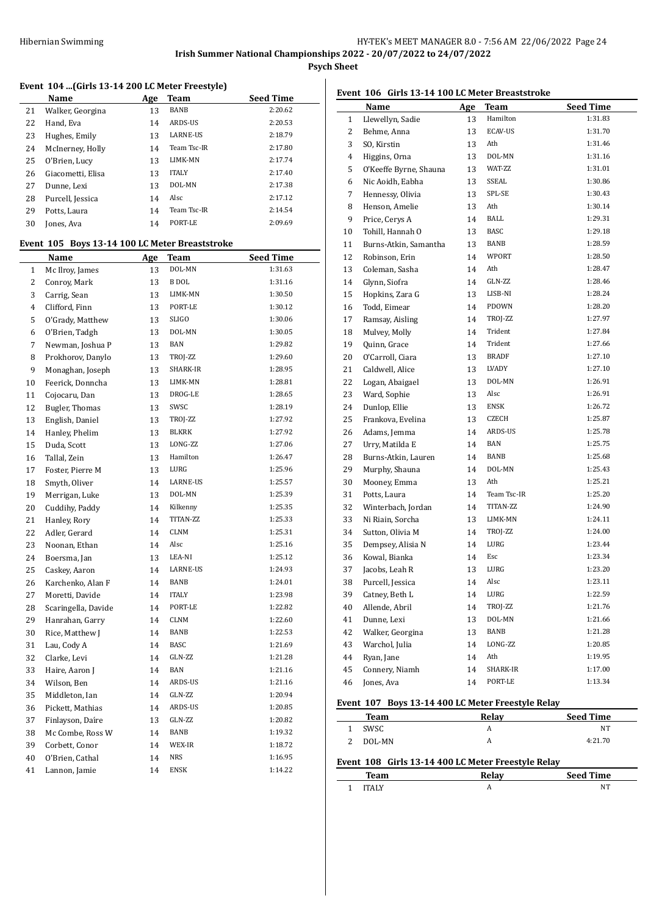**Irish Summer National Championships 2022 - 20/07/2022 to 24/07/2022**

**Psych Sheet**

### Event 104 ...(Girls 13-14 200 LC Meter Freestyle)

| | Name | Age | Team | Seed Time |
|---|---|---|---|---|
| 21 | Walker, Georgina | 13 | BANB | 2:20.62 |
| 22 | Hand, Eva | 14 | ARDS-US | 2:20.53 |
| 23 | Hughes, Emily | 13 | LARNE-US | 2:18.79 |
| 24 | McInerney, Holly | 14 | Team Tsc-IR | 2:17.80 |
| 25 | O'Brien, Lucy | 13 | LIMK-MN | 2:17.74 |
| 26 | Giacometti, Elisa | 13 | ITALY | 2:17.40 |
| 27 | Dunne, Lexi | 13 | DOL-MN | 2:17.38 |
| 28 | Purcell, Jessica | 14 | Alsc | 2:17.12 |
| 29 | Potts, Laura | 14 | Team Tsc-IR | 2:14.54 |
| 30 | Jones, Ava | 14 | PORT-LE | 2:09.69 |

### Event 105 Boys 13-14 100 LC Meter Breaststroke

| | Name | Age | Team | Seed Time |
|---|---|---|---|---|
| 1 | Mc Ilroy, James | 13 | DOL-MN | 1:31.63 |
| 2 | Conroy, Mark | 13 | B DOL | 1:31.16 |
| 3 | Carrig, Sean | 13 | LIMK-MN | 1:30.50 |
| 4 | Clifford, Finn | 13 | PORT-LE | 1:30.12 |
| 5 | O'Grady, Matthew | 13 | SLIGO | 1:30.06 |
| 6 | O'Brien, Tadgh | 13 | DOL-MN | 1:30.05 |
| 7 | Newman, Joshua P | 13 | BAN | 1:29.82 |
| 8 | Prokhorov, Danylo | 13 | TROJ-ZZ | 1:29.60 |
| 9 | Monaghan, Joseph | 13 | SHARK-IR | 1:28.95 |
| 10 | Feerick, Donncha | 13 | LIMK-MN | 1:28.81 |
| 11 | Cojocaru, Dan | 13 | DROG-LE | 1:28.65 |
| 12 | Bugler, Thomas | 13 | SWSC | 1:28.19 |
| 13 | English, Daniel | 13 | TROJ-ZZ | 1:27.92 |
| 14 | Hanley, Phelim | 13 | BLKRK | 1:27.92 |
| 15 | Duda, Scott | 13 | LONG-ZZ | 1:27.06 |
| 16 | Tallal, Zein | 13 | Hamilton | 1:26.47 |
| 17 | Foster, Pierre M | 13 | LURG | 1:25.96 |
| 18 | Smyth, Oliver | 14 | LARNE-US | 1:25.57 |
| 19 | Merrigan, Luke | 13 | DOL-MN | 1:25.39 |
| 20 | Cuddihy, Paddy | 14 | Kilkenny | 1:25.35 |
| 21 | Hanley, Rory | 14 | TITAN-ZZ | 1:25.33 |
| 22 | Adler, Gerard | 14 | CLNM | 1:25.31 |
| 23 | Noonan, Ethan | 14 | Alsc | 1:25.16 |
| 24 | Boersma, Jan | 13 | LEA-NI | 1:25.12 |
| 25 | Caskey, Aaron | 14 | LARNE-US | 1:24.93 |
| 26 | Karchenko, Alan F | 14 | BANB | 1:24.01 |
| 27 | Moretti, Davide | 14 | ITALY | 1:23.98 |
| 28 | Scaringella, Davide | 14 | PORT-LE | 1:22.82 |
| 29 | Hanrahan, Garry | 14 | CLNM | 1:22.60 |
| 30 | Rice, Matthew J | 14 | BANB | 1:22.53 |
| 31 | Lau, Cody A | 14 | BASC | 1:21.69 |
| 32 | Clarke, Levi | 14 | GLN-ZZ | 1:21.28 |
| 33 | Haire, Aaron J | 14 | BAN | 1:21.16 |
| 34 | Wilson, Ben | 14 | ARDS-US | 1:21.16 |
| 35 | Middleton, Ian | 14 | GLN-ZZ | 1:20.94 |
| 36 | Pickett, Mathias | 14 | ARDS-US | 1:20.85 |
| 37 | Finlayson, Daíre | 13 | GLN-ZZ | 1:20.82 |
| 38 | Mc Combe, Ross W | 14 | BANB | 1:19.32 |
| 39 | Corbett, Conor | 14 | WEX-IR | 1:18.72 |
| 40 | O'Brien, Cathal | 14 | NRS | 1:16.95 |
| 41 | Lannon, Jamie | 14 | ENSK | 1:14.22 |

### Event 106 Girls 13-14 100 LC Meter Breaststroke

| | Name | Age | Team | Seed Time |
|---|---|---|---|---|
| 1 | Llewellyn, Sadie | 13 | Hamilton | 1:31.83 |
| 2 | Behme, Anna | 13 | ECAV-US | 1:31.70 |
| 3 | SO, Kirstin | 13 | Ath | 1:31.46 |
| 4 | Higgins, Orna | 13 | DOL-MN | 1:31.16 |
| 5 | O'Keeffe Byrne, Shauna | 13 | WAT-ZZ | 1:31.01 |
| 6 | Nic Aoidh, Eabha | 13 | SSEAL | 1:30.86 |
| 7 | Hennessy, Olivia | 13 | SPL-SE | 1:30.43 |
| 8 | Henson, Amelie | 13 | Ath | 1:30.14 |
| 9 | Price, Cerys A | 14 | BALL | 1:29.31 |
| 10 | Tohill, Hannah O | 13 | BASC | 1:29.18 |
| 11 | Burns-Atkin, Samantha | 13 | BANB | 1:28.59 |
| 12 | Robinson, Erin | 14 | WPORT | 1:28.50 |
| 13 | Coleman, Sasha | 14 | Ath | 1:28.47 |
| 14 | Glynn, Siofra | 14 | GLN-ZZ | 1:28.46 |
| 15 | Hopkins, Zara G | 13 | LISB-NI | 1:28.24 |
| 16 | Todd, Eimear | 14 | PDOWN | 1:28.20 |
| 17 | Ramsay, Aisling | 14 | TROJ-ZZ | 1:27.97 |
| 18 | Mulvey, Molly | 14 | Trident | 1:27.84 |
| 19 | Quinn, Grace | 14 | Trident | 1:27.66 |
| 20 | O'Carroll, Ciara | 13 | BRADF | 1:27.10 |
| 21 | Caldwell, Alice | 13 | LVADY | 1:27.10 |
| 22 | Logan, Abaigael | 13 | DOL-MN | 1:26.91 |
| 23 | Ward, Sophie | 13 | Alsc | 1:26.91 |
| 24 | Dunlop, Ellie | 13 | ENSK | 1:26.72 |
| 25 | Frankova, Evelina | 13 | CZECH | 1:25.87 |
| 26 | Adams, Jemma | 14 | ARDS-US | 1:25.78 |
| 27 | Urry, Matilda E | 14 | BAN | 1:25.75 |
| 28 | Burns-Atkin, Lauren | 14 | BANB | 1:25.68 |
| 29 | Murphy, Shauna | 14 | DOL-MN | 1:25.43 |
| 30 | Mooney, Emma | 13 | Ath | 1:25.21 |
| 31 | Potts, Laura | 14 | Team Tsc-IR | 1:25.20 |
| 32 | Winterbach, Jordan | 14 | TITAN-ZZ | 1:24.90 |
| 33 | Ni Riain, Sorcha | 13 | LIMK-MN | 1:24.11 |
| 34 | Sutton, Olivia M | 14 | TROJ-ZZ | 1:24.00 |
| 35 | Dempsey, Alisia N | 14 | LURG | 1:23.44 |
| 36 | Kowal, Bianka | 14 | Esc | 1:23.34 |
| 37 | Jacobs, Leah R | 13 | LURG | 1:23.20 |
| 38 | Purcell, Jessica | 14 | Alsc | 1:23.11 |
| 39 | Catney, Beth L | 14 | LURG | 1:22.59 |
| 40 | Allende, Abril | 14 | TROJ-ZZ | 1:21.76 |
| 41 | Dunne, Lexi | 13 | DOL-MN | 1:21.66 |
| 42 | Walker, Georgina | 13 | BANB | 1:21.28 |
| 43 | Warchol, Julia | 14 | LONG-ZZ | 1:20.85 |
| 44 | Ryan, Jane | 14 | Ath | 1:19.95 |
| 45 | Connery, Niamh | 14 | SHARK-IR | 1:17.00 |
| 46 | Jones, Ava | 14 | PORT-LE | 1:13.34 |

### Event 107 Boys 13-14 400 LC Meter Freestyle Relay

| | Team | Relay | Seed Time |
|---|---|---|---|
| 1 | SWSC | A | NT |
| 2 | DOL-MN | A | 4:21.70 |

### Event 108 Girls 13-14 400 LC Meter Freestyle Relay

| | Team | Relay | Seed Time |
|---|---|---|---|
| 1 | ITALY | A | NT |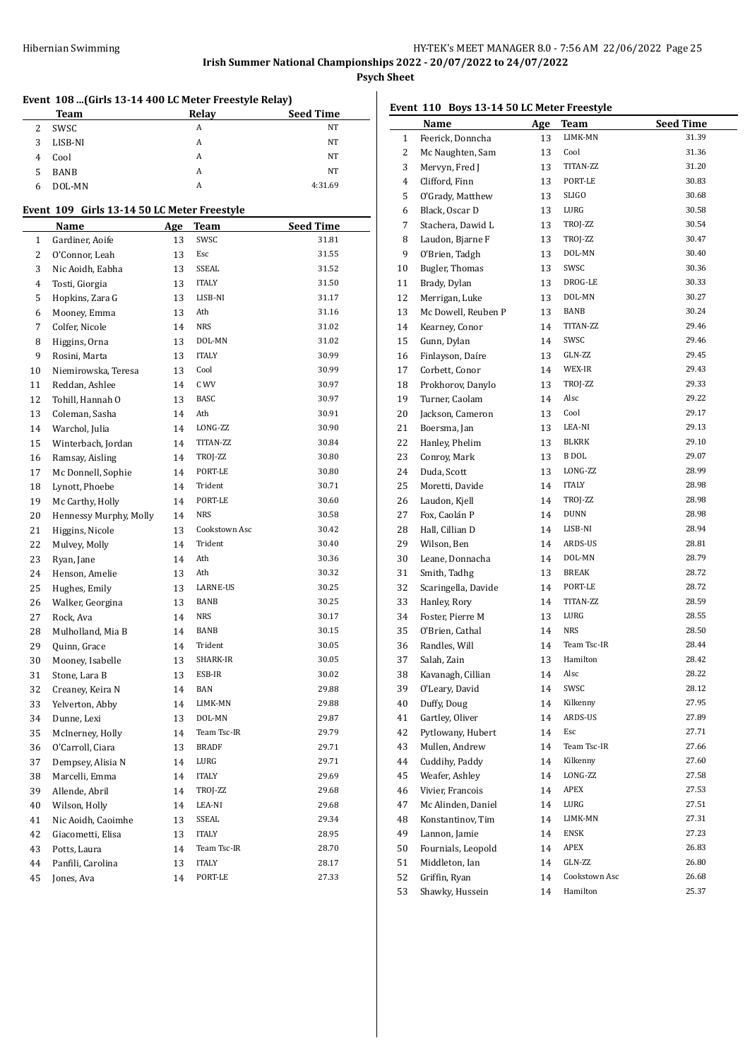**Irish Summer National Championships 2022 - 20/07/2022 to 24/07/2022**

**Psych Sheet**

### Event 108 ...(Girls 13-14 400 LC Meter Freestyle Relay)

| | Team | Relay | Seed Time |
|---|---|---|---|
| 2 | SWSC | A | NT |
| 3 | LISB-NI | A | NT |
| 4 | Cool | A | NT |
| 5 | BANB | A | NT |
| 6 | DOL-MN | A | 4:31.69 |

### Event 109 Girls 13-14 50 LC Meter Freestyle

| | Name | Age | Team | Seed Time |
|---|---|---|---|---|
| 1 | Gardiner, Aoife | 13 | SWSC | 31.81 |
| 2 | O'Connor, Leah | 13 | Esc | 31.55 |
| 3 | Nic Aoidh, Eabha | 13 | SSEAL | 31.52 |
| 4 | Tosti, Giorgia | 13 | ITALY | 31.50 |
| 5 | Hopkins, Zara G | 13 | LISB-NI | 31.17 |
| 6 | Mooney, Emma | 13 | Ath | 31.16 |
| 7 | Colfer, Nicole | 14 | NRS | 31.02 |
| 8 | Higgins, Orna | 13 | DOL-MN | 31.02 |
| 9 | Rosini, Marta | 13 | ITALY | 30.99 |
| 10 | Niemirowska, Teresa | 13 | Cool | 30.99 |
| 11 | Reddan, Ashlee | 14 | C WV | 30.97 |
| 12 | Tohill, Hannah O | 13 | BASC | 30.97 |
| 13 | Coleman, Sasha | 14 | Ath | 30.91 |
| 14 | Warchol, Julia | 14 | LONG-ZZ | 30.90 |
| 15 | Winterbach, Jordan | 14 | TITAN-ZZ | 30.84 |
| 16 | Ramsay, Aisling | 14 | TROJ-ZZ | 30.80 |
| 17 | Mc Donnell, Sophie | 14 | PORT-LE | 30.80 |
| 18 | Lynott, Phoebe | 14 | Trident | 30.71 |
| 19 | Mc Carthy, Holly | 14 | PORT-LE | 30.60 |
| 20 | Hennessy Murphy, Molly | 14 | NRS | 30.58 |
| 21 | Higgins, Nicole | 13 | Cookstown Asc | 30.42 |
| 22 | Mulvey, Molly | 14 | Trident | 30.40 |
| 23 | Ryan, Jane | 14 | Ath | 30.36 |
| 24 | Henson, Amelie | 13 | Ath | 30.32 |
| 25 | Hughes, Emily | 13 | LARNE-US | 30.25 |
| 26 | Walker, Georgina | 13 | BANB | 30.25 |
| 27 | Rock, Ava | 14 | NRS | 30.17 |
| 28 | Mulholland, Mia B | 14 | BANB | 30.15 |
| 29 | Quinn, Grace | 14 | Trident | 30.05 |
| 30 | Mooney, Isabelle | 13 | SHARK-IR | 30.05 |
| 31 | Stone, Lara B | 13 | ESB-IR | 30.02 |
| 32 | Creaney, Keira N | 14 | BAN | 29.88 |
| 33 | Yelverton, Abby | 14 | LIMK-MN | 29.88 |
| 34 | Dunne, Lexi | 13 | DOL-MN | 29.87 |
| 35 | McInerney, Holly | 14 | Team Tsc-IR | 29.79 |
| 36 | O'Carroll, Ciara | 13 | BRADF | 29.71 |
| 37 | Dempsey, Alisia N | 14 | LURG | 29.71 |
| 38 | Marcelli, Emma | 14 | ITALY | 29.69 |
| 39 | Allende, Abril | 14 | TROJ-ZZ | 29.68 |
| 40 | Wilson, Holly | 14 | LEA-NI | 29.68 |
| 41 | Nic Aoidh, Caoimhe | 13 | SSEAL | 29.34 |
| 42 | Giacometti, Elisa | 13 | ITALY | 28.95 |
| 43 | Potts, Laura | 14 | Team Tsc-IR | 28.70 |
| 44 | Panfili, Carolina | 13 | ITALY | 28.17 |
| 45 | Jones, Ava | 14 | PORT-LE | 27.33 |

### Event 110 Boys 13-14 50 LC Meter Freestyle

| | Name | Age | Team | Seed Time |
|---|---|---|---|---|
| 1 | Feerick, Donncha | 13 | LIMK-MN | 31.39 |
| 2 | Mc Naughten, Sam | 13 | Cool | 31.36 |
| 3 | Mervyn, Fred J | 13 | TITAN-ZZ | 31.20 |
| 4 | Clifford, Finn | 13 | PORT-LE | 30.83 |
| 5 | O'Grady, Matthew | 13 | SLIGO | 30.68 |
| 6 | Black, Oscar D | 13 | LURG | 30.58 |
| 7 | Stachera, Dawid L | 13 | TROJ-ZZ | 30.54 |
| 8 | Laudon, Bjarne F | 13 | TROJ-ZZ | 30.47 |
| 9 | O'Brien, Tadgh | 13 | DOL-MN | 30.40 |
| 10 | Bugler, Thomas | 13 | SWSC | 30.36 |
| 11 | Brady, Dylan | 13 | DROG-LE | 30.33 |
| 12 | Merrigan, Luke | 13 | DOL-MN | 30.27 |
| 13 | Mc Dowell, Reuben P | 13 | BANB | 30.24 |
| 14 | Kearney, Conor | 14 | TITAN-ZZ | 29.46 |
| 15 | Gunn, Dylan | 14 | SWSC | 29.46 |
| 16 | Finlayson, Daíre | 13 | GLN-ZZ | 29.45 |
| 17 | Corbett, Conor | 14 | WEX-IR | 29.43 |
| 18 | Prokhorov, Danylo | 13 | TROJ-ZZ | 29.33 |
| 19 | Turner, Caolam | 14 | Alsc | 29.22 |
| 20 | Jackson, Cameron | 13 | Cool | 29.17 |
| 21 | Boersma, Jan | 13 | LEA-NI | 29.13 |
| 22 | Hanley, Phelim | 13 | BLKRK | 29.10 |
| 23 | Conroy, Mark | 13 | B DOL | 29.07 |
| 24 | Duda, Scott | 13 | LONG-ZZ | 28.99 |
| 25 | Moretti, Davide | 14 | ITALY | 28.98 |
| 26 | Laudon, Kjell | 14 | TROJ-ZZ | 28.98 |
| 27 | Fox, Caolán P | 14 | DUNN | 28.98 |
| 28 | Hall, Cillian D | 14 | LISB-NI | 28.94 |
| 29 | Wilson, Ben | 14 | ARDS-US | 28.81 |
| 30 | Leane, Donnacha | 14 | DOL-MN | 28.79 |
| 31 | Smith, Tadhg | 13 | BREAK | 28.72 |
| 32 | Scaringella, Davide | 14 | PORT-LE | 28.72 |
| 33 | Hanley, Rory | 14 | TITAN-ZZ | 28.59 |
| 34 | Foster, Pierre M | 13 | LURG | 28.55 |
| 35 | O'Brien, Cathal | 14 | NRS | 28.50 |
| 36 | Randles, Will | 14 | Team Tsc-IR | 28.44 |
| 37 | Salah, Zain | 13 | Hamilton | 28.42 |
| 38 | Kavanagh, Cillian | 14 | Alsc | 28.22 |
| 39 | O'Leary, David | 14 | SWSC | 28.12 |
| 40 | Duffy, Doug | 14 | Kilkenny | 27.95 |
| 41 | Gartley, Oliver | 14 | ARDS-US | 27.89 |
| 42 | Pytlowany, Hubert | 14 | Esc | 27.71 |
| 43 | Mullen, Andrew | 14 | Team Tsc-IR | 27.66 |
| 44 | Cuddihy, Paddy | 14 | Kilkenny | 27.60 |
| 45 | Weafer, Ashley | 14 | LONG-ZZ | 27.58 |
| 46 | Vivier, Francois | 14 | APEX | 27.53 |
| 47 | Mc Alinden, Daniel | 14 | LURG | 27.51 |
| 48 | Konstantinov, Tim | 14 | LIMK-MN | 27.31 |
| 49 | Lannon, Jamie | 14 | ENSK | 27.23 |
| 50 | Fournials, Leopold | 14 | APEX | 26.83 |
| 51 | Middleton, Ian | 14 | GLN-ZZ | 26.80 |
| 52 | Griffin, Ryan | 14 | Cookstown Asc | 26.68 |
| 53 | Shawky, Hussein | 14 | Hamilton | 25.37 |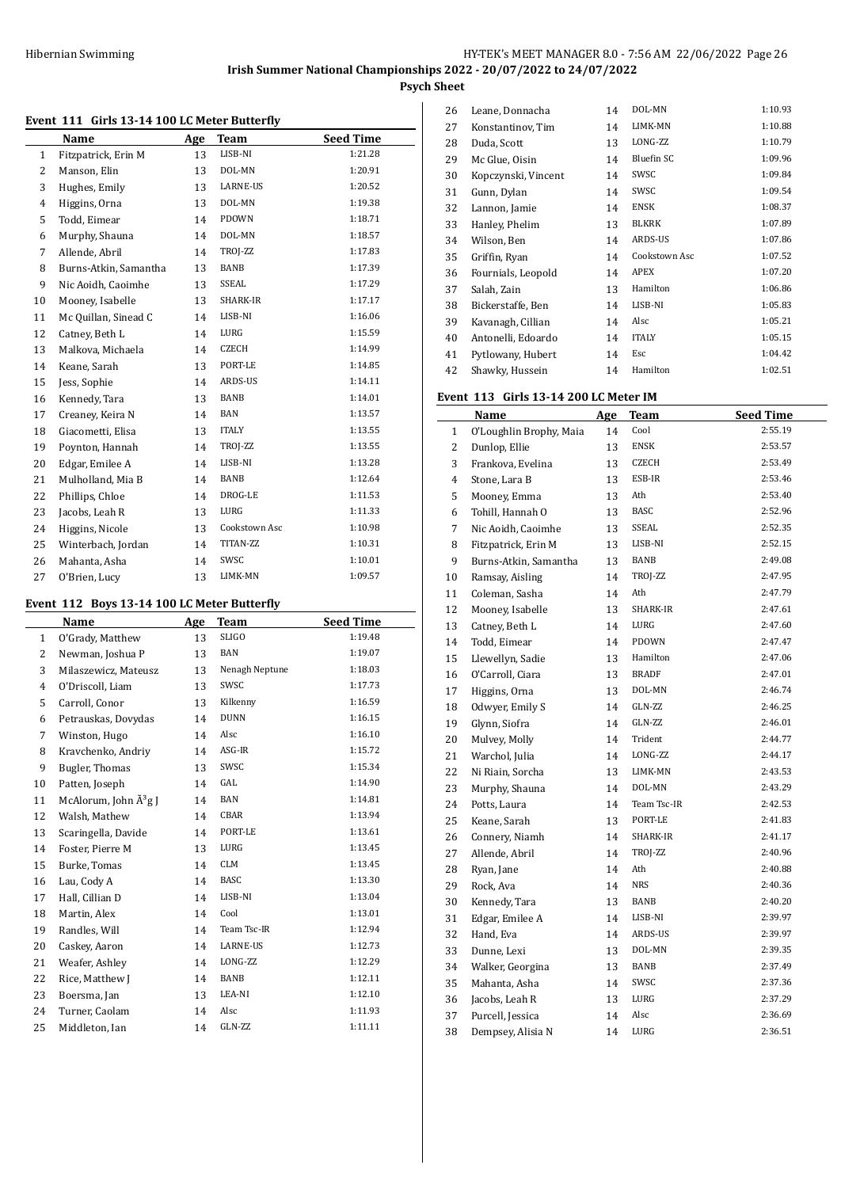Irish Summer National Championships 2022 - 20/07/2022 to 24/07/2022

**Psych Sheet**

### Event 111 Girls 13-14 100 LC Meter Butterfly

| | Name | Age | Team | Seed Time |
|---|---|---|---|---|
| 1 | Fitzpatrick, Erin M | 13 | LISB-NI | 1:21.28 |
| 2 | Manson, Elin | 13 | DOL-MN | 1:20.91 |
| 3 | Hughes, Emily | 13 | LARNE-US | 1:20.52 |
| 4 | Higgins, Orna | 13 | DOL-MN | 1:19.38 |
| 5 | Todd, Eimear | 14 | PDOWN | 1:18.71 |
| 6 | Murphy, Shauna | 14 | DOL-MN | 1:18.57 |
| 7 | Allende, Abril | 14 | TROJ-ZZ | 1:17.83 |
| 8 | Burns-Atkin, Samantha | 13 | BANB | 1:17.39 |
| 9 | Nic Aoidh, Caoimhe | 13 | SSEAL | 1:17.29 |
| 10 | Mooney, Isabelle | 13 | SHARK-IR | 1:17.17 |
| 11 | Mc Quillan, Sinead C | 14 | LISB-NI | 1:16.06 |
| 12 | Catney, Beth L | 14 | LURG | 1:15.59 |
| 13 | Malkova, Michaela | 14 | CZECH | 1:14.99 |
| 14 | Keane, Sarah | 13 | PORT-LE | 1:14.85 |
| 15 | Jess, Sophie | 14 | ARDS-US | 1:14.11 |
| 16 | Kennedy, Tara | 13 | BANB | 1:14.01 |
| 17 | Creaney, Keira N | 14 | BAN | 1:13.57 |
| 18 | Giacometti, Elisa | 13 | ITALY | 1:13.55 |
| 19 | Poynton, Hannah | 14 | TROJ-ZZ | 1:13.55 |
| 20 | Edgar, Emilee A | 14 | LISB-NI | 1:13.28 |
| 21 | Mulholland, Mia B | 14 | BANB | 1:12.64 |
| 22 | Phillips, Chloe | 14 | DROG-LE | 1:11.53 |
| 23 | Jacobs, Leah R | 13 | LURG | 1:11.33 |
| 24 | Higgins, Nicole | 13 | Cookstown Asc | 1:10.98 |
| 25 | Winterbach, Jordan | 14 | TITAN-ZZ | 1:10.31 |
| 26 | Mahanta, Asha | 14 | SWSC | 1:10.01 |
| 27 | O'Brien, Lucy | 13 | LIMK-MN | 1:09.57 |

### Event 112 Boys 13-14 100 LC Meter Butterfly

| | Name | Age | Team | Seed Time |
|---|---|---|---|---|
| 1 | O'Grady, Matthew | 13 | SLIGO | 1:19.48 |
| 2 | Newman, Joshua P | 13 | BAN | 1:19.07 |
| 3 | Milaszewicz, Mateusz | 13 | Nenagh Neptune | 1:18.03 |
| 4 | O'Driscoll, Liam | 13 | SWSC | 1:17.73 |
| 5 | Carroll, Conor | 13 | Kilkenny | 1:16.59 |
| 6 | Petrauskas, Dovydas | 14 | DUNN | 1:16.15 |
| 7 | Winston, Hugo | 14 | Alsc | 1:16.10 |
| 8 | Kravchenko, Andriy | 14 | ASG-IR | 1:15.72 |
| 9 | Bugler, Thomas | 13 | SWSC | 1:15.34 |
| 10 | Patten, Joseph | 14 | GAL | 1:14.90 |
| 11 | McAlorum, John Ã³g J | 14 | BAN | 1:14.81 |
| 12 | Walsh, Mathew | 14 | CBAR | 1:13.94 |
| 13 | Scaringella, Davide | 14 | PORT-LE | 1:13.61 |
| 14 | Foster, Pierre M | 13 | LURG | 1:13.45 |
| 15 | Burke, Tomas | 14 | CLM | 1:13.45 |
| 16 | Lau, Cody A | 14 | BASC | 1:13.30 |
| 17 | Hall, Cillian D | 14 | LISB-NI | 1:13.04 |
| 18 | Martin, Alex | 14 | Cool | 1:13.01 |
| 19 | Randles, Will | 14 | Team Tsc-IR | 1:12.94 |
| 20 | Caskey, Aaron | 14 | LARNE-US | 1:12.73 |
| 21 | Weafer, Ashley | 14 | LONG-ZZ | 1:12.29 |
| 22 | Rice, Matthew J | 14 | BANB | 1:12.11 |
| 23 | Boersma, Jan | 13 | LEA-NI | 1:12.10 |
| 24 | Turner, Caolam | 14 | Alsc | 1:11.93 |
| 25 | Middleton, Ian | 14 | GLN-ZZ | 1:11.11 |
| 26 | Leane, Donnacha | 14 | DOL-MN | 1:10.93 |
| 27 | Konstantinov, Tim | 14 | LIMK-MN | 1:10.88 |
| 28 | Duda, Scott | 13 | LONG-ZZ | 1:10.79 |
| 29 | Mc Glue, Oisin | 14 | Bluefin SC | 1:09.96 |
| 30 | Kopczynski, Vincent | 14 | SWSC | 1:09.84 |
| 31 | Gunn, Dylan | 14 | SWSC | 1:09.54 |
| 32 | Lannon, Jamie | 14 | ENSK | 1:08.37 |
| 33 | Hanley, Phelim | 13 | BLKRK | 1:07.89 |
| 34 | Wilson, Ben | 14 | ARDS-US | 1:07.86 |
| 35 | Griffin, Ryan | 14 | Cookstown Asc | 1:07.52 |
| 36 | Fournials, Leopold | 14 | APEX | 1:07.20 |
| 37 | Salah, Zain | 13 | Hamilton | 1:06.86 |
| 38 | Bickerstaffe, Ben | 14 | LISB-NI | 1:05.83 |
| 39 | Kavanagh, Cillian | 14 | Alsc | 1:05.21 |
| 40 | Antonelli, Edoardo | 14 | ITALY | 1:05.15 |
| 41 | Pytlowany, Hubert | 14 | Esc | 1:04.42 |
| 42 | Shawky, Hussein | 14 | Hamilton | 1:02.51 |

### Event 113 Girls 13-14 200 LC Meter IM

| | Name | Age | Team | Seed Time |
|---|---|---|---|---|
| 1 | O'Loughlin Brophy, Maia | 14 | Cool | 2:55.19 |
| 2 | Dunlop, Ellie | 13 | ENSK | 2:53.57 |
| 3 | Frankova, Evelina | 13 | CZECH | 2:53.49 |
| 4 | Stone, Lara B | 13 | ESB-IR | 2:53.46 |
| 5 | Mooney, Emma | 13 | Ath | 2:53.40 |
| 6 | Tohill, Hannah O | 13 | BASC | 2:52.96 |
| 7 | Nic Aoidh, Caoimhe | 13 | SSEAL | 2:52.35 |
| 8 | Fitzpatrick, Erin M | 13 | LISB-NI | 2:52.15 |
| 9 | Burns-Atkin, Samantha | 13 | BANB | 2:49.08 |
| 10 | Ramsay, Aisling | 14 | TROJ-ZZ | 2:47.95 |
| 11 | Coleman, Sasha | 14 | Ath | 2:47.79 |
| 12 | Mooney, Isabelle | 13 | SHARK-IR | 2:47.61 |
| 13 | Catney, Beth L | 14 | LURG | 2:47.60 |
| 14 | Todd, Eimear | 14 | PDOWN | 2:47.47 |
| 15 | Llewellyn, Sadie | 13 | Hamilton | 2:47.06 |
| 16 | O'Carroll, Ciara | 13 | BRADF | 2:47.01 |
| 17 | Higgins, Orna | 13 | DOL-MN | 2:46.74 |
| 18 | Odwyer, Emily S | 14 | GLN-ZZ | 2:46.25 |
| 19 | Glynn, Siofra | 14 | GLN-ZZ | 2:46.01 |
| 20 | Mulvey, Molly | 14 | Trident | 2:44.77 |
| 21 | Warchol, Julia | 14 | LONG-ZZ | 2:44.17 |
| 22 | Ni Riain, Sorcha | 13 | LIMK-MN | 2:43.53 |
| 23 | Murphy, Shauna | 14 | DOL-MN | 2:43.29 |
| 24 | Potts, Laura | 14 | Team Tsc-IR | 2:42.53 |
| 25 | Keane, Sarah | 13 | PORT-LE | 2:41.83 |
| 26 | Connery, Niamh | 14 | SHARK-IR | 2:41.17 |
| 27 | Allende, Abril | 14 | TROJ-ZZ | 2:40.96 |
| 28 | Ryan, Jane | 14 | Ath | 2:40.88 |
| 29 | Rock, Ava | 14 | NRS | 2:40.36 |
| 30 | Kennedy, Tara | 13 | BANB | 2:40.20 |
| 31 | Edgar, Emilee A | 14 | LISB-NI | 2:39.97 |
| 32 | Hand, Eva | 14 | ARDS-US | 2:39.97 |
| 33 | Dunne, Lexi | 13 | DOL-MN | 2:39.35 |
| 34 | Walker, Georgina | 13 | BANB | 2:37.49 |
| 35 | Mahanta, Asha | 14 | SWSC | 2:37.36 |
| 36 | Jacobs, Leah R | 13 | LURG | 2:37.29 |
| 37 | Purcell, Jessica | 14 | Alsc | 2:36.69 |
| 38 | Dempsey, Alisia N | 14 | LURG | 2:36.51 |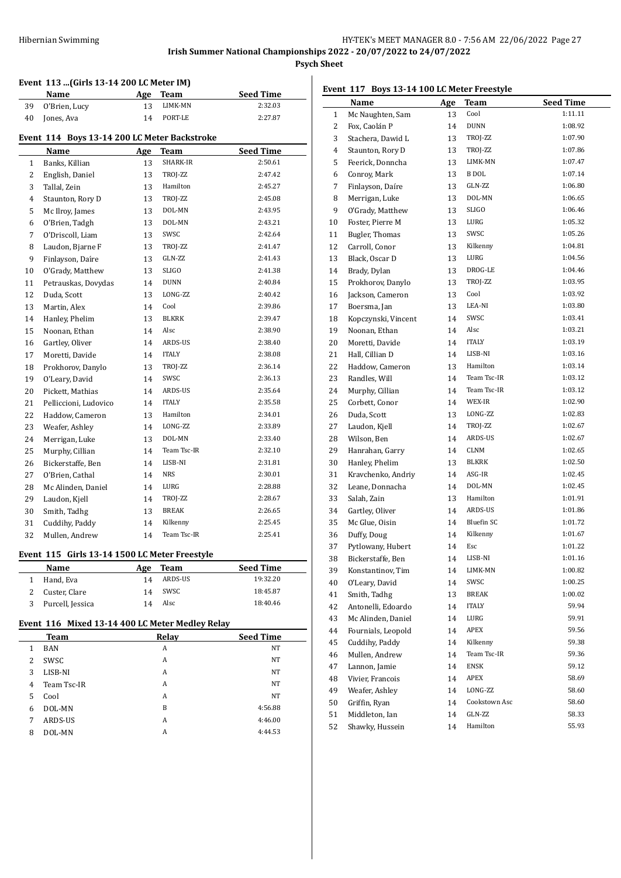**Irish Summer National Championships 2022 - 20/07/2022 to 24/07/2022**

**Psych Sheet**

### Event 113 ...(Girls 13-14 200 LC Meter IM)

| | Name | Age | Team | Seed Time |
|---|---|---|---|---|
| 39 | O'Brien, Lucy | 13 | LIMK-MN | 2:32.03 |
| 40 | Jones, Ava | 14 | PORT-LE | 2:27.87 |

### Event 114 Boys 13-14 200 LC Meter Backstroke

| | Name | Age | Team | Seed Time |
|---|---|---|---|---|
| 1 | Banks, Killian | 13 | SHARK-IR | 2:50.61 |
| 2 | English, Daniel | 13 | TROJ-ZZ | 2:47.42 |
| 3 | Tallal, Zein | 13 | Hamilton | 2:45.27 |
| 4 | Staunton, Rory D | 13 | TROJ-ZZ | 2:45.08 |
| 5 | Mc Ilroy, James | 13 | DOL-MN | 2:43.95 |
| 6 | O'Brien, Tadgh | 13 | DOL-MN | 2:43.21 |
| 7 | O'Driscoll, Liam | 13 | SWSC | 2:42.64 |
| 8 | Laudon, Bjarne F | 13 | TROJ-ZZ | 2:41.47 |
| 9 | Finlayson, Daíre | 13 | GLN-ZZ | 2:41.43 |
| 10 | O'Grady, Matthew | 13 | SLIGO | 2:41.38 |
| 11 | Petrauskas, Dovydas | 14 | DUNN | 2:40.84 |
| 12 | Duda, Scott | 13 | LONG-ZZ | 2:40.42 |
| 13 | Martin, Alex | 14 | Cool | 2:39.86 |
| 14 | Hanley, Phelim | 13 | BLKRK | 2:39.47 |
| 15 | Noonan, Ethan | 14 | Alsc | 2:38.90 |
| 16 | Gartley, Oliver | 14 | ARDS-US | 2:38.40 |
| 17 | Moretti, Davide | 14 | ITALY | 2:38.08 |
| 18 | Prokhorov, Danylo | 13 | TROJ-ZZ | 2:36.14 |
| 19 | O'Leary, David | 14 | SWSC | 2:36.13 |
| 20 | Pickett, Mathias | 14 | ARDS-US | 2:35.64 |
| 21 | Pelliccioni, Ludovico | 14 | ITALY | 2:35.58 |
| 22 | Haddow, Cameron | 13 | Hamilton | 2:34.01 |
| 23 | Weafer, Ashley | 14 | LONG-ZZ | 2:33.89 |
| 24 | Merrigan, Luke | 13 | DOL-MN | 2:33.40 |
| 25 | Murphy, Cillian | 14 | Team Tsc-IR | 2:32.10 |
| 26 | Bickerstaffe, Ben | 14 | LISB-NI | 2:31.81 |
| 27 | O'Brien, Cathal | 14 | NRS | 2:30.01 |
| 28 | Mc Alinden, Daniel | 14 | LURG | 2:28.88 |
| 29 | Laudon, Kjell | 14 | TROJ-ZZ | 2:28.67 |
| 30 | Smith, Tadhg | 13 | BREAK | 2:26.65 |
| 31 | Cuddihy, Paddy | 14 | Kilkenny | 2:25.45 |
| 32 | Mullen, Andrew | 14 | Team Tsc-IR | 2:25.41 |

### Event 115 Girls 13-14 1500 LC Meter Freestyle

| | Name | Age | Team | Seed Time |
|---|---|---|---|---|
| 1 | Hand, Eva | 14 | ARDS-US | 19:32.20 |
| 2 | Custer, Clare | 14 | SWSC | 18:45.87 |
| 3 | Purcell, Jessica | 14 | Alsc | 18:40.46 |

### Event 116 Mixed 13-14 400 LC Meter Medley Relay

| | Team | Relay | Seed Time |
|---|---|---|---|
| 1 | BAN | A | NT |
| 2 | SWSC | A | NT |
| 3 | LISB-NI | A | NT |
| 4 | Team Tsc-IR | A | NT |
| 5 | Cool | A | NT |
| 6 | DOL-MN | B | 4:56.88 |
| 7 | ARDS-US | A | 4:46.00 |
| 8 | DOL-MN | A | 4:44.53 |

### Event 117 Boys 13-14 100 LC Meter Freestyle

| | Name | Age | Team | Seed Time |
|---|---|---|---|---|
| 1 | Mc Naughten, Sam | 13 | Cool | 1:11.11 |
| 2 | Fox, Caolán P | 14 | DUNN | 1:08.92 |
| 3 | Stachera, Dawid L | 13 | TROJ-ZZ | 1:07.90 |
| 4 | Staunton, Rory D | 13 | TROJ-ZZ | 1:07.86 |
| 5 | Feerick, Donncha | 13 | LIMK-MN | 1:07.47 |
| 6 | Conroy, Mark | 13 | B DOL | 1:07.14 |
| 7 | Finlayson, Daíre | 13 | GLN-ZZ | 1:06.80 |
| 8 | Merrigan, Luke | 13 | DOL-MN | 1:06.65 |
| 9 | O'Grady, Matthew | 13 | SLIGO | 1:06.46 |
| 10 | Foster, Pierre M | 13 | LURG | 1:05.32 |
| 11 | Bugler, Thomas | 13 | SWSC | 1:05.26 |
| 12 | Carroll, Conor | 13 | Kilkenny | 1:04.81 |
| 13 | Black, Oscar D | 13 | LURG | 1:04.56 |
| 14 | Brady, Dylan | 13 | DROG-LE | 1:04.46 |
| 15 | Prokhorov, Danylo | 13 | TROJ-ZZ | 1:03.95 |
| 16 | Jackson, Cameron | 13 | Cool | 1:03.92 |
| 17 | Boersma, Jan | 13 | LEA-NI | 1:03.80 |
| 18 | Kopczynski, Vincent | 14 | SWSC | 1:03.41 |
| 19 | Noonan, Ethan | 14 | Alsc | 1:03.21 |
| 20 | Moretti, Davide | 14 | ITALY | 1:03.19 |
| 21 | Hall, Cillian D | 14 | LISB-NI | 1:03.16 |
| 22 | Haddow, Cameron | 13 | Hamilton | 1:03.14 |
| 23 | Randles, Will | 14 | Team Tsc-IR | 1:03.12 |
| 24 | Murphy, Cillian | 14 | Team Tsc-IR | 1:03.12 |
| 25 | Corbett, Conor | 14 | WEX-IR | 1:02.90 |
| 26 | Duda, Scott | 13 | LONG-ZZ | 1:02.83 |
| 27 | Laudon, Kjell | 14 | TROJ-ZZ | 1:02.67 |
| 28 | Wilson, Ben | 14 | ARDS-US | 1:02.67 |
| 29 | Hanrahan, Garry | 14 | CLNM | 1:02.65 |
| 30 | Hanley, Phelim | 13 | BLKRK | 1:02.50 |
| 31 | Kravchenko, Andriy | 14 | ASG-IR | 1:02.45 |
| 32 | Leane, Donnacha | 14 | DOL-MN | 1:02.45 |
| 33 | Salah, Zain | 13 | Hamilton | 1:01.91 |
| 34 | Gartley, Oliver | 14 | ARDS-US | 1:01.86 |
| 35 | Mc Glue, Oisin | 14 | Bluefin SC | 1:01.72 |
| 36 | Duffy, Doug | 14 | Kilkenny | 1:01.67 |
| 37 | Pytlowany, Hubert | 14 | Esc | 1:01.22 |
| 38 | Bickerstaffe, Ben | 14 | LISB-NI | 1:01.16 |
| 39 | Konstantinov, Tim | 14 | LIMK-MN | 1:00.82 |
| 40 | O'Leary, David | 14 | SWSC | 1:00.25 |
| 41 | Smith, Tadhg | 13 | BREAK | 1:00.02 |
| 42 | Antonelli, Edoardo | 14 | ITALY | 59.94 |
| 43 | Mc Alinden, Daniel | 14 | LURG | 59.91 |
| 44 | Fournials, Leopold | 14 | APEX | 59.56 |
| 45 | Cuddihy, Paddy | 14 | Kilkenny | 59.38 |
| 46 | Mullen, Andrew | 14 | Team Tsc-IR | 59.36 |
| 47 | Lannon, Jamie | 14 | ENSK | 59.12 |
| 48 | Vivier, Francois | 14 | APEX | 58.69 |
| 49 | Weafer, Ashley | 14 | LONG-ZZ | 58.60 |
| 50 | Griffin, Ryan | 14 | Cookstown Asc | 58.60 |
| 51 | Middleton, Ian | 14 | GLN-ZZ | 58.33 |
| 52 | Shawky, Hussein | 14 | Hamilton | 55.93 |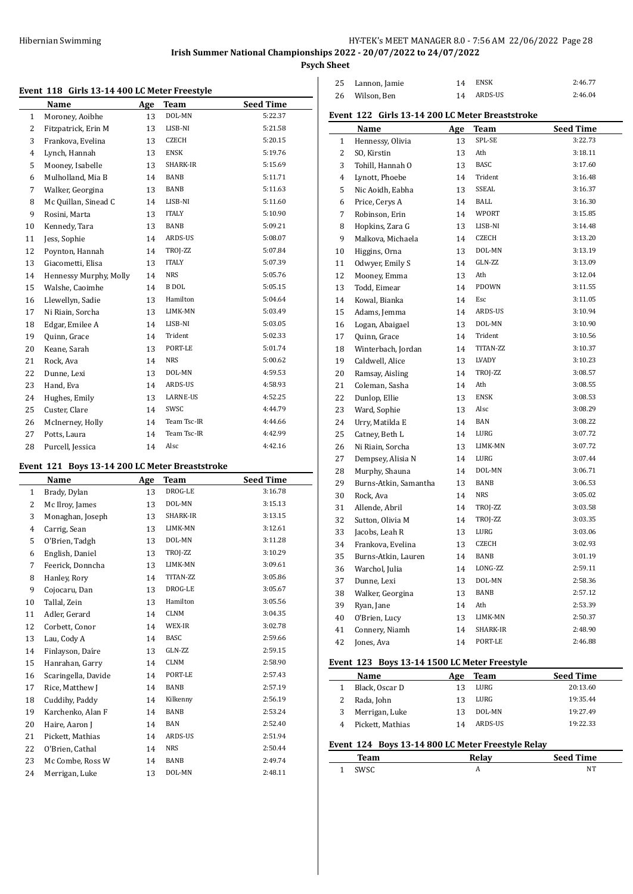Irish Summer National Championships 2022 - 20/07/2022 to 24/07/2022

**Psych Sheet**

### Event 118 Girls 13-14 400 LC Meter Freestyle

| | Name | Age | Team | Seed Time |
|---|---|---|---|---|
| 1 | Moroney, Aoibhe | 13 | DOL-MN | 5:22.37 |
| 2 | Fitzpatrick, Erin M | 13 | LISB-NI | 5:21.58 |
| 3 | Frankova, Evelina | 13 | CZECH | 5:20.15 |
| 4 | Lynch, Hannah | 13 | ENSK | 5:19.76 |
| 5 | Mooney, Isabelle | 13 | SHARK-IR | 5:15.69 |
| 6 | Mulholland, Mia B | 14 | BANB | 5:11.71 |
| 7 | Walker, Georgina | 13 | BANB | 5:11.63 |
| 8 | Mc Quillan, Sinead C | 14 | LISB-NI | 5:11.60 |
| 9 | Rosini, Marta | 13 | ITALY | 5:10.90 |
| 10 | Kennedy, Tara | 13 | BANB | 5:09.21 |
| 11 | Jess, Sophie | 14 | ARDS-US | 5:08.07 |
| 12 | Poynton, Hannah | 14 | TROJ-ZZ | 5:07.84 |
| 13 | Giacometti, Elisa | 13 | ITALY | 5:07.39 |
| 14 | Hennessy Murphy, Molly | 14 | NRS | 5:05.76 |
| 15 | Walshe, Caoimhe | 14 | B DOL | 5:05.15 |
| 16 | Llewellyn, Sadie | 13 | Hamilton | 5:04.64 |
| 17 | Ni Riain, Sorcha | 13 | LIMK-MN | 5:03.49 |
| 18 | Edgar, Emilee A | 14 | LISB-NI | 5:03.05 |
| 19 | Quinn, Grace | 14 | Trident | 5:02.33 |
| 20 | Keane, Sarah | 13 | PORT-LE | 5:01.74 |
| 21 | Rock, Ava | 14 | NRS | 5:00.62 |
| 22 | Dunne, Lexi | 13 | DOL-MN | 4:59.53 |
| 23 | Hand, Eva | 14 | ARDS-US | 4:58.93 |
| 24 | Hughes, Emily | 13 | LARNE-US | 4:52.25 |
| 25 | Custer, Clare | 14 | SWSC | 4:44.79 |
| 26 | McInerney, Holly | 14 | Team Tsc-IR | 4:44.66 |
| 27 | Potts, Laura | 14 | Team Tsc-IR | 4:42.99 |
| 28 | Purcell, Jessica | 14 | Alsc | 4:42.16 |

### Event 121 Boys 13-14 200 LC Meter Breaststroke

| | Name | Age | Team | Seed Time |
|---|---|---|---|---|
| 1 | Brady, Dylan | 13 | DROG-LE | 3:16.78 |
| 2 | Mc Ilroy, James | 13 | DOL-MN | 3:15.13 |
| 3 | Monaghan, Joseph | 13 | SHARK-IR | 3:13.15 |
| 4 | Carrig, Sean | 13 | LIMK-MN | 3:12.61 |
| 5 | O'Brien, Tadgh | 13 | DOL-MN | 3:11.28 |
| 6 | English, Daniel | 13 | TROJ-ZZ | 3:10.29 |
| 7 | Feerick, Donncha | 13 | LIMK-MN | 3:09.61 |
| 8 | Hanley, Rory | 14 | TITAN-ZZ | 3:05.86 |
| 9 | Cojocaru, Dan | 13 | DROG-LE | 3:05.67 |
| 10 | Tallal, Zein | 13 | Hamilton | 3:05.56 |
| 11 | Adler, Gerard | 14 | CLNM | 3:04.35 |
| 12 | Corbett, Conor | 14 | WEX-IR | 3:02.78 |
| 13 | Lau, Cody A | 14 | BASC | 2:59.66 |
| 14 | Finlayson, Daíre | 14 | GLN-ZZ | 2:59.15 |
| 15 | Hanrahan, Garry | 14 | CLNM | 2:58.90 |
| 16 | Scaringella, Davide | 14 | PORT-LE | 2:57.43 |
| 17 | Rice, Matthew J | 14 | BANB | 2:57.19 |
| 18 | Cuddihy, Paddy | 14 | Kilkenny | 2:56.19 |
| 19 | Karchenko, Alan F | 14 | BANB | 2:53.24 |
| 20 | Haire, Aaron J | 14 | BAN | 2:52.40 |
| 21 | Pickett, Mathias | 14 | ARDS-US | 2:51.94 |
| 22 | O'Brien, Cathal | 14 | NRS | 2:50.44 |
| 23 | Mc Combe, Ross W | 14 | BANB | 2:49.74 |
| 24 | Merrigan, Luke | 13 | DOL-MN | 2:48.11 |
| 25 | Lannon, Jamie | 14 | ENSK | 2:46.77 |
| 26 | Wilson, Ben | 14 | ARDS-US | 2:46.04 |

### Event 122 Girls 13-14 200 LC Meter Breaststroke

| | Name | Age | Team | Seed Time |
|---|---|---|---|---|
| 1 | Hennessy, Olivia | 13 | SPL-SE | 3:22.73 |
| 2 | SO, Kirstin | 13 | Ath | 3:18.11 |
| 3 | Tohill, Hannah O | 13 | BASC | 3:17.60 |
| 4 | Lynott, Phoebe | 14 | Trident | 3:16.48 |
| 5 | Nic Aoidh, Eabha | 13 | SSEAL | 3:16.37 |
| 6 | Price, Cerys A | 14 | BALL | 3:16.30 |
| 7 | Robinson, Erin | 14 | WPORT | 3:15.85 |
| 8 | Hopkins, Zara G | 13 | LISB-NI | 3:14.48 |
| 9 | Malkova, Michaela | 14 | CZECH | 3:13.20 |
| 10 | Higgins, Orna | 13 | DOL-MN | 3:13.19 |
| 11 | Odwyer, Emily S | 14 | GLN-ZZ | 3:13.09 |
| 12 | Mooney, Emma | 13 | Ath | 3:12.04 |
| 13 | Todd, Eimear | 14 | PDOWN | 3:11.55 |
| 14 | Kowal, Bianka | 14 | Esc | 3:11.05 |
| 15 | Adams, Jemma | 14 | ARDS-US | 3:10.94 |
| 16 | Logan, Abaigael | 13 | DOL-MN | 3:10.90 |
| 17 | Quinn, Grace | 14 | Trident | 3:10.56 |
| 18 | Winterbach, Jordan | 14 | TITAN-ZZ | 3:10.37 |
| 19 | Caldwell, Alice | 13 | LVADY | 3:10.23 |
| 20 | Ramsay, Aisling | 14 | TROJ-ZZ | 3:08.57 |
| 21 | Coleman, Sasha | 14 | Ath | 3:08.55 |
| 22 | Dunlop, Ellie | 13 | ENSK | 3:08.53 |
| 23 | Ward, Sophie | 13 | Alsc | 3:08.29 |
| 24 | Urry, Matilda E | 14 | BAN | 3:08.22 |
| 25 | Catney, Beth L | 14 | LURG | 3:07.72 |
| 26 | Ni Riain, Sorcha | 13 | LIMK-MN | 3:07.72 |
| 27 | Dempsey, Alisia N | 14 | LURG | 3:07.44 |
| 28 | Murphy, Shauna | 14 | DOL-MN | 3:06.71 |
| 29 | Burns-Atkin, Samantha | 13 | BANB | 3:06.53 |
| 30 | Rock, Ava | 14 | NRS | 3:05.02 |
| 31 | Allende, Abril | 14 | TROJ-ZZ | 3:03.58 |
| 32 | Sutton, Olivia M | 14 | TROJ-ZZ | 3:03.35 |
| 33 | Jacobs, Leah R | 13 | LURG | 3:03.06 |
| 34 | Frankova, Evelina | 13 | CZECH | 3:02.93 |
| 35 | Burns-Atkin, Lauren | 14 | BANB | 3:01.19 |
| 36 | Warchol, Julia | 14 | LONG-ZZ | 2:59.11 |
| 37 | Dunne, Lexi | 13 | DOL-MN | 2:58.36 |
| 38 | Walker, Georgina | 13 | BANB | 2:57.12 |
| 39 | Ryan, Jane | 14 | Ath | 2:53.39 |
| 40 | O'Brien, Lucy | 13 | LIMK-MN | 2:50.37 |
| 41 | Connery, Niamh | 14 | SHARK-IR | 2:48.90 |
| 42 | Jones, Ava | 14 | PORT-LE | 2:46.88 |

### Event 123 Boys 13-14 1500 LC Meter Freestyle

| | Name | Age | Team | Seed Time |
|---|---|---|---|---|
| 1 | Black, Oscar D | 13 | LURG | 20:13.60 |
| 2 | Rada, John | 13 | LURG | 19:35.44 |
| 3 | Merrigan, Luke | 13 | DOL-MN | 19:27.49 |
| 4 | Pickett, Mathias | 14 | ARDS-US | 19:22.33 |

### Event 124 Boys 13-14 800 LC Meter Freestyle Relay

| | Team | Relay | Seed Time |
|---|---|---|---|
| 1 | SWSC | A | NT |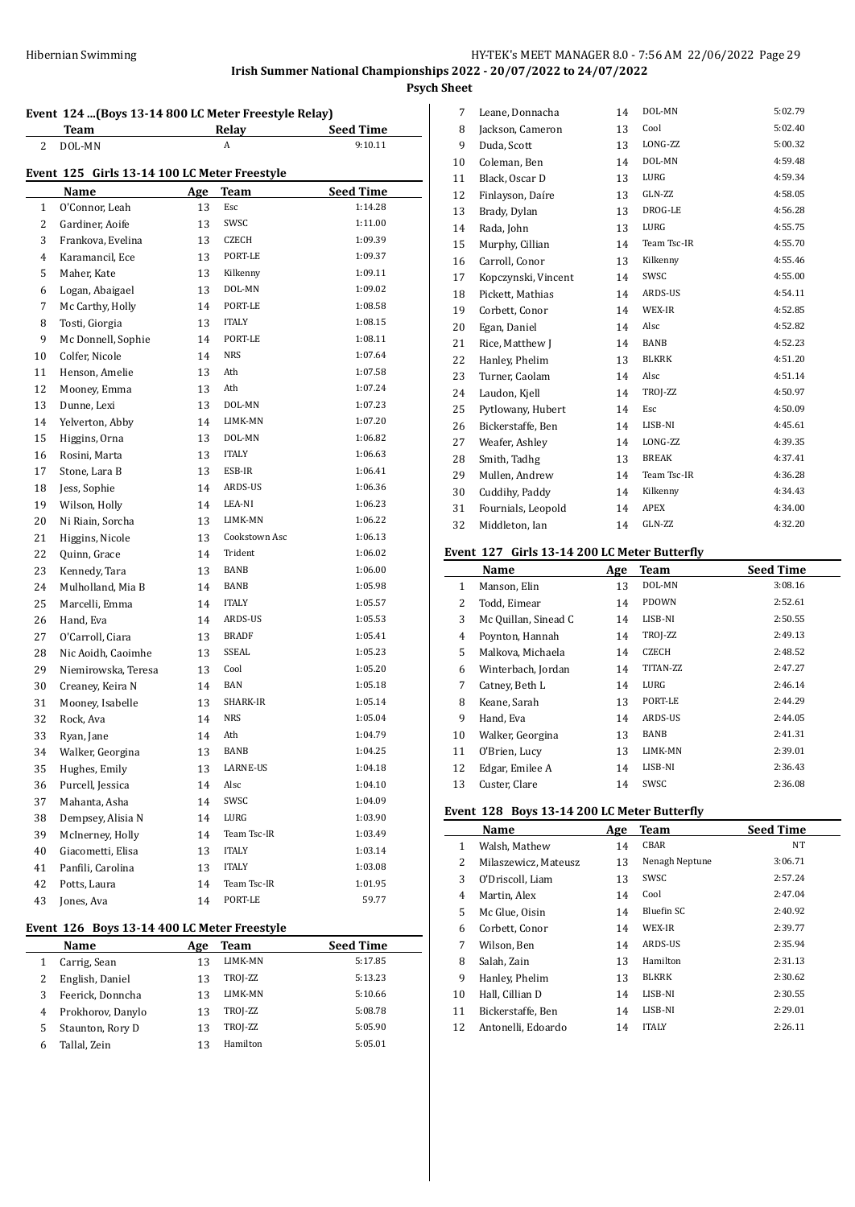**Irish Summer National Championships 2022 - 20/07/2022 to 24/07/2022**

**Psych Sheet**

### Event 124 ...(Boys 13-14 800 LC Meter Freestyle Relay)

| | Team | Relay | Seed Time |
|---|---|---|---|
| 2 | DOL-MN | A | 9:10.11 |

### Event 125 Girls 13-14 100 LC Meter Freestyle

| | Name | Age | Team | Seed Time |
|---|---|---|---|---|
| 1 | O'Connor, Leah | 13 | Esc | 1:14.28 |
| 2 | Gardiner, Aoife | 13 | SWSC | 1:11.00 |
| 3 | Frankova, Evelina | 13 | CZECH | 1:09.39 |
| 4 | Karamancil, Ece | 13 | PORT-LE | 1:09.37 |
| 5 | Maher, Kate | 13 | Kilkenny | 1:09.11 |
| 6 | Logan, Abaigael | 13 | DOL-MN | 1:09.02 |
| 7 | Mc Carthy, Holly | 14 | PORT-LE | 1:08.58 |
| 8 | Tosti, Giorgia | 13 | ITALY | 1:08.15 |
| 9 | Mc Donnell, Sophie | 14 | PORT-LE | 1:08.11 |
| 10 | Colfer, Nicole | 14 | NRS | 1:07.64 |
| 11 | Henson, Amelie | 13 | Ath | 1:07.58 |
| 12 | Mooney, Emma | 13 | Ath | 1:07.24 |
| 13 | Dunne, Lexi | 13 | DOL-MN | 1:07.23 |
| 14 | Yelverton, Abby | 14 | LIMK-MN | 1:07.20 |
| 15 | Higgins, Orna | 13 | DOL-MN | 1:06.82 |
| 16 | Rosini, Marta | 13 | ITALY | 1:06.63 |
| 17 | Stone, Lara B | 13 | ESB-IR | 1:06.41 |
| 18 | Jess, Sophie | 14 | ARDS-US | 1:06.36 |
| 19 | Wilson, Holly | 14 | LEA-NI | 1:06.23 |
| 20 | Ni Riain, Sorcha | 13 | LIMK-MN | 1:06.22 |
| 21 | Higgins, Nicole | 13 | Cookstown Asc | 1:06.13 |
| 22 | Quinn, Grace | 14 | Trident | 1:06.02 |
| 23 | Kennedy, Tara | 13 | BANB | 1:06.00 |
| 24 | Mulholland, Mia B | 14 | BANB | 1:05.98 |
| 25 | Marcelli, Emma | 14 | ITALY | 1:05.57 |
| 26 | Hand, Eva | 14 | ARDS-US | 1:05.53 |
| 27 | O'Carroll, Ciara | 13 | BRADF | 1:05.41 |
| 28 | Nic Aoidh, Caoimhe | 13 | SSEAL | 1:05.23 |
| 29 | Niemirowska, Teresa | 13 | Cool | 1:05.20 |
| 30 | Creaney, Keira N | 14 | BAN | 1:05.18 |
| 31 | Mooney, Isabelle | 13 | SHARK-IR | 1:05.14 |
| 32 | Rock, Ava | 14 | NRS | 1:05.04 |
| 33 | Ryan, Jane | 14 | Ath | 1:04.79 |
| 34 | Walker, Georgina | 13 | BANB | 1:04.25 |
| 35 | Hughes, Emily | 13 | LARNE-US | 1:04.18 |
| 36 | Purcell, Jessica | 14 | Alsc | 1:04.10 |
| 37 | Mahanta, Asha | 14 | SWSC | 1:04.09 |
| 38 | Dempsey, Alisia N | 14 | LURG | 1:03.90 |
| 39 | McInerney, Holly | 14 | Team Tsc-IR | 1:03.49 |
| 40 | Giacometti, Elisa | 13 | ITALY | 1:03.14 |
| 41 | Panfili, Carolina | 13 | ITALY | 1:03.08 |
| 42 | Potts, Laura | 14 | Team Tsc-IR | 1:01.95 |
| 43 | Jones, Ava | 14 | PORT-LE | 59.77 |

### Event 126 Boys 13-14 400 LC Meter Freestyle

| | Name | Age | Team | Seed Time |
|---|---|---|---|---|
| 1 | Carrig, Sean | 13 | LIMK-MN | 5:17.85 |
| 2 | English, Daniel | 13 | TROJ-ZZ | 5:13.23 |
| 3 | Feerick, Donncha | 13 | LIMK-MN | 5:10.66 |
| 4 | Prokhorov, Danylo | 13 | TROJ-ZZ | 5:08.78 |
| 5 | Staunton, Rory D | 13 | TROJ-ZZ | 5:05.90 |
| 6 | Tallal, Zein | 13 | Hamilton | 5:05.01 |
| 7 | Leane, Donnacha | 14 | DOL-MN | 5:02.79 |
| 8 | Jackson, Cameron | 13 | Cool | 5:02.40 |
| 9 | Duda, Scott | 13 | LONG-ZZ | 5:00.32 |
| 10 | Coleman, Ben | 14 | DOL-MN | 4:59.48 |
| 11 | Black, Oscar D | 13 | LURG | 4:59.34 |
| 12 | Finlayson, Daíre | 13 | GLN-ZZ | 4:58.05 |
| 13 | Brady, Dylan | 13 | DROG-LE | 4:56.28 |
| 14 | Rada, John | 13 | LURG | 4:55.75 |
| 15 | Murphy, Cillian | 14 | Team Tsc-IR | 4:55.70 |
| 16 | Carroll, Conor | 13 | Kilkenny | 4:55.46 |
| 17 | Kopczynski, Vincent | 14 | SWSC | 4:55.00 |
| 18 | Pickett, Mathias | 14 | ARDS-US | 4:54.11 |
| 19 | Corbett, Conor | 14 | WEX-IR | 4:52.85 |
| 20 | Egan, Daniel | 14 | Alsc | 4:52.82 |
| 21 | Rice, Matthew J | 14 | BANB | 4:52.23 |
| 22 | Hanley, Phelim | 13 | BLKRK | 4:51.20 |
| 23 | Turner, Caolam | 14 | Alsc | 4:51.14 |
| 24 | Laudon, Kjell | 14 | TROJ-ZZ | 4:50.97 |
| 25 | Pytlowany, Hubert | 14 | Esc | 4:50.09 |
| 26 | Bickerstaffe, Ben | 14 | LISB-NI | 4:45.61 |
| 27 | Weafer, Ashley | 14 | LONG-ZZ | 4:39.35 |
| 28 | Smith, Tadhg | 13 | BREAK | 4:37.41 |
| 29 | Mullen, Andrew | 14 | Team Tsc-IR | 4:36.28 |
| 30 | Cuddihy, Paddy | 14 | Kilkenny | 4:34.43 |
| 31 | Fournials, Leopold | 14 | APEX | 4:34.00 |
| 32 | Middleton, Ian | 14 | GLN-ZZ | 4:32.20 |

### Event 127 Girls 13-14 200 LC Meter Butterfly

| | Name | Age | Team | Seed Time |
|---|---|---|---|---|
| 1 | Manson, Elin | 13 | DOL-MN | 3:08.16 |
| 2 | Todd, Eimear | 14 | PDOWN | 2:52.61 |
| 3 | Mc Quillan, Sinead C | 14 | LISB-NI | 2:50.55 |
| 4 | Poynton, Hannah | 14 | TROJ-ZZ | 2:49.13 |
| 5 | Malkova, Michaela | 14 | CZECH | 2:48.52 |
| 6 | Winterbach, Jordan | 14 | TITAN-ZZ | 2:47.27 |
| 7 | Catney, Beth L | 14 | LURG | 2:46.14 |
| 8 | Keane, Sarah | 13 | PORT-LE | 2:44.29 |
| 9 | Hand, Eva | 14 | ARDS-US | 2:44.05 |
| 10 | Walker, Georgina | 13 | BANB | 2:41.31 |
| 11 | O'Brien, Lucy | 13 | LIMK-MN | 2:39.01 |
| 12 | Edgar, Emilee A | 14 | LISB-NI | 2:36.43 |
| 13 | Custer, Clare | 14 | SWSC | 2:36.08 |

### Event 128 Boys 13-14 200 LC Meter Butterfly

| | Name | Age | Team | Seed Time |
|---|---|---|---|---|
| 1 | Walsh, Mathew | 14 | CBAR | NT |
| 2 | Milaszewicz, Mateusz | 13 | Nenagh Neptune | 3:06.71 |
| 3 | O'Driscoll, Liam | 13 | SWSC | 2:57.24 |
| 4 | Martin, Alex | 14 | Cool | 2:47.04 |
| 5 | Mc Glue, Oisin | 14 | Bluefin SC | 2:40.92 |
| 6 | Corbett, Conor | 14 | WEX-IR | 2:39.77 |
| 7 | Wilson, Ben | 14 | ARDS-US | 2:35.94 |
| 8 | Salah, Zain | 13 | Hamilton | 2:31.13 |
| 9 | Hanley, Phelim | 13 | BLKRK | 2:30.62 |
| 10 | Hall, Cillian D | 14 | LISB-NI | 2:30.55 |
| 11 | Bickerstaffe, Ben | 14 | LISB-NI | 2:29.01 |
| 12 | Antonelli, Edoardo | 14 | ITALY | 2:26.11 |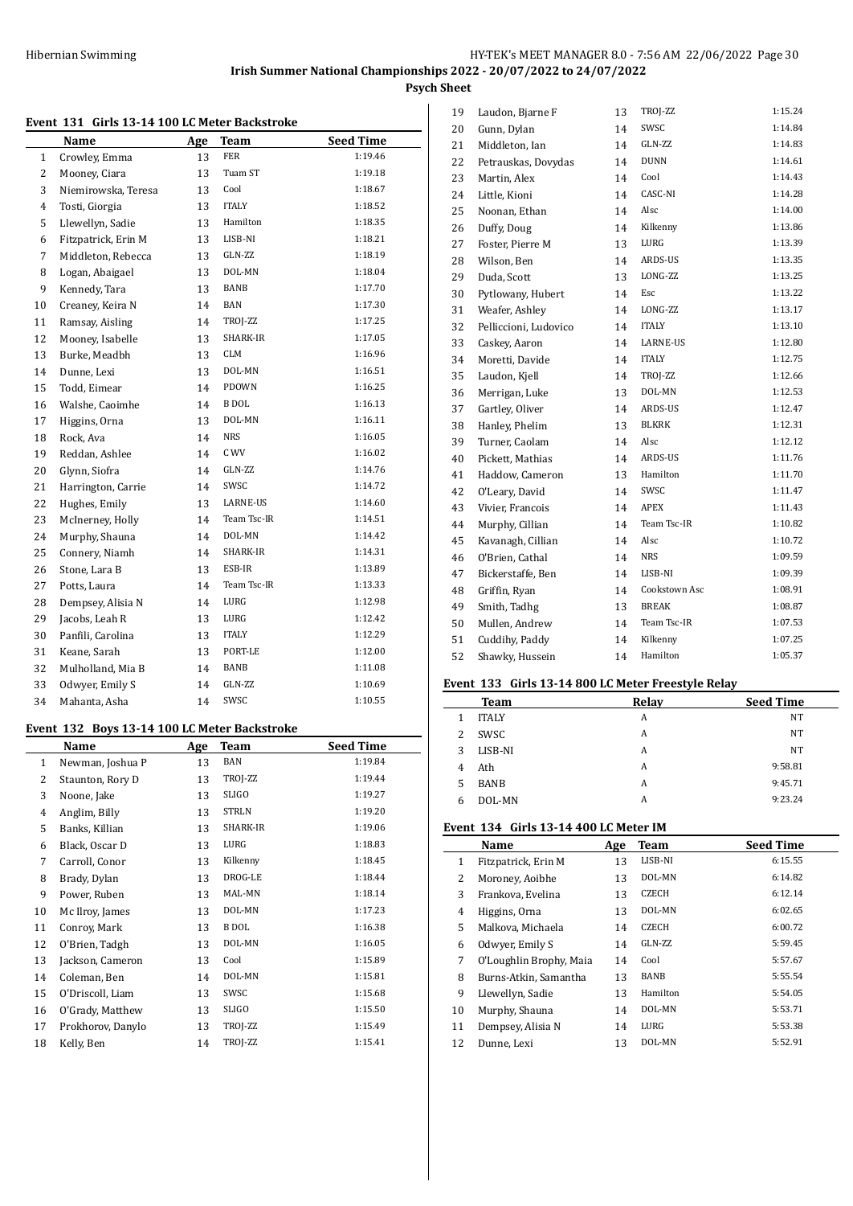## Irish Summer National Championships 2022 - 20/07/2022 to 24/07/2022

### Psych Sheet

#### Event 131 Girls 13-14 100 LC Meter Backstroke

| | Name | Age | Team | Seed Time |
|---|---|---|---|---|
| 1 | Crowley, Emma | 13 | FER | 1:19.46 |
| 2 | Mooney, Ciara | 13 | Tuam ST | 1:19.18 |
| 3 | Niemirowska, Teresa | 13 | Cool | 1:18.67 |
| 4 | Tosti, Giorgia | 13 | ITALY | 1:18.52 |
| 5 | Llewellyn, Sadie | 13 | Hamilton | 1:18.35 |
| 6 | Fitzpatrick, Erin M | 13 | LISB-NI | 1:18.21 |
| 7 | Middleton, Rebecca | 13 | GLN-ZZ | 1:18.19 |
| 8 | Logan, Abaigael | 13 | DOL-MN | 1:18.04 |
| 9 | Kennedy, Tara | 13 | BANB | 1:17.70 |
| 10 | Creaney, Keira N | 14 | BAN | 1:17.30 |
| 11 | Ramsay, Aisling | 14 | TROJ-ZZ | 1:17.25 |
| 12 | Mooney, Isabelle | 13 | SHARK-IR | 1:17.05 |
| 13 | Burke, Meadbh | 13 | CLM | 1:16.96 |
| 14 | Dunne, Lexi | 13 | DOL-MN | 1:16.51 |
| 15 | Todd, Eimear | 14 | PDOWN | 1:16.25 |
| 16 | Walshe, Caoimhe | 14 | B DOL | 1:16.13 |
| 17 | Higgins, Orna | 13 | DOL-MN | 1:16.11 |
| 18 | Rock, Ava | 14 | NRS | 1:16.05 |
| 19 | Reddan, Ashlee | 14 | C WV | 1:16.02 |
| 20 | Glynn, Siofra | 14 | GLN-ZZ | 1:14.76 |
| 21 | Harrington, Carrie | 14 | SWSC | 1:14.72 |
| 22 | Hughes, Emily | 13 | LARNE-US | 1:14.60 |
| 23 | McInerney, Holly | 14 | Team Tsc-IR | 1:14.51 |
| 24 | Murphy, Shauna | 14 | DOL-MN | 1:14.42 |
| 25 | Connery, Niamh | 14 | SHARK-IR | 1:14.31 |
| 26 | Stone, Lara B | 13 | ESB-IR | 1:13.89 |
| 27 | Potts, Laura | 14 | Team Tsc-IR | 1:13.33 |
| 28 | Dempsey, Alisia N | 14 | LURG | 1:12.98 |
| 29 | Jacobs, Leah R | 13 | LURG | 1:12.42 |
| 30 | Panfili, Carolina | 13 | ITALY | 1:12.29 |
| 31 | Keane, Sarah | 13 | PORT-LE | 1:12.00 |
| 32 | Mulholland, Mia B | 14 | BANB | 1:11.08 |
| 33 | Odwyer, Emily S | 14 | GLN-ZZ | 1:10.69 |
| 34 | Mahanta, Asha | 14 | SWSC | 1:10.55 |

#### Event 132 Boys 13-14 100 LC Meter Backstroke

| | Name | Age | Team | Seed Time |
|---|---|---|---|---|
| 1 | Newman, Joshua P | 13 | BAN | 1:19.84 |
| 2 | Staunton, Rory D | 13 | TROJ-ZZ | 1:19.44 |
| 3 | Noone, Jake | 13 | SLIGO | 1:19.27 |
| 4 | Anglim, Billy | 13 | STRLN | 1:19.20 |
| 5 | Banks, Killian | 13 | SHARK-IR | 1:19.06 |
| 6 | Black, Oscar D | 13 | LURG | 1:18.83 |
| 7 | Carroll, Conor | 13 | Kilkenny | 1:18.45 |
| 8 | Brady, Dylan | 13 | DROG-LE | 1:18.44 |
| 9 | Power, Ruben | 13 | MAL-MN | 1:18.14 |
| 10 | Mc Ilroy, James | 13 | DOL-MN | 1:17.23 |
| 11 | Conroy, Mark | 13 | B DOL | 1:16.38 |
| 12 | O'Brien, Tadgh | 13 | DOL-MN | 1:16.05 |
| 13 | Jackson, Cameron | 13 | Cool | 1:15.89 |
| 14 | Coleman, Ben | 14 | DOL-MN | 1:15.81 |
| 15 | O'Driscoll, Liam | 13 | SWSC | 1:15.68 |
| 16 | O'Grady, Matthew | 13 | SLIGO | 1:15.50 |
| 17 | Prokhorov, Danylo | 13 | TROJ-ZZ | 1:15.49 |
| 18 | Kelly, Ben | 14 | TROJ-ZZ | 1:15.41 |
| 19 | Laudon, Bjarne F | 13 | TROJ-ZZ | 1:15.24 |
| 20 | Gunn, Dylan | 14 | SWSC | 1:14.84 |
| 21 | Middleton, Ian | 14 | GLN-ZZ | 1:14.83 |
| 22 | Petrauskas, Dovydas | 14 | DUNN | 1:14.61 |
| 23 | Martin, Alex | 14 | Cool | 1:14.43 |
| 24 | Little, Kioni | 14 | CASC-NI | 1:14.28 |
| 25 | Noonan, Ethan | 14 | Alsc | 1:14.00 |
| 26 | Duffy, Doug | 14 | Kilkenny | 1:13.86 |
| 27 | Foster, Pierre M | 13 | LURG | 1:13.39 |
| 28 | Wilson, Ben | 14 | ARDS-US | 1:13.35 |
| 29 | Duda, Scott | 13 | LONG-ZZ | 1:13.25 |
| 30 | Pytlowany, Hubert | 14 | Esc | 1:13.22 |
| 31 | Weafer, Ashley | 14 | LONG-ZZ | 1:13.17 |
| 32 | Pelliccioni, Ludovico | 14 | ITALY | 1:13.10 |
| 33 | Caskey, Aaron | 14 | LARNE-US | 1:12.80 |
| 34 | Moretti, Davide | 14 | ITALY | 1:12.75 |
| 35 | Laudon, Kjell | 14 | TROJ-ZZ | 1:12.66 |
| 36 | Merrigan, Luke | 13 | DOL-MN | 1:12.53 |
| 37 | Gartley, Oliver | 14 | ARDS-US | 1:12.47 |
| 38 | Hanley, Phelim | 13 | BLKRK | 1:12.31 |
| 39 | Turner, Caolam | 14 | Alsc | 1:12.12 |
| 40 | Pickett, Mathias | 14 | ARDS-US | 1:11.76 |
| 41 | Haddow, Cameron | 13 | Hamilton | 1:11.70 |
| 42 | O'Leary, David | 14 | SWSC | 1:11.47 |
| 43 | Vivier, Francois | 14 | APEX | 1:11.43 |
| 44 | Murphy, Cillian | 14 | Team Tsc-IR | 1:10.82 |
| 45 | Kavanagh, Cillian | 14 | Alsc | 1:10.72 |
| 46 | O'Brien, Cathal | 14 | NRS | 1:09.59 |
| 47 | Bickerstaffe, Ben | 14 | LISB-NI | 1:09.39 |
| 48 | Griffin, Ryan | 14 | Cookstown Asc | 1:08.91 |
| 49 | Smith, Tadhg | 13 | BREAK | 1:08.87 |
| 50 | Mullen, Andrew | 14 | Team Tsc-IR | 1:07.53 |
| 51 | Cuddihy, Paddy | 14 | Kilkenny | 1:07.25 |
| 52 | Shawky, Hussein | 14 | Hamilton | 1:05.37 |

#### Event 133 Girls 13-14 800 LC Meter Freestyle Relay

| | Team | Relay | Seed Time |
|---|---|---|---|
| 1 | ITALY | A | NT |
| 2 | SWSC | A | NT |
| 3 | LISB-NI | A | NT |
| 4 | Ath | A | 9:58.81 |
| 5 | BANB | A | 9:45.71 |
| 6 | DOL-MN | A | 9:23.24 |

#### Event 134 Girls 13-14 400 LC Meter IM

| | Name | Age | Team | Seed Time |
|---|---|---|---|---|
| 1 | Fitzpatrick, Erin M | 13 | LISB-NI | 6:15.55 |
| 2 | Moroney, Aoibhe | 13 | DOL-MN | 6:14.82 |
| 3 | Frankova, Evelina | 13 | CZECH | 6:12.14 |
| 4 | Higgins, Orna | 13 | DOL-MN | 6:02.65 |
| 5 | Malkova, Michaela | 14 | CZECH | 6:00.72 |
| 6 | Odwyer, Emily S | 14 | GLN-ZZ | 5:59.45 |
| 7 | O'Loughlin Brophy, Maia | 14 | Cool | 5:57.67 |
| 8 | Burns-Atkin, Samantha | 13 | BANB | 5:55.54 |
| 9 | Llewellyn, Sadie | 13 | Hamilton | 5:54.05 |
| 10 | Murphy, Shauna | 14 | DOL-MN | 5:53.71 |
| 11 | Dempsey, Alisia N | 14 | LURG | 5:53.38 |
| 12 | Dunne, Lexi | 13 | DOL-MN | 5:52.91 |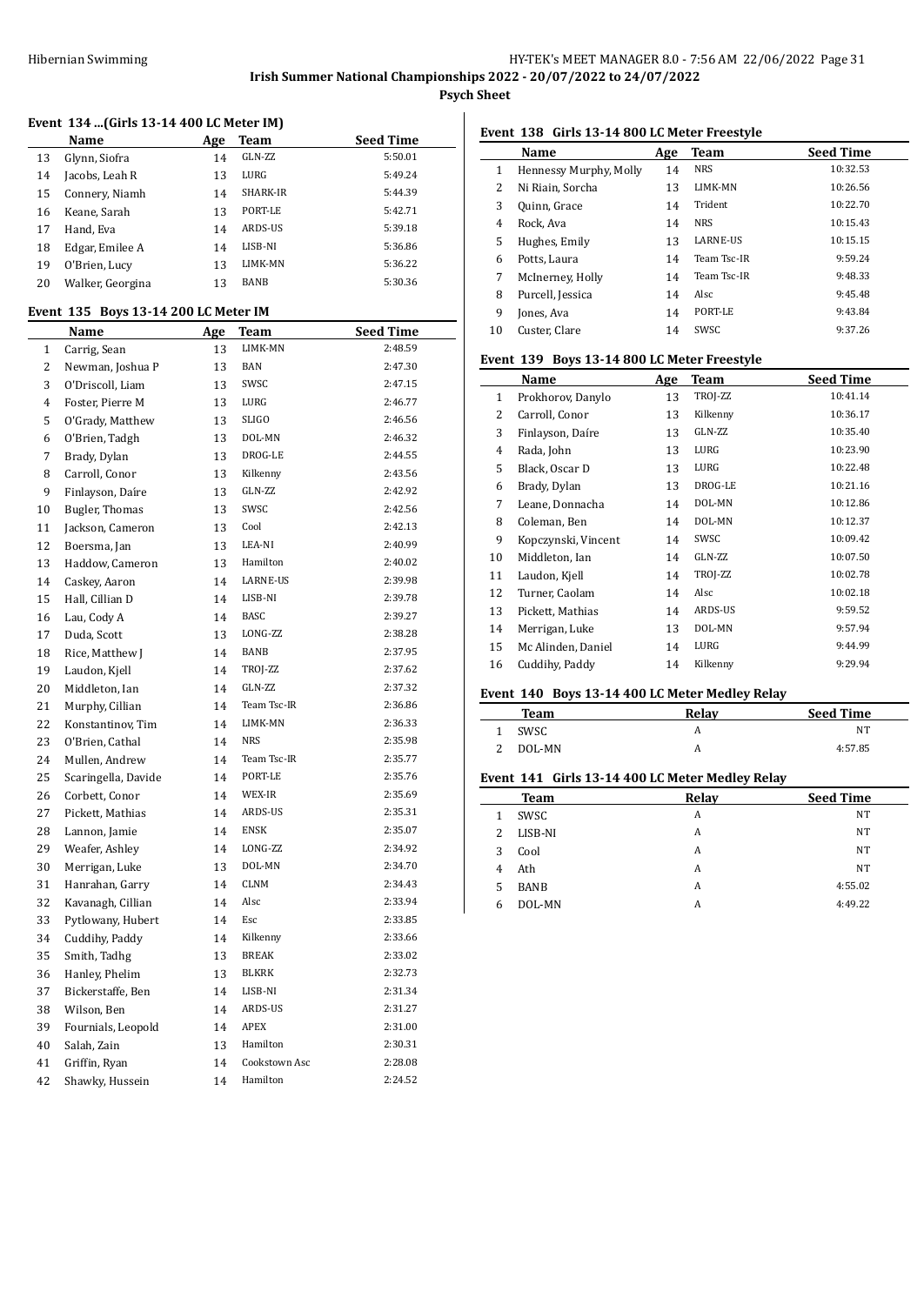**Irish Summer National Championships 2022 - 20/07/2022 to 24/07/2022**

**Psych Sheet**

### Event 134 ...(Girls 13-14 400 LC Meter IM)

| | Name | Age | Team | Seed Time |
|---|---|---|---|---|
| 13 | Glynn, Siofra | 14 | GLN-ZZ | 5:50.01 |
| 14 | Jacobs, Leah R | 13 | LURG | 5:49.24 |
| 15 | Connery, Niamh | 14 | SHARK-IR | 5:44.39 |
| 16 | Keane, Sarah | 13 | PORT-LE | 5:42.71 |
| 17 | Hand, Eva | 14 | ARDS-US | 5:39.18 |
| 18 | Edgar, Emilee A | 14 | LISB-NI | 5:36.86 |
| 19 | O'Brien, Lucy | 13 | LIMK-MN | 5:36.22 |
| 20 | Walker, Georgina | 13 | BANB | 5:30.36 |

### Event 135 Boys 13-14 200 LC Meter IM

| | Name | Age | Team | Seed Time |
|---|---|---|---|---|
| 1 | Carrig, Sean | 13 | LIMK-MN | 2:48.59 |
| 2 | Newman, Joshua P | 13 | BAN | 2:47.30 |
| 3 | O'Driscoll, Liam | 13 | SWSC | 2:47.15 |
| 4 | Foster, Pierre M | 13 | LURG | 2:46.77 |
| 5 | O'Grady, Matthew | 13 | SLIGO | 2:46.56 |
| 6 | O'Brien, Tadgh | 13 | DOL-MN | 2:46.32 |
| 7 | Brady, Dylan | 13 | DROG-LE | 2:44.55 |
| 8 | Carroll, Conor | 13 | Kilkenny | 2:43.56 |
| 9 | Finlayson, Daíre | 13 | GLN-ZZ | 2:42.92 |
| 10 | Bugler, Thomas | 13 | SWSC | 2:42.56 |
| 11 | Jackson, Cameron | 13 | Cool | 2:42.13 |
| 12 | Boersma, Jan | 13 | LEA-NI | 2:40.99 |
| 13 | Haddow, Cameron | 13 | Hamilton | 2:40.02 |
| 14 | Caskey, Aaron | 14 | LARNE-US | 2:39.98 |
| 15 | Hall, Cillian D | 14 | LISB-NI | 2:39.78 |
| 16 | Lau, Cody A | 14 | BASC | 2:39.27 |
| 17 | Duda, Scott | 13 | LONG-ZZ | 2:38.28 |
| 18 | Rice, Matthew J | 14 | BANB | 2:37.95 |
| 19 | Laudon, Kjell | 14 | TROJ-ZZ | 2:37.62 |
| 20 | Middleton, Ian | 14 | GLN-ZZ | 2:37.32 |
| 21 | Murphy, Cillian | 14 | Team Tsc-IR | 2:36.86 |
| 22 | Konstantinov, Tim | 14 | LIMK-MN | 2:36.33 |
| 23 | O'Brien, Cathal | 14 | NRS | 2:35.98 |
| 24 | Mullen, Andrew | 14 | Team Tsc-IR | 2:35.77 |
| 25 | Scaringella, Davide | 14 | PORT-LE | 2:35.76 |
| 26 | Corbett, Conor | 14 | WEX-IR | 2:35.69 |
| 27 | Pickett, Mathias | 14 | ARDS-US | 2:35.31 |
| 28 | Lannon, Jamie | 14 | ENSK | 2:35.07 |
| 29 | Weafer, Ashley | 14 | LONG-ZZ | 2:34.92 |
| 30 | Merrigan, Luke | 13 | DOL-MN | 2:34.70 |
| 31 | Hanrahan, Garry | 14 | CLNM | 2:34.43 |
| 32 | Kavanagh, Cillian | 14 | Alsc | 2:33.94 |
| 33 | Pytlowany, Hubert | 14 | Esc | 2:33.85 |
| 34 | Cuddihy, Paddy | 14 | Kilkenny | 2:33.66 |
| 35 | Smith, Tadhg | 13 | BREAK | 2:33.02 |
| 36 | Hanley, Phelim | 13 | BLKRK | 2:32.73 |
| 37 | Bickerstaffe, Ben | 14 | LISB-NI | 2:31.34 |
| 38 | Wilson, Ben | 14 | ARDS-US | 2:31.27 |
| 39 | Fournials, Leopold | 14 | APEX | 2:31.00 |
| 40 | Salah, Zain | 13 | Hamilton | 2:30.31 |
| 41 | Griffin, Ryan | 14 | Cookstown Asc | 2:28.08 |
| 42 | Shawky, Hussein | 14 | Hamilton | 2:24.52 |

### Event 138 Girls 13-14 800 LC Meter Freestyle

| | Name | Age | Team | Seed Time |
|---|---|---|---|---|
| 1 | Hennessy Murphy, Molly | 14 | NRS | 10:32.53 |
| 2 | Ni Riain, Sorcha | 13 | LIMK-MN | 10:26.56 |
| 3 | Quinn, Grace | 14 | Trident | 10:22.70 |
| 4 | Rock, Ava | 14 | NRS | 10:15.43 |
| 5 | Hughes, Emily | 13 | LARNE-US | 10:15.15 |
| 6 | Potts, Laura | 14 | Team Tsc-IR | 9:59.24 |
| 7 | McInerney, Holly | 14 | Team Tsc-IR | 9:48.33 |
| 8 | Purcell, Jessica | 14 | Alsc | 9:45.48 |
| 9 | Jones, Ava | 14 | PORT-LE | 9:43.84 |
| 10 | Custer, Clare | 14 | SWSC | 9:37.26 |

### Event 139 Boys 13-14 800 LC Meter Freestyle

| | Name | Age | Team | Seed Time |
|---|---|---|---|---|
| 1 | Prokhorov, Danylo | 13 | TROJ-ZZ | 10:41.14 |
| 2 | Carroll, Conor | 13 | Kilkenny | 10:36.17 |
| 3 | Finlayson, Daíre | 13 | GLN-ZZ | 10:35.40 |
| 4 | Rada, John | 13 | LURG | 10:23.90 |
| 5 | Black, Oscar D | 13 | LURG | 10:22.48 |
| 6 | Brady, Dylan | 13 | DROG-LE | 10:21.16 |
| 7 | Leane, Donnacha | 14 | DOL-MN | 10:12.86 |
| 8 | Coleman, Ben | 14 | DOL-MN | 10:12.37 |
| 9 | Kopczynski, Vincent | 14 | SWSC | 10:09.42 |
| 10 | Middleton, Ian | 14 | GLN-ZZ | 10:07.50 |
| 11 | Laudon, Kjell | 14 | TROJ-ZZ | 10:02.78 |
| 12 | Turner, Caolam | 14 | Alsc | 10:02.18 |
| 13 | Pickett, Mathias | 14 | ARDS-US | 9:59.52 |
| 14 | Merrigan, Luke | 13 | DOL-MN | 9:57.94 |
| 15 | Mc Alinden, Daniel | 14 | LURG | 9:44.99 |
| 16 | Cuddihy, Paddy | 14 | Kilkenny | 9:29.94 |

### Event 140 Boys 13-14 400 LC Meter Medley Relay

| | Team | Relay | Seed Time |
|---|---|---|---|
| 1 | SWSC | A | NT |
| 2 | DOL-MN | A | 4:57.85 |

### Event 141 Girls 13-14 400 LC Meter Medley Relay

| | Team | Relay | Seed Time |
|---|---|---|---|
| 1 | SWSC | A | NT |
| 2 | LISB-NI | A | NT |
| 3 | Cool | A | NT |
| 4 | Ath | A | NT |
| 5 | BANB | A | 4:55.02 |
| 6 | DOL-MN | A | 4:49.22 |